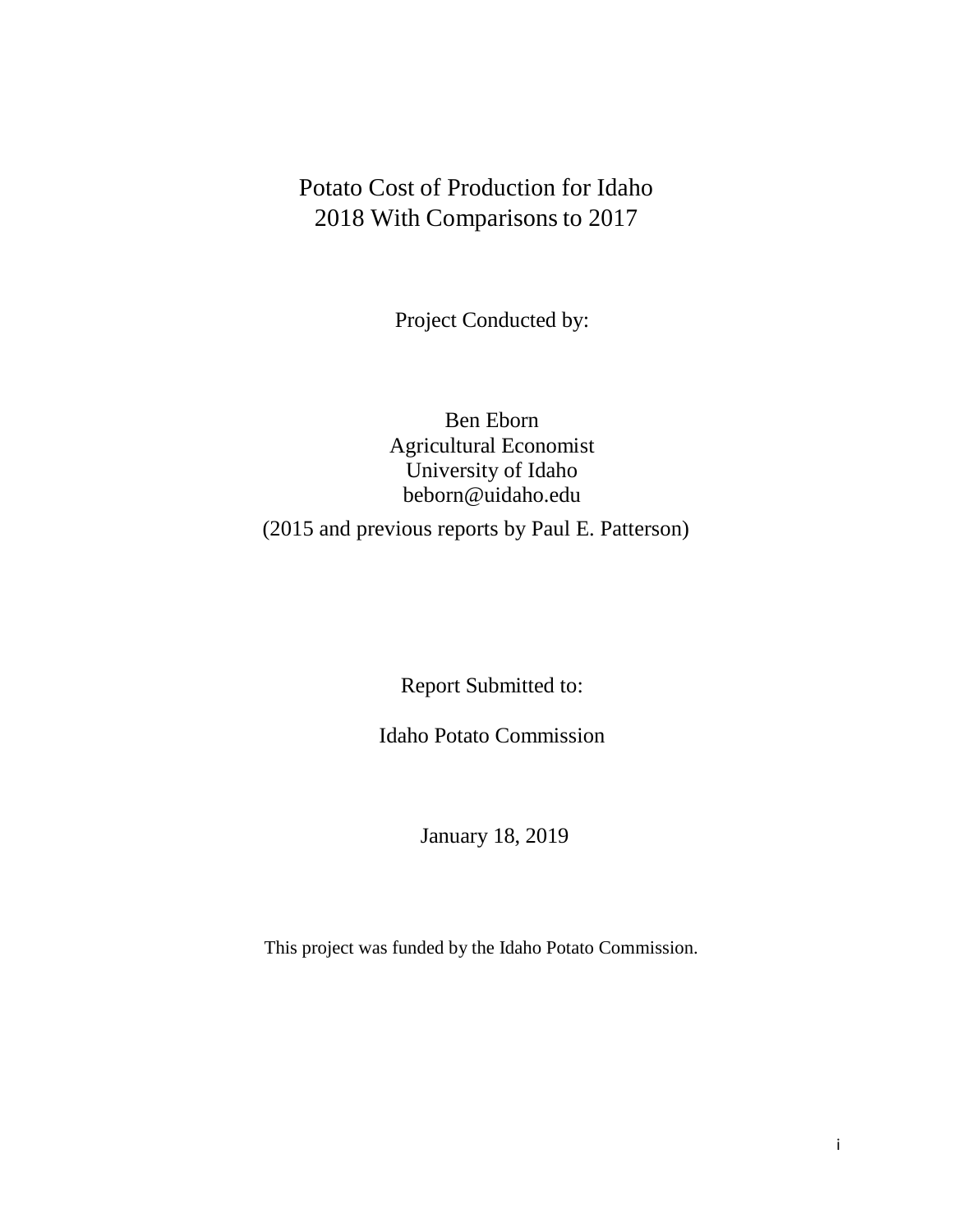# Potato Cost of Production for Idaho
# 2018 With Comparisons to 2017

Project Conducted by:

Ben Eborn
Agricultural Economist
University of Idaho
beborn@uidaho.edu

(2015 and previous reports by Paul E. Patterson)

Report Submitted to:

Idaho Potato Commission

January 18, 2019

This project was funded by the Idaho Potato Commission.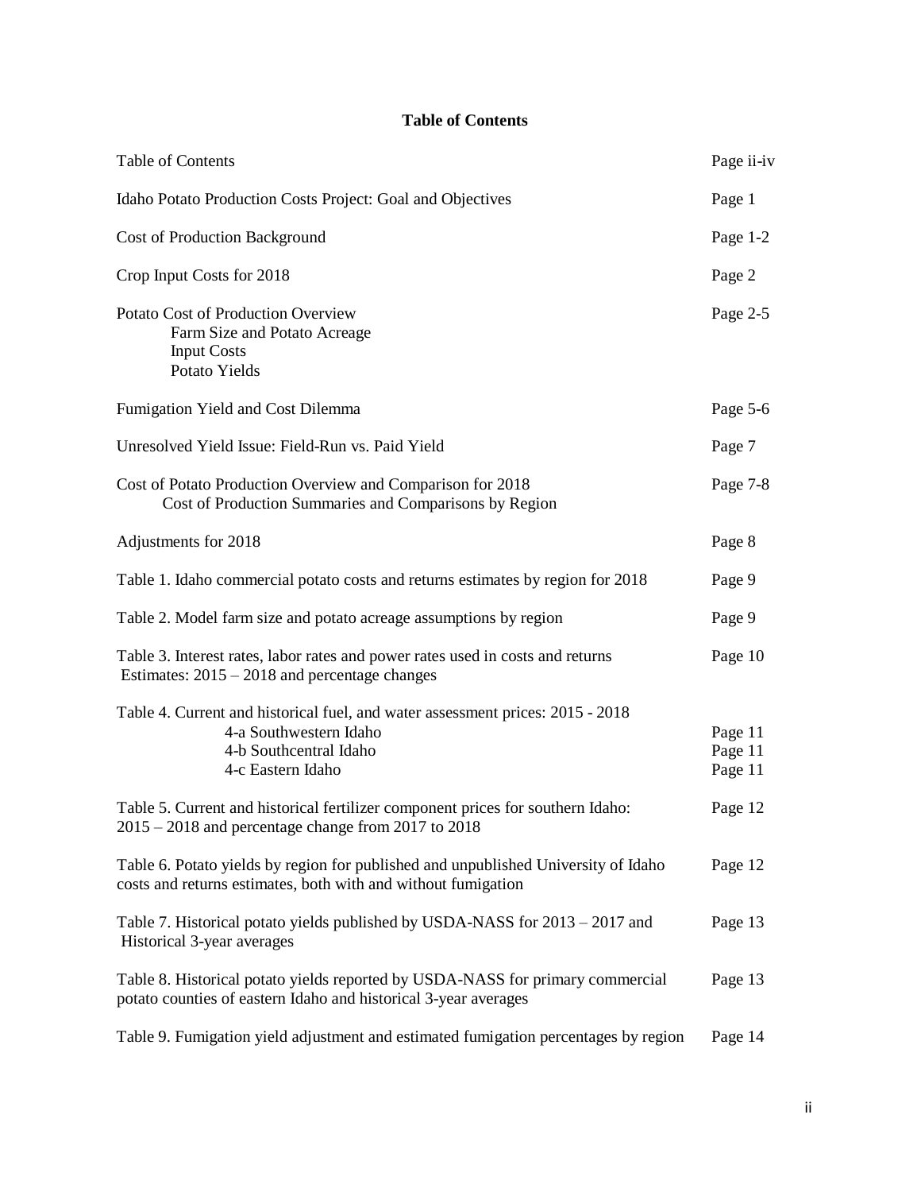# Table of Contents

| | |
|---|---|
| Table of Contents | Page ii-iv |
| Idaho Potato Production Costs Project: Goal and Objectives | Page 1 |
| Cost of Production Background | Page 1-2 |
| Crop Input Costs for 2018 | Page 2 |
| Potato Cost of Production Overview<br>Farm Size and Potato Acreage<br>Input Costs<br>Potato Yields | Page 2-5 |
| Fumigation Yield and Cost Dilemma | Page 5-6 |
| Unresolved Yield Issue: Field-Run vs. Paid Yield | Page 7 |
| Cost of Potato Production Overview and Comparison for 2018<br>Cost of Production Summaries and Comparisons by Region | Page 7-8 |
| Adjustments for 2018 | Page 8 |
| Table 1. Idaho commercial potato costs and returns estimates by region for 2018 | Page 9 |
| Table 2. Model farm size and potato acreage assumptions by region | Page 9 |
| Table 3. Interest rates, labor rates and power rates used in costs and returns Estimates: 2015 – 2018 and percentage changes | Page 10 |
| Table 4. Current and historical fuel, and water assessment prices: 2015 - 2018 | |
| 4-a Southwestern Idaho | Page 11 |
| 4-b Southcentral Idaho | Page 11 |
| 4-c Eastern Idaho | Page 11 |
| Table 5. Current and historical fertilizer component prices for southern Idaho: 2015 – 2018 and percentage change from 2017 to 2018 | Page 12 |
| Table 6. Potato yields by region for published and unpublished University of Idaho costs and returns estimates, both with and without fumigation | Page 12 |
| Table 7. Historical potato yields published by USDA-NASS for 2013 – 2017 and Historical 3-year averages | Page 13 |
| Table 8. Historical potato yields reported by USDA-NASS for primary commercial potato counties of eastern Idaho and historical 3-year averages | Page 13 |
| Table 9. Fumigation yield adjustment and estimated fumigation percentages by region | Page 14 |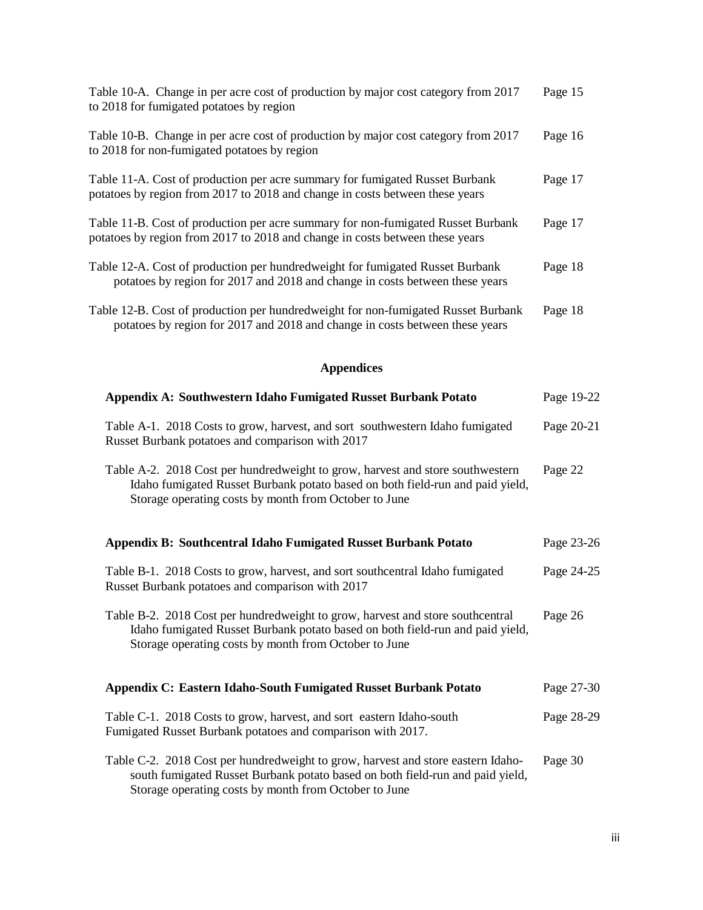Table 10-A. Change in per acre cost of production by major cost category from 2017 to 2018 for fumigated potatoes by region — Page 15

Table 10-B. Change in per acre cost of production by major cost category from 2017 to 2018 for non-fumigated potatoes by region — Page 16

Table 11-A. Cost of production per acre summary for fumigated Russet Burbank potatoes by region from 2017 to 2018 and change in costs between these years — Page 17

Table 11-B. Cost of production per acre summary for non-fumigated Russet Burbank potatoes by region from 2017 to 2018 and change in costs between these years — Page 17

Table 12-A. Cost of production per hundredweight for fumigated Russet Burbank potatoes by region for 2017 and 2018 and change in costs between these years — Page 18

Table 12-B. Cost of production per hundredweight for non-fumigated Russet Burbank potatoes by region for 2017 and 2018 and change in costs between these years — Page 18

## Appendices

**Appendix A: Southwestern Idaho Fumigated Russet Burbank Potato** — Page 19-22

Table A-1. 2018 Costs to grow, harvest, and sort southwestern Idaho fumigated Russet Burbank potatoes and comparison with 2017 — Page 20-21

Table A-2. 2018 Cost per hundredweight to grow, harvest and store southwestern Idaho fumigated Russet Burbank potato based on both field-run and paid yield, Storage operating costs by month from October to June — Page 22

**Appendix B: Southcentral Idaho Fumigated Russet Burbank Potato** — Page 23-26

Table B-1. 2018 Costs to grow, harvest, and sort southcentral Idaho fumigated Russet Burbank potatoes and comparison with 2017 — Page 24-25

Table B-2. 2018 Cost per hundredweight to grow, harvest and store southcentral Idaho fumigated Russet Burbank potato based on both field-run and paid yield, Storage operating costs by month from October to June — Page 26

**Appendix C: Eastern Idaho-South Fumigated Russet Burbank Potato** — Page 27-30

Table C-1. 2018 Costs to grow, harvest, and sort eastern Idaho-south Fumigated Russet Burbank potatoes and comparison with 2017. — Page 28-29

Table C-2. 2018 Cost per hundredweight to grow, harvest and store eastern Idaho-south fumigated Russet Burbank potato based on both field-run and paid yield, Storage operating costs by month from October to June — Page 30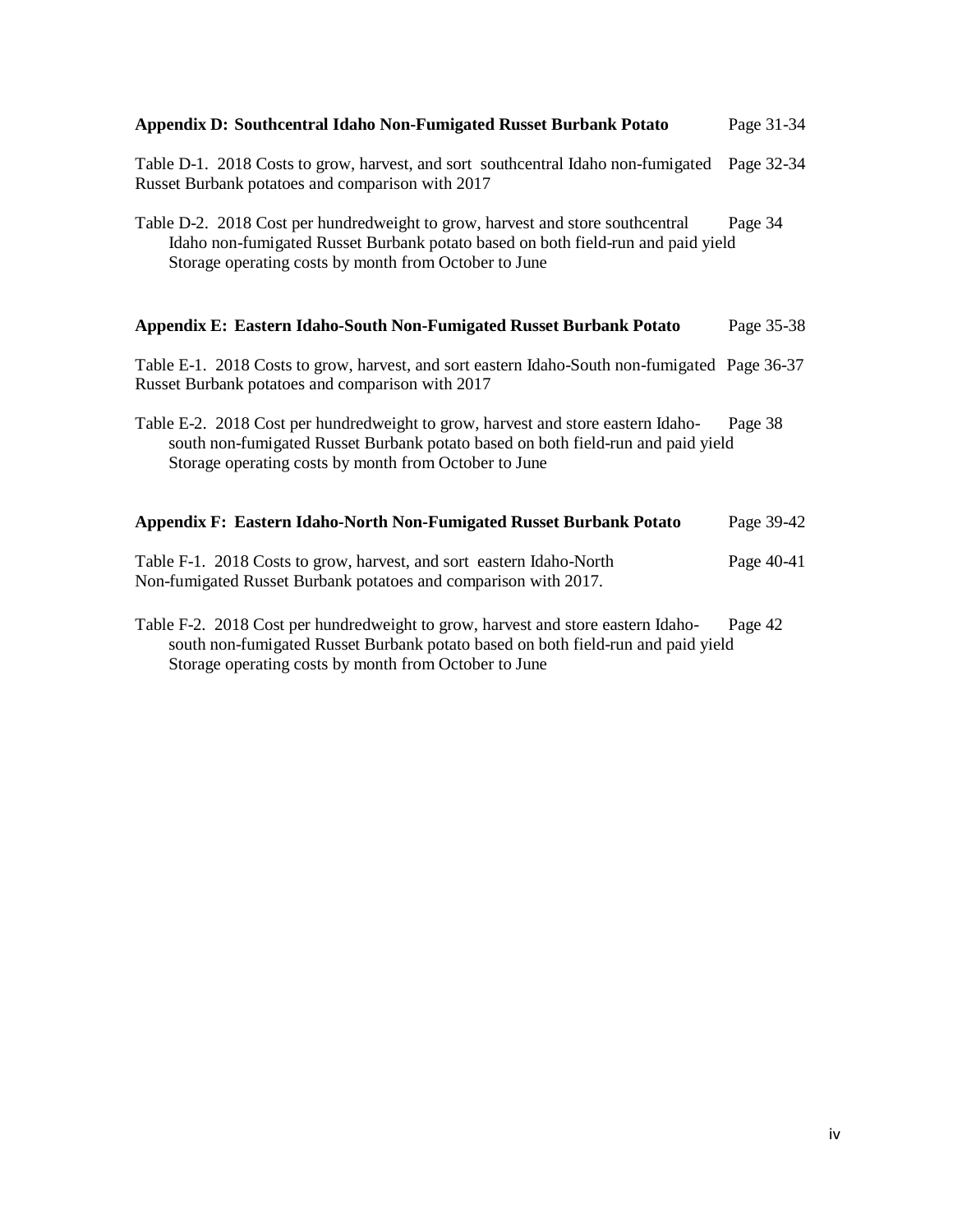**Appendix D: Southcentral Idaho Non-Fumigated Russet Burbank Potato** Page 31-34

Table D-1. 2018 Costs to grow, harvest, and sort southcentral Idaho non-fumigated Russet Burbank potatoes and comparison with 2017 Page 32-34

Table D-2. 2018 Cost per hundredweight to grow, harvest and store southcentral Idaho non-fumigated Russet Burbank potato based on both field-run and paid yield Storage operating costs by month from October to June Page 34

**Appendix E: Eastern Idaho-South Non-Fumigated Russet Burbank Potato** Page 35-38

Table E-1. 2018 Costs to grow, harvest, and sort eastern Idaho-South non-fumigated Russet Burbank potatoes and comparison with 2017 Page 36-37

Table E-2. 2018 Cost per hundredweight to grow, harvest and store eastern Idaho-south non-fumigated Russet Burbank potato based on both field-run and paid yield Storage operating costs by month from October to June Page 38

**Appendix F: Eastern Idaho-North Non-Fumigated Russet Burbank Potato** Page 39-42

Table F-1. 2018 Costs to grow, harvest, and sort eastern Idaho-North Non-fumigated Russet Burbank potatoes and comparison with 2017. Page 40-41

Table F-2. 2018 Cost per hundredweight to grow, harvest and store eastern Idaho-south non-fumigated Russet Burbank potato based on both field-run and paid yield Storage operating costs by month from October to June Page 42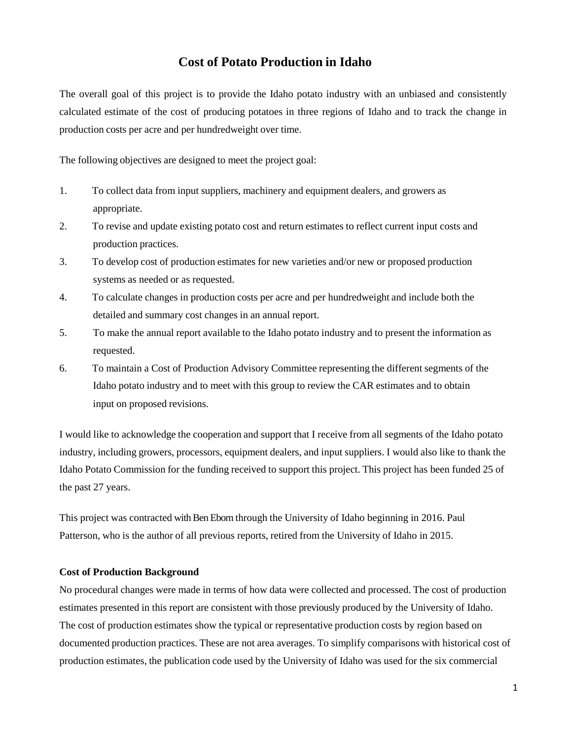# Cost of Potato Production in Idaho

The overall goal of this project is to provide the Idaho potato industry with an unbiased and consistently calculated estimate of the cost of producing potatoes in three regions of Idaho and to track the change in production costs per acre and per hundredweight over time.

The following objectives are designed to meet the project goal:

1. To collect data from input suppliers, machinery and equipment dealers, and growers as appropriate.
2. To revise and update existing potato cost and return estimates to reflect current input costs and production practices.
3. To develop cost of production estimates for new varieties and/or new or proposed production systems as needed or as requested.
4. To calculate changes in production costs per acre and per hundredweight and include both the detailed and summary cost changes in an annual report.
5. To make the annual report available to the Idaho potato industry and to present the information as requested.
6. To maintain a Cost of Production Advisory Committee representing the different segments of the Idaho potato industry and to meet with this group to review the CAR estimates and to obtain input on proposed revisions.

I would like to acknowledge the cooperation and support that I receive from all segments of the Idaho potato industry, including growers, processors, equipment dealers, and input suppliers. I would also like to thank the Idaho Potato Commission for the funding received to support this project. This project has been funded 25 of the past 27 years.

This project was contracted with Ben Eborn through the University of Idaho beginning in 2016. Paul Patterson, who is the author of all previous reports, retired from the University of Idaho in 2015.

**Cost of Production Background**

No procedural changes were made in terms of how data were collected and processed. The cost of production estimates presented in this report are consistent with those previously produced by the University of Idaho. The cost of production estimates show the typical or representative production costs by region based on documented production practices. These are not area averages. To simplify comparisons with historical cost of production estimates, the publication code used by the University of Idaho was used for the six commercial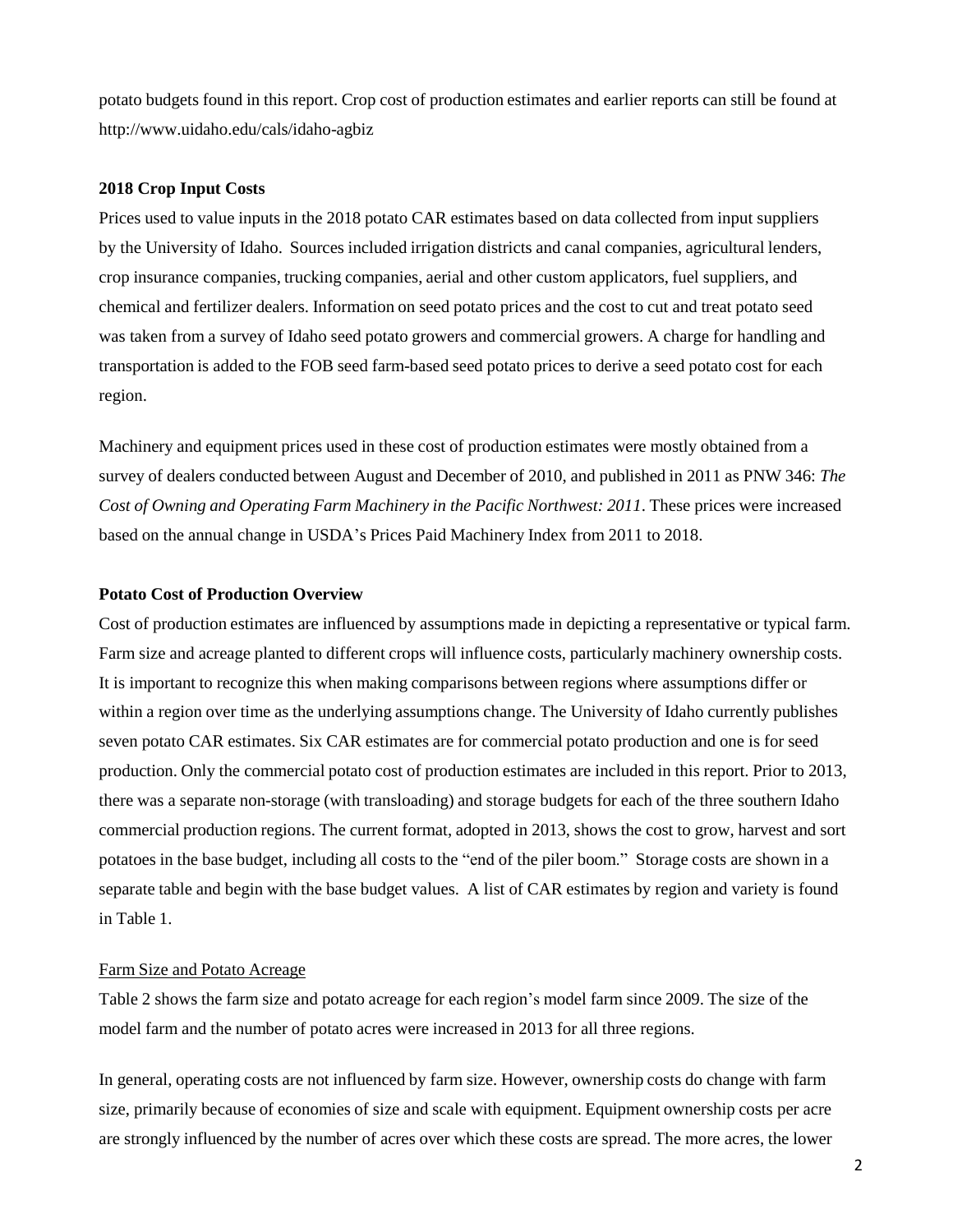potato budgets found in this report. Crop cost of production estimates and earlier reports can still be found at http://www.uidaho.edu/cals/idaho-agbiz

### 2018 Crop Input Costs

Prices used to value inputs in the 2018 potato CAR estimates based on data collected from input suppliers by the University of Idaho. Sources included irrigation districts and canal companies, agricultural lenders, crop insurance companies, trucking companies, aerial and other custom applicators, fuel suppliers, and chemical and fertilizer dealers. Information on seed potato prices and the cost to cut and treat potato seed was taken from a survey of Idaho seed potato growers and commercial growers. A charge for handling and transportation is added to the FOB seed farm-based seed potato prices to derive a seed potato cost for each region.

Machinery and equipment prices used in these cost of production estimates were mostly obtained from a survey of dealers conducted between August and December of 2010, and published in 2011 as PNW 346: *The Cost of Owning and Operating Farm Machinery in the Pacific Northwest: 2011*. These prices were increased based on the annual change in USDA's Prices Paid Machinery Index from 2011 to 2018.

### Potato Cost of Production Overview

Cost of production estimates are influenced by assumptions made in depicting a representative or typical farm. Farm size and acreage planted to different crops will influence costs, particularly machinery ownership costs. It is important to recognize this when making comparisons between regions where assumptions differ or within a region over time as the underlying assumptions change. The University of Idaho currently publishes seven potato CAR estimates. Six CAR estimates are for commercial potato production and one is for seed production. Only the commercial potato cost of production estimates are included in this report. Prior to 2013, there was a separate non-storage (with transloading) and storage budgets for each of the three southern Idaho commercial production regions. The current format, adopted in 2013, shows the cost to grow, harvest and sort potatoes in the base budget, including all costs to the "end of the piler boom." Storage costs are shown in a separate table and begin with the base budget values. A list of CAR estimates by region and variety is found in Table 1.

#### Farm Size and Potato Acreage

Table 2 shows the farm size and potato acreage for each region's model farm since 2009. The size of the model farm and the number of potato acres were increased in 2013 for all three regions.

In general, operating costs are not influenced by farm size. However, ownership costs do change with farm size, primarily because of economies of size and scale with equipment. Equipment ownership costs per acre are strongly influenced by the number of acres over which these costs are spread. The more acres, the lower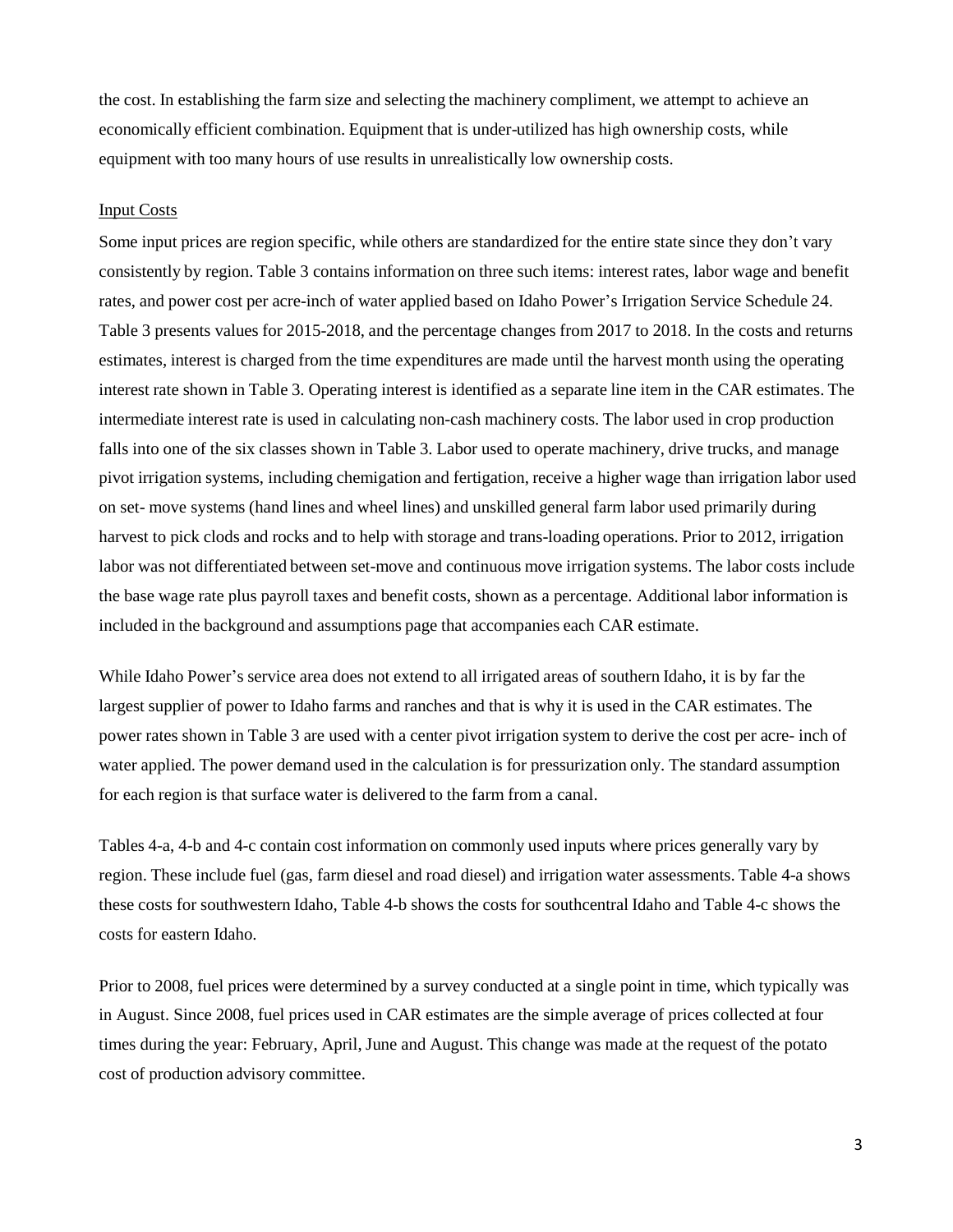the cost. In establishing the farm size and selecting the machinery compliment, we attempt to achieve an economically efficient combination. Equipment that is under-utilized has high ownership costs, while equipment with too many hours of use results in unrealistically low ownership costs.

<u>Input Costs</u>

Some input prices are region specific, while others are standardized for the entire state since they don't vary consistently by region. Table 3 contains information on three such items: interest rates, labor wage and benefit rates, and power cost per acre-inch of water applied based on Idaho Power's Irrigation Service Schedule 24. Table 3 presents values for 2015-2018, and the percentage changes from 2017 to 2018. In the costs and returns estimates, interest is charged from the time expenditures are made until the harvest month using the operating interest rate shown in Table 3. Operating interest is identified as a separate line item in the CAR estimates. The intermediate interest rate is used in calculating non-cash machinery costs. The labor used in crop production falls into one of the six classes shown in Table 3. Labor used to operate machinery, drive trucks, and manage pivot irrigation systems, including chemigation and fertigation, receive a higher wage than irrigation labor used on set- move systems (hand lines and wheel lines) and unskilled general farm labor used primarily during harvest to pick clods and rocks and to help with storage and trans-loading operations. Prior to 2012, irrigation labor was not differentiated between set-move and continuous move irrigation systems. The labor costs include the base wage rate plus payroll taxes and benefit costs, shown as a percentage. Additional labor information is included in the background and assumptions page that accompanies each CAR estimate.

While Idaho Power's service area does not extend to all irrigated areas of southern Idaho, it is by far the largest supplier of power to Idaho farms and ranches and that is why it is used in the CAR estimates. The power rates shown in Table 3 are used with a center pivot irrigation system to derive the cost per acre- inch of water applied. The power demand used in the calculation is for pressurization only. The standard assumption for each region is that surface water is delivered to the farm from a canal.

Tables 4-a, 4-b and 4-c contain cost information on commonly used inputs where prices generally vary by region. These include fuel (gas, farm diesel and road diesel) and irrigation water assessments. Table 4-a shows these costs for southwestern Idaho, Table 4-b shows the costs for southcentral Idaho and Table 4-c shows the costs for eastern Idaho.

Prior to 2008, fuel prices were determined by a survey conducted at a single point in time, which typically was in August. Since 2008, fuel prices used in CAR estimates are the simple average of prices collected at four times during the year: February, April, June and August. This change was made at the request of the potato cost of production advisory committee.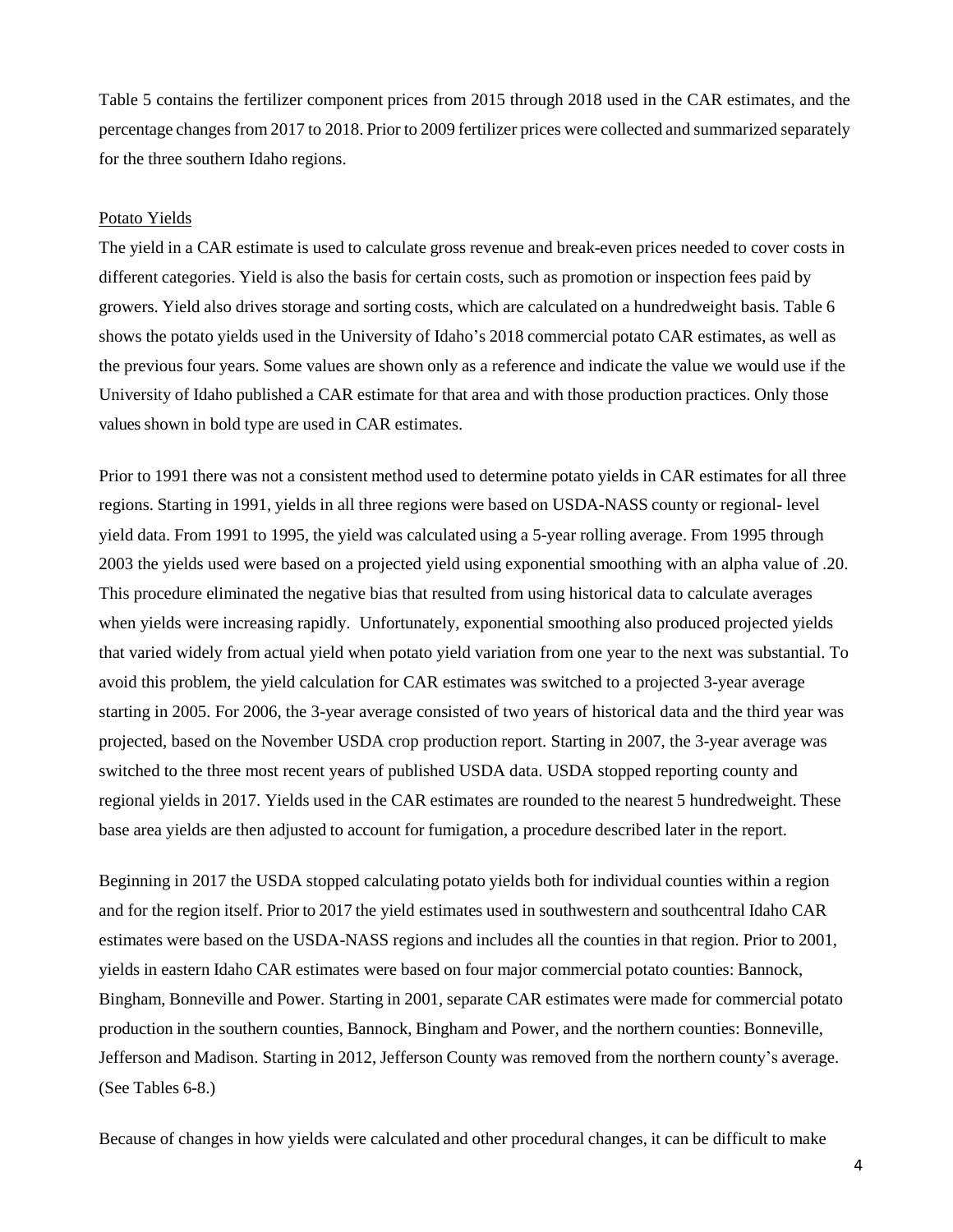Table 5 contains the fertilizer component prices from 2015 through 2018 used in the CAR estimates, and the percentage changes from 2017 to 2018. Prior to 2009 fertilizer prices were collected and summarized separately for the three southern Idaho regions.

## Potato Yields

The yield in a CAR estimate is used to calculate gross revenue and break-even prices needed to cover costs in different categories. Yield is also the basis for certain costs, such as promotion or inspection fees paid by growers. Yield also drives storage and sorting costs, which are calculated on a hundredweight basis. Table 6 shows the potato yields used in the University of Idaho's 2018 commercial potato CAR estimates, as well as the previous four years. Some values are shown only as a reference and indicate the value we would use if the University of Idaho published a CAR estimate for that area and with those production practices. Only those values shown in bold type are used in CAR estimates.

Prior to 1991 there was not a consistent method used to determine potato yields in CAR estimates for all three regions. Starting in 1991, yields in all three regions were based on USDA-NASS county or regional- level yield data. From 1991 to 1995, the yield was calculated using a 5-year rolling average. From 1995 through 2003 the yields used were based on a projected yield using exponential smoothing with an alpha value of .20. This procedure eliminated the negative bias that resulted from using historical data to calculate averages when yields were increasing rapidly. Unfortunately, exponential smoothing also produced projected yields that varied widely from actual yield when potato yield variation from one year to the next was substantial. To avoid this problem, the yield calculation for CAR estimates was switched to a projected 3-year average starting in 2005. For 2006, the 3-year average consisted of two years of historical data and the third year was projected, based on the November USDA crop production report. Starting in 2007, the 3-year average was switched to the three most recent years of published USDA data. USDA stopped reporting county and regional yields in 2017. Yields used in the CAR estimates are rounded to the nearest 5 hundredweight. These base area yields are then adjusted to account for fumigation, a procedure described later in the report.

Beginning in 2017 the USDA stopped calculating potato yields both for individual counties within a region and for the region itself. Prior to 2017 the yield estimates used in southwestern and southcentral Idaho CAR estimates were based on the USDA-NASS regions and includes all the counties in that region. Prior to 2001, yields in eastern Idaho CAR estimates were based on four major commercial potato counties: Bannock, Bingham, Bonneville and Power. Starting in 2001, separate CAR estimates were made for commercial potato production in the southern counties, Bannock, Bingham and Power, and the northern counties: Bonneville, Jefferson and Madison. Starting in 2012, Jefferson County was removed from the northern county's average. (See Tables 6-8.)

Because of changes in how yields were calculated and other procedural changes, it can be difficult to make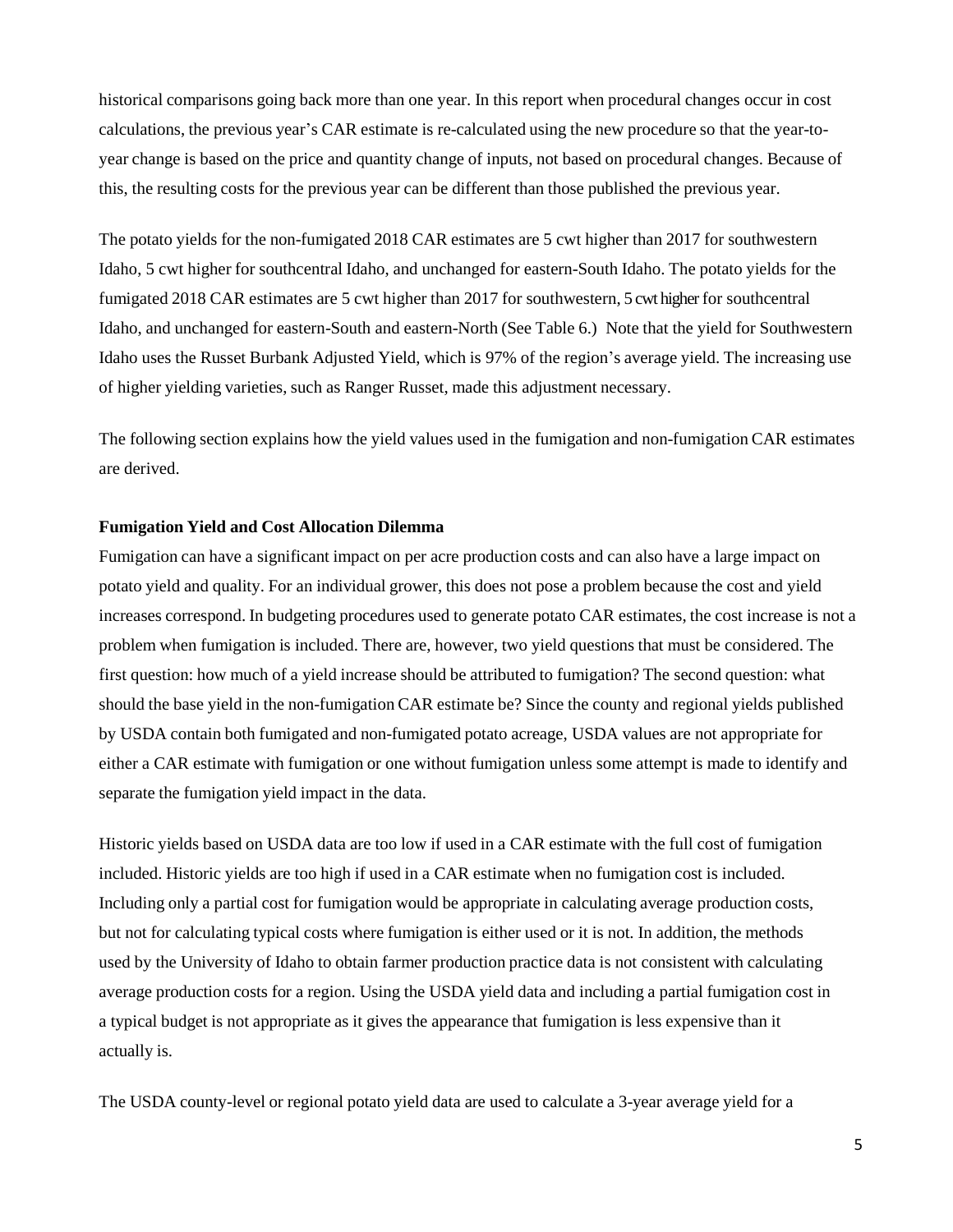historical comparisons going back more than one year. In this report when procedural changes occur in cost calculations, the previous year's CAR estimate is re-calculated using the new procedure so that the year-to-year change is based on the price and quantity change of inputs, not based on procedural changes. Because of this, the resulting costs for the previous year can be different than those published the previous year.

The potato yields for the non-fumigated 2018 CAR estimates are 5 cwt higher than 2017 for southwestern Idaho, 5 cwt higher for southcentral Idaho, and unchanged for eastern-South Idaho. The potato yields for the fumigated 2018 CAR estimates are 5 cwt higher than 2017 for southwestern, 5 cwt higher for southcentral Idaho, and unchanged for eastern-South and eastern-North (See Table 6.) Note that the yield for Southwestern Idaho uses the Russet Burbank Adjusted Yield, which is 97% of the region's average yield. The increasing use of higher yielding varieties, such as Ranger Russet, made this adjustment necessary.

The following section explains how the yield values used in the fumigation and non-fumigation CAR estimates are derived.

**Fumigation Yield and Cost Allocation Dilemma**

Fumigation can have a significant impact on per acre production costs and can also have a large impact on potato yield and quality. For an individual grower, this does not pose a problem because the cost and yield increases correspond. In budgeting procedures used to generate potato CAR estimates, the cost increase is not a problem when fumigation is included. There are, however, two yield questions that must be considered. The first question: how much of a yield increase should be attributed to fumigation? The second question: what should the base yield in the non-fumigation CAR estimate be? Since the county and regional yields published by USDA contain both fumigated and non-fumigated potato acreage, USDA values are not appropriate for either a CAR estimate with fumigation or one without fumigation unless some attempt is made to identify and separate the fumigation yield impact in the data.

Historic yields based on USDA data are too low if used in a CAR estimate with the full cost of fumigation included. Historic yields are too high if used in a CAR estimate when no fumigation cost is included. Including only a partial cost for fumigation would be appropriate in calculating average production costs, but not for calculating typical costs where fumigation is either used or it is not. In addition, the methods used by the University of Idaho to obtain farmer production practice data is not consistent with calculating average production costs for a region. Using the USDA yield data and including a partial fumigation cost in a typical budget is not appropriate as it gives the appearance that fumigation is less expensive than it actually is.

The USDA county-level or regional potato yield data are used to calculate a 3-year average yield for a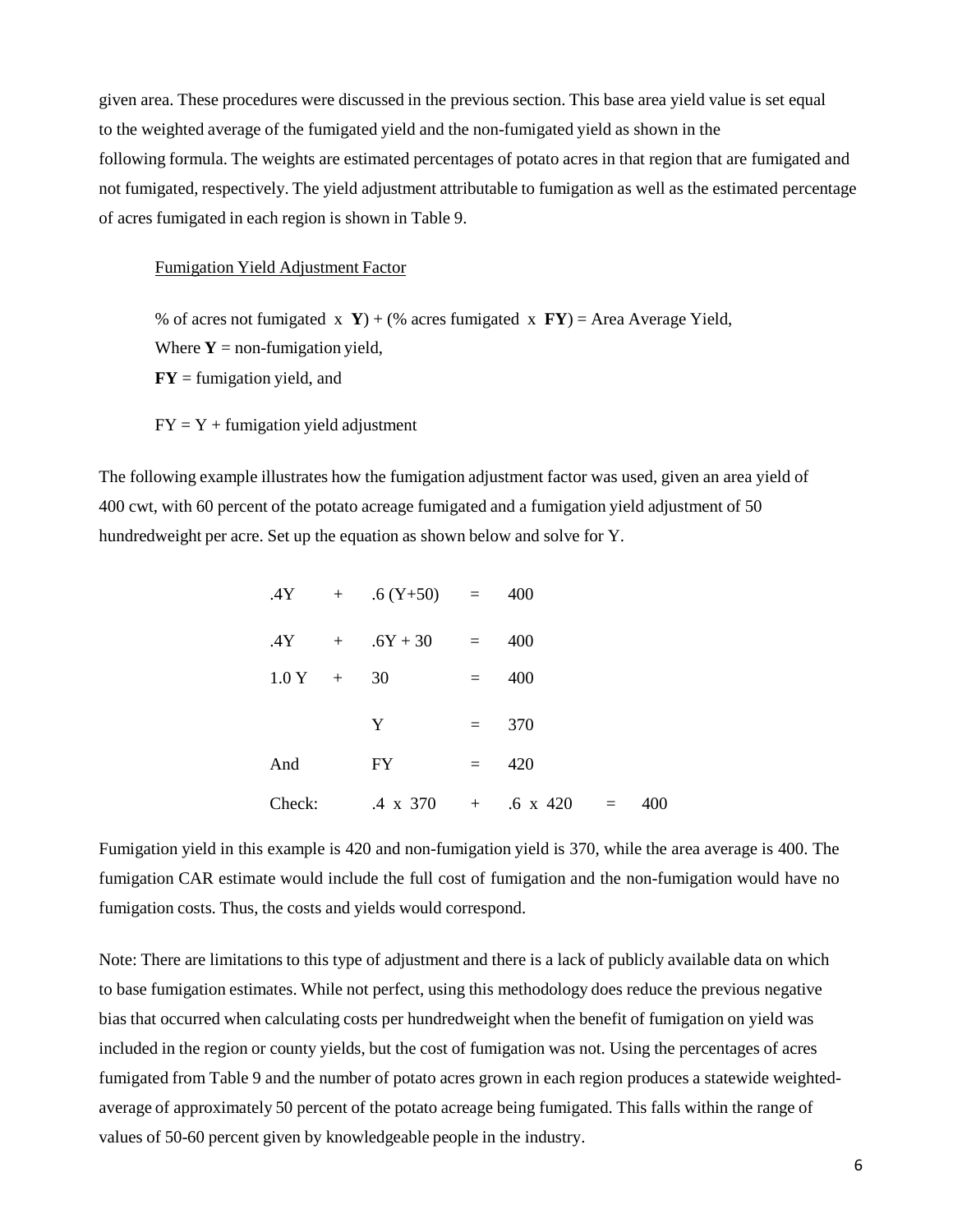given area. These procedures were discussed in the previous section. This base area yield value is set equal to the weighted average of the fumigated yield and the non-fumigated yield as shown in the following formula. The weights are estimated percentages of potato acres in that region that are fumigated and not fumigated, respectively. The yield adjustment attributable to fumigation as well as the estimated percentage of acres fumigated in each region is shown in Table 9.

<u>Fumigation Yield Adjustment Factor</u>

% of acres not fumigated x **Y**) + (% acres fumigated x **FY**) = Area Average Yield,
Where **Y** = non-fumigation yield,
**FY** = fumigation yield, and

FY = Y + fumigation yield adjustment

The following example illustrates how the fumigation adjustment factor was used, given an area yield of 400 cwt, with 60 percent of the potato acreage fumigated and a fumigation yield adjustment of 50 hundredweight per acre. Set up the equation as shown below and solve for Y.

$$.4Y + .6(Y+50) = 400$$

$$.4Y + .6Y + 30 = 400$$

$$1.0Y + 30 = 400$$

$$Y = 370$$

And $FY = 420$

Check: $.4 \times 370 + .6 \times 420 = 400$

Fumigation yield in this example is 420 and non-fumigation yield is 370, while the area average is 400. The fumigation CAR estimate would include the full cost of fumigation and the non-fumigation would have no fumigation costs. Thus, the costs and yields would correspond.

Note: There are limitations to this type of adjustment and there is a lack of publicly available data on which to base fumigation estimates. While not perfect, using this methodology does reduce the previous negative bias that occurred when calculating costs per hundredweight when the benefit of fumigation on yield was included in the region or county yields, but the cost of fumigation was not. Using the percentages of acres fumigated from Table 9 and the number of potato acres grown in each region produces a statewide weighted-average of approximately 50 percent of the potato acreage being fumigated. This falls within the range of values of 50-60 percent given by knowledgeable people in the industry.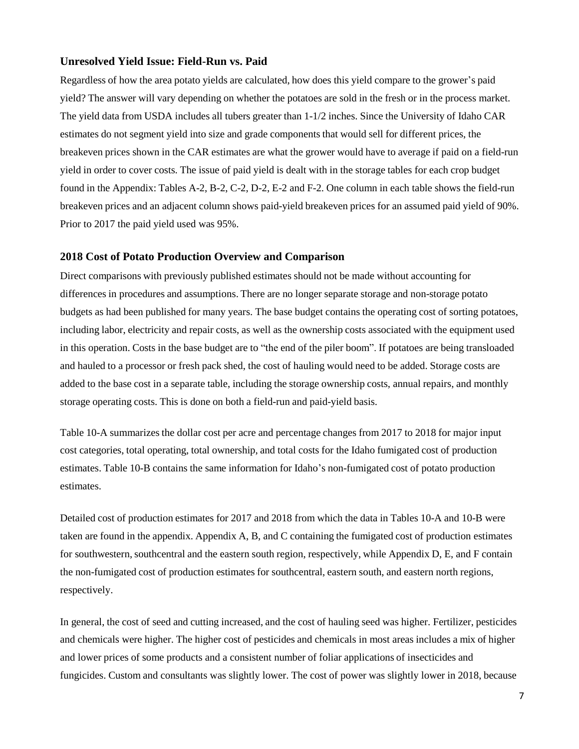### Unresolved Yield Issue: Field-Run vs. Paid

Regardless of how the area potato yields are calculated, how does this yield compare to the grower's paid yield? The answer will vary depending on whether the potatoes are sold in the fresh or in the process market. The yield data from USDA includes all tubers greater than 1-1/2 inches. Since the University of Idaho CAR estimates do not segment yield into size and grade components that would sell for different prices, the breakeven prices shown in the CAR estimates are what the grower would have to average if paid on a field-run yield in order to cover costs. The issue of paid yield is dealt with in the storage tables for each crop budget found in the Appendix: Tables A-2, B-2, C-2, D-2, E-2 and F-2. One column in each table shows the field-run breakeven prices and an adjacent column shows paid-yield breakeven prices for an assumed paid yield of 90%. Prior to 2017 the paid yield used was 95%.

### 2018 Cost of Potato Production Overview and Comparison

Direct comparisons with previously published estimates should not be made without accounting for differences in procedures and assumptions. There are no longer separate storage and non-storage potato budgets as had been published for many years. The base budget contains the operating cost of sorting potatoes, including labor, electricity and repair costs, as well as the ownership costs associated with the equipment used in this operation. Costs in the base budget are to "the end of the piler boom". If potatoes are being transloaded and hauled to a processor or fresh pack shed, the cost of hauling would need to be added. Storage costs are added to the base cost in a separate table, including the storage ownership costs, annual repairs, and monthly storage operating costs. This is done on both a field-run and paid-yield basis.

Table 10-A summarizes the dollar cost per acre and percentage changes from 2017 to 2018 for major input cost categories, total operating, total ownership, and total costs for the Idaho fumigated cost of production estimates. Table 10-B contains the same information for Idaho's non-fumigated cost of potato production estimates.

Detailed cost of production estimates for 2017 and 2018 from which the data in Tables 10-A and 10-B were taken are found in the appendix. Appendix A, B, and C containing the fumigated cost of production estimates for southwestern, southcentral and the eastern south region, respectively, while Appendix D, E, and F contain the non-fumigated cost of production estimates for southcentral, eastern south, and eastern north regions, respectively.

In general, the cost of seed and cutting increased, and the cost of hauling seed was higher. Fertilizer, pesticides and chemicals were higher. The higher cost of pesticides and chemicals in most areas includes a mix of higher and lower prices of some products and a consistent number of foliar applications of insecticides and fungicides. Custom and consultants was slightly lower. The cost of power was slightly lower in 2018, because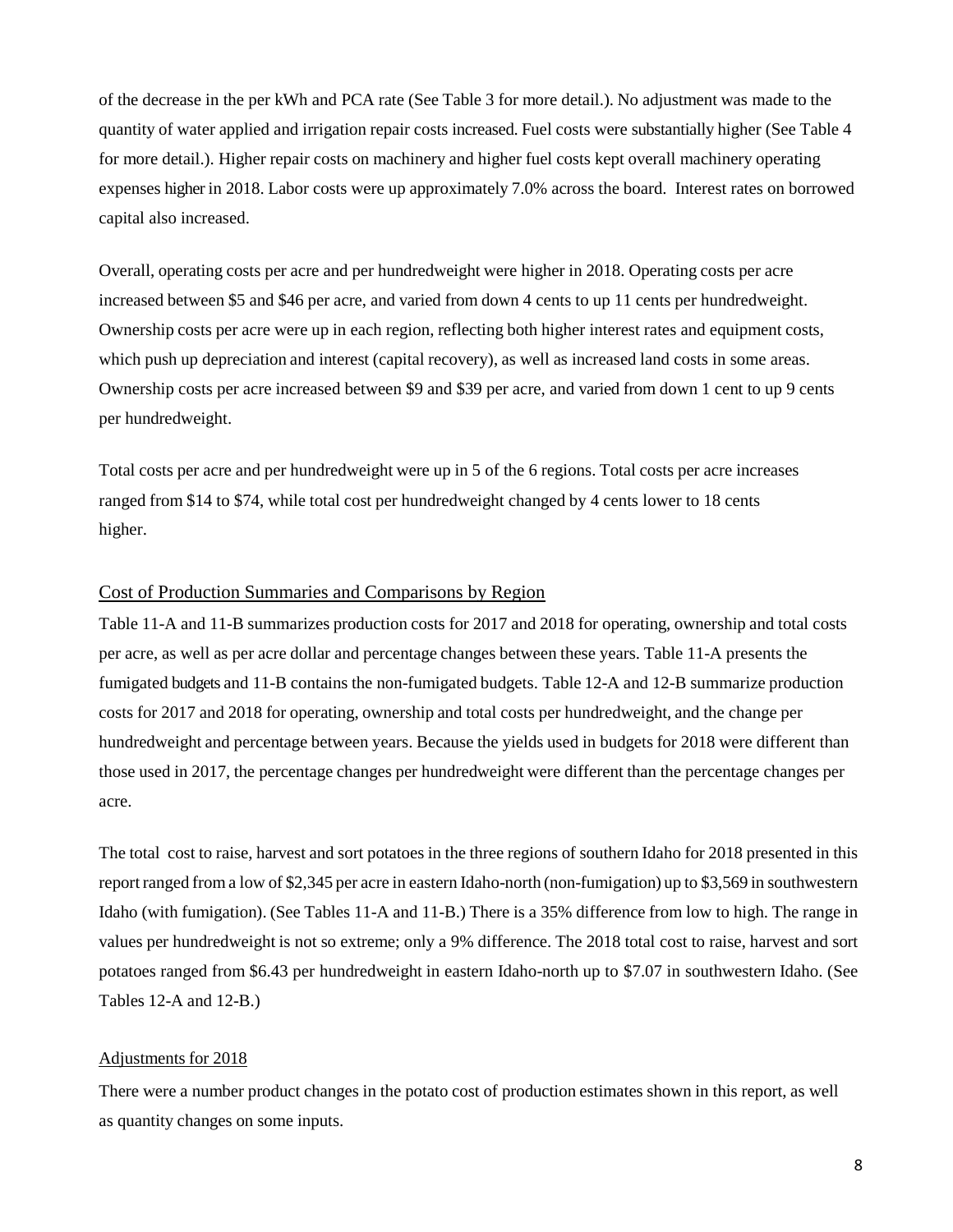of the decrease in the per kWh and PCA rate (See Table 3 for more detail.). No adjustment was made to the quantity of water applied and irrigation repair costs increased. Fuel costs were substantially higher (See Table 4 for more detail.). Higher repair costs on machinery and higher fuel costs kept overall machinery operating expenses higher in 2018. Labor costs were up approximately 7.0% across the board. Interest rates on borrowed capital also increased.

Overall, operating costs per acre and per hundredweight were higher in 2018. Operating costs per acre increased between $5 and $46 per acre, and varied from down 4 cents to up 11 cents per hundredweight. Ownership costs per acre were up in each region, reflecting both higher interest rates and equipment costs, which push up depreciation and interest (capital recovery), as well as increased land costs in some areas. Ownership costs per acre increased between $9 and $39 per acre, and varied from down 1 cent to up 9 cents per hundredweight.

Total costs per acre and per hundredweight were up in 5 of the 6 regions. Total costs per acre increases ranged from $14 to $74, while total cost per hundredweight changed by 4 cents lower to 18 cents higher.

## Cost of Production Summaries and Comparisons by Region

Table 11-A and 11-B summarizes production costs for 2017 and 2018 for operating, ownership and total costs per acre, as well as per acre dollar and percentage changes between these years. Table 11-A presents the fumigated budgets and 11-B contains the non-fumigated budgets. Table 12-A and 12-B summarize production costs for 2017 and 2018 for operating, ownership and total costs per hundredweight, and the change per hundredweight and percentage between years. Because the yields used in budgets for 2018 were different than those used in 2017, the percentage changes per hundredweight were different than the percentage changes per acre.

The total cost to raise, harvest and sort potatoes in the three regions of southern Idaho for 2018 presented in this report ranged from a low of $2,345 per acre in eastern Idaho-north (non-fumigation) up to $3,569 in southwestern Idaho (with fumigation). (See Tables 11-A and 11-B.) There is a 35% difference from low to high. The range in values per hundredweight is not so extreme; only a 9% difference. The 2018 total cost to raise, harvest and sort potatoes ranged from $6.43 per hundredweight in eastern Idaho-north up to $7.07 in southwestern Idaho. (See Tables 12-A and 12-B.)

## Adjustments for 2018

There were a number product changes in the potato cost of production estimates shown in this report, as well as quantity changes on some inputs.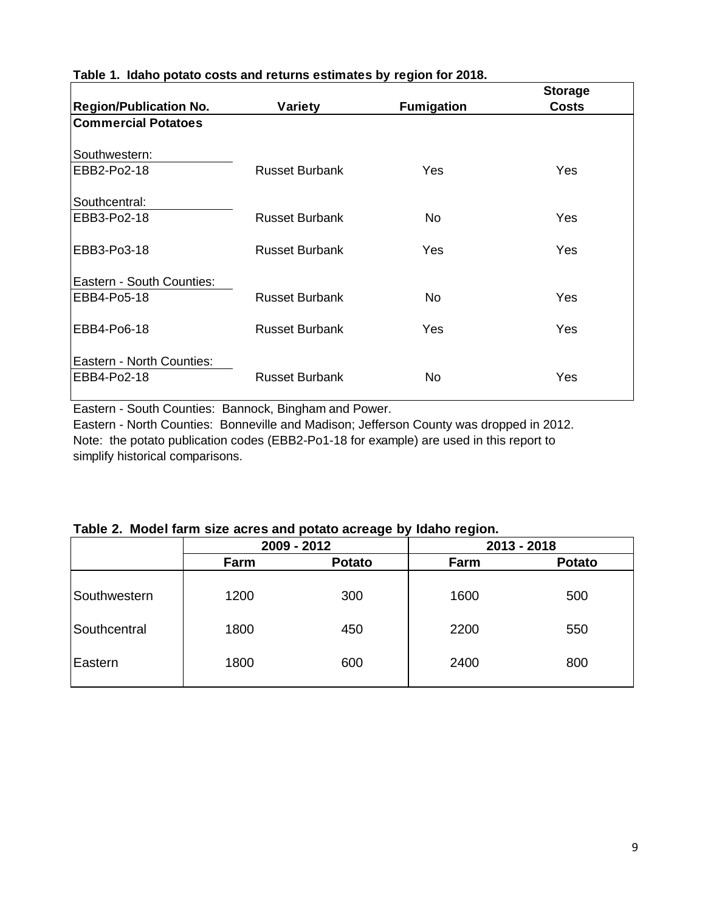**Table 1. Idaho potato costs and returns estimates by region for 2018.**

| Region/Publication No. | Variety | Fumigation | Storage Costs |
|---|---|---|---|
| **Commercial Potatoes** | | | |
| Southwestern: | | | |
| EBB2-Po2-18 | Russet Burbank | Yes | Yes |
| Southcentral: | | | |
| EBB3-Po2-18 | Russet Burbank | No | Yes |
| EBB3-Po3-18 | Russet Burbank | Yes | Yes |
| Eastern - South Counties: | | | |
| EBB4-Po5-18 | Russet Burbank | No | Yes |
| EBB4-Po6-18 | Russet Burbank | Yes | Yes |
| Eastern - North Counties: | | | |
| EBB4-Po2-18 | Russet Burbank | No | Yes |

Eastern - South Counties: Bannock, Bingham and Power.
Eastern - North Counties: Bonneville and Madison; Jefferson County was dropped in 2012.
Note: the potato publication codes (EBB2-Po1-18 for example) are used in this report to simplify historical comparisons.

**Table 2. Model farm size acres and potato acreage by Idaho region.**

| | 2009 - 2012 | | 2013 - 2018 | |
|---|---|---|---|---|
| | **Farm** | **Potato** | **Farm** | **Potato** |
| Southwestern | 1200 | 300 | 1600 | 500 |
| Southcentral | 1800 | 450 | 2200 | 550 |
| Eastern | 1800 | 600 | 2400 | 800 |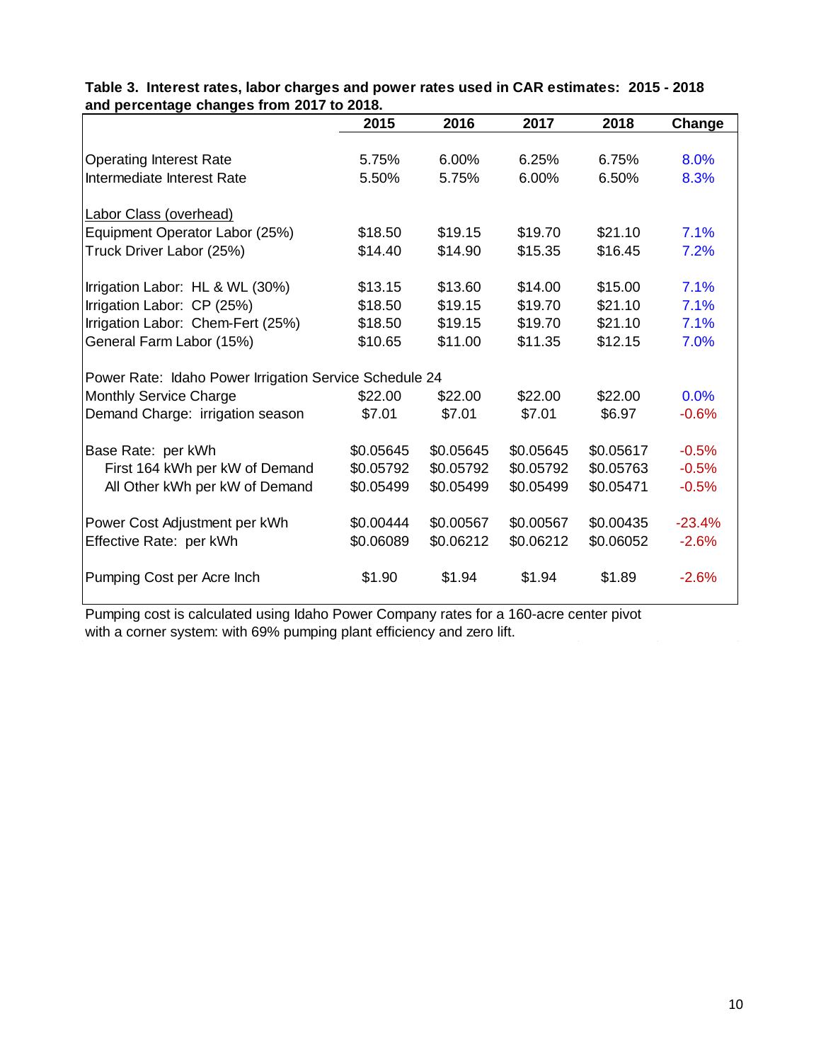**Table 3. Interest rates, labor charges and power rates used in CAR estimates: 2015 - 2018 and percentage changes from 2017 to 2018.**

| | 2015 | 2016 | 2017 | 2018 | Change |
|---|---|---|---|---|---|
| Operating Interest Rate | 5.75% | 6.00% | 6.25% | 6.75% | 8.0% |
| Intermediate Interest Rate | 5.50% | 5.75% | 6.00% | 6.50% | 8.3% |
| Labor Class (overhead) | | | | | |
| Equipment Operator Labor (25%) | $18.50 | $19.15 | $19.70 | $21.10 | 7.1% |
| Truck Driver Labor (25%) | $14.40 | $14.90 | $15.35 | $16.45 | 7.2% |
| Irrigation Labor: HL & WL (30%) | $13.15 | $13.60 | $14.00 | $15.00 | 7.1% |
| Irrigation Labor: CP (25%) | $18.50 | $19.15 | $19.70 | $21.10 | 7.1% |
| Irrigation Labor: Chem-Fert (25%) | $18.50 | $19.15 | $19.70 | $21.10 | 7.1% |
| General Farm Labor (15%) | $10.65 | $11.00 | $11.35 | $12.15 | 7.0% |
| Power Rate: Idaho Power Irrigation Service Schedule 24 | | | | | |
| Monthly Service Charge | $22.00 | $22.00 | $22.00 | $22.00 | 0.0% |
| Demand Charge: irrigation season | $7.01 | $7.01 | $7.01 | $6.97 | -0.6% |
| Base Rate: per kWh | $0.05645 | $0.05645 | $0.05645 | $0.05617 | -0.5% |
| First 164 kWh per kW of Demand | $0.05792 | $0.05792 | $0.05792 | $0.05763 | -0.5% |
| All Other kWh per kW of Demand | $0.05499 | $0.05499 | $0.05499 | $0.05471 | -0.5% |
| Power Cost Adjustment per kWh | $0.00444 | $0.00567 | $0.00567 | $0.00435 | -23.4% |
| Effective Rate: per kWh | $0.06089 | $0.06212 | $0.06212 | $0.06052 | -2.6% |
| Pumping Cost per Acre Inch | $1.90 | $1.94 | $1.94 | $1.89 | -2.6% |

Pumping cost is calculated using Idaho Power Company rates for a 160-acre center pivot with a corner system: with 69% pumping plant efficiency and zero lift.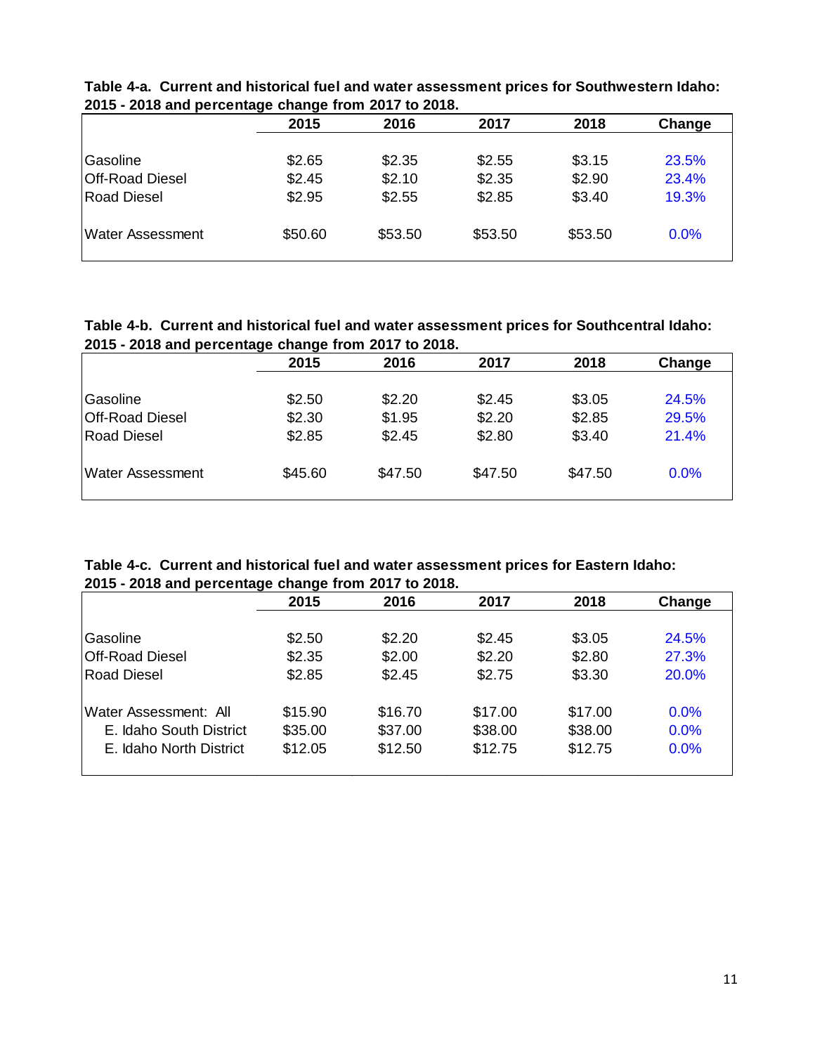**Table 4-a. Current and historical fuel and water assessment prices for Southwestern Idaho: 2015 - 2018 and percentage change from 2017 to 2018.**

| | 2015 | 2016 | 2017 | 2018 | Change |
|---|---|---|---|---|---|
| Gasoline | $2.65 | $2.35 | $2.55 | $3.15 | 23.5% |
| Off-Road Diesel | $2.45 | $2.10 | $2.35 | $2.90 | 23.4% |
| Road Diesel | $2.95 | $2.55 | $2.85 | $3.40 | 19.3% |
| Water Assessment | $50.60 | $53.50 | $53.50 | $53.50 | 0.0% |

**Table 4-b. Current and historical fuel and water assessment prices for Southcentral Idaho: 2015 - 2018 and percentage change from 2017 to 2018.**

| | 2015 | 2016 | 2017 | 2018 | Change |
|---|---|---|---|---|---|
| Gasoline | $2.50 | $2.20 | $2.45 | $3.05 | 24.5% |
| Off-Road Diesel | $2.30 | $1.95 | $2.20 | $2.85 | 29.5% |
| Road Diesel | $2.85 | $2.45 | $2.80 | $3.40 | 21.4% |
| Water Assessment | $45.60 | $47.50 | $47.50 | $47.50 | 0.0% |

**Table 4-c. Current and historical fuel and water assessment prices for Eastern Idaho: 2015 - 2018 and percentage change from 2017 to 2018.**

| | 2015 | 2016 | 2017 | 2018 | Change |
|---|---|---|---|---|---|
| Gasoline | $2.50 | $2.20 | $2.45 | $3.05 | 24.5% |
| Off-Road Diesel | $2.35 | $2.00 | $2.20 | $2.80 | 27.3% |
| Road Diesel | $2.85 | $2.45 | $2.75 | $3.30 | 20.0% |
| Water Assessment: All | $15.90 | $16.70 | $17.00 | $17.00 | 0.0% |
| E. Idaho South District | $35.00 | $37.00 | $38.00 | $38.00 | 0.0% |
| E. Idaho North District | $12.05 | $12.50 | $12.75 | $12.75 | 0.0% |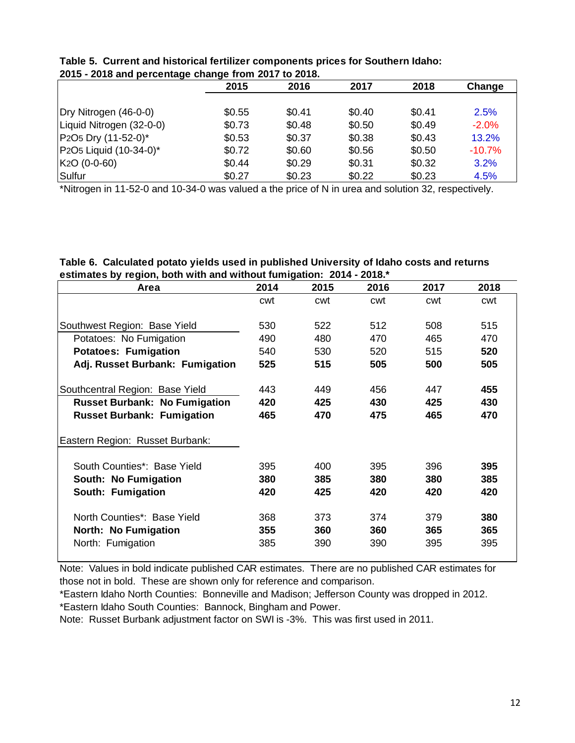**Table 5. Current and historical fertilizer components prices for Southern Idaho: 2015 - 2018 and percentage change from 2017 to 2018.**

| | 2015 | 2016 | 2017 | 2018 | Change |
|---|---|---|---|---|---|
| Dry Nitrogen (46-0-0) | $0.55 | $0.41 | $0.40 | $0.41 | 2.5% |
| Liquid Nitrogen (32-0-0) | $0.73 | $0.48 | $0.50 | $0.49 | -2.0% |
| $P_2O_5$ Dry (11-52-0)* | $0.53 | $0.37 | $0.38 | $0.43 | 13.2% |
| $P_2O_5$ Liquid (10-34-0)* | $0.72 | $0.60 | $0.56 | $0.50 | -10.7% |
| $K_2O$ (0-0-60) | $0.44 | $0.29 | $0.31 | $0.32 | 3.2% |
| Sulfur | $0.27 | $0.23 | $0.22 | $0.23 | 4.5% |

*Nitrogen in 11-52-0 and 10-34-0 was valued a the price of N in urea and solution 32, respectively.

**Table 6. Calculated potato yields used in published University of Idaho costs and returns estimates by region, both with and without fumigation: 2014 - 2018.***

| Area | 2014 | 2015 | 2016 | 2017 | 2018 |
|---|---|---|---|---|---|
| | cwt | cwt | cwt | cwt | cwt |
| Southwest Region: Base Yield | 530 | 522 | 512 | 508 | 515 |
| Potatoes: No Fumigation | 490 | 480 | 470 | 465 | 470 |
| **Potatoes: Fumigation** | 540 | 530 | 520 | 515 | **520** |
| **Adj. Russet Burbank: Fumigation** | **525** | **515** | **505** | **500** | **505** |
| Southcentral Region: Base Yield | 443 | 449 | 456 | 447 | **455** |
| **Russet Burbank: No Fumigation** | **420** | **425** | **430** | **425** | **430** |
| **Russet Burbank: Fumigation** | **465** | **470** | **475** | **465** | **470** |
| Eastern Region: Russet Burbank: | | | | | |
| South Counties*: Base Yield | 395 | 400 | 395 | 396 | **395** |
| **South: No Fumigation** | **380** | **385** | **380** | **380** | **385** |
| **South: Fumigation** | **420** | **425** | **420** | **420** | **420** |
| North Counties*: Base Yield | 368 | 373 | 374 | 379 | **380** |
| **North: No Fumigation** | **355** | **360** | **360** | **365** | **365** |
| North: Fumigation | 385 | 390 | 390 | 395 | 395 |

Note: Values in bold indicate published CAR estimates. There are no published CAR estimates for those not in bold. These are shown only for reference and comparison.

*Eastern Idaho North Counties: Bonneville and Madison; Jefferson County was dropped in 2012.

*Eastern Idaho South Counties: Bannock, Bingham and Power.

Note: Russet Burbank adjustment factor on SWI is -3%. This was first used in 2011.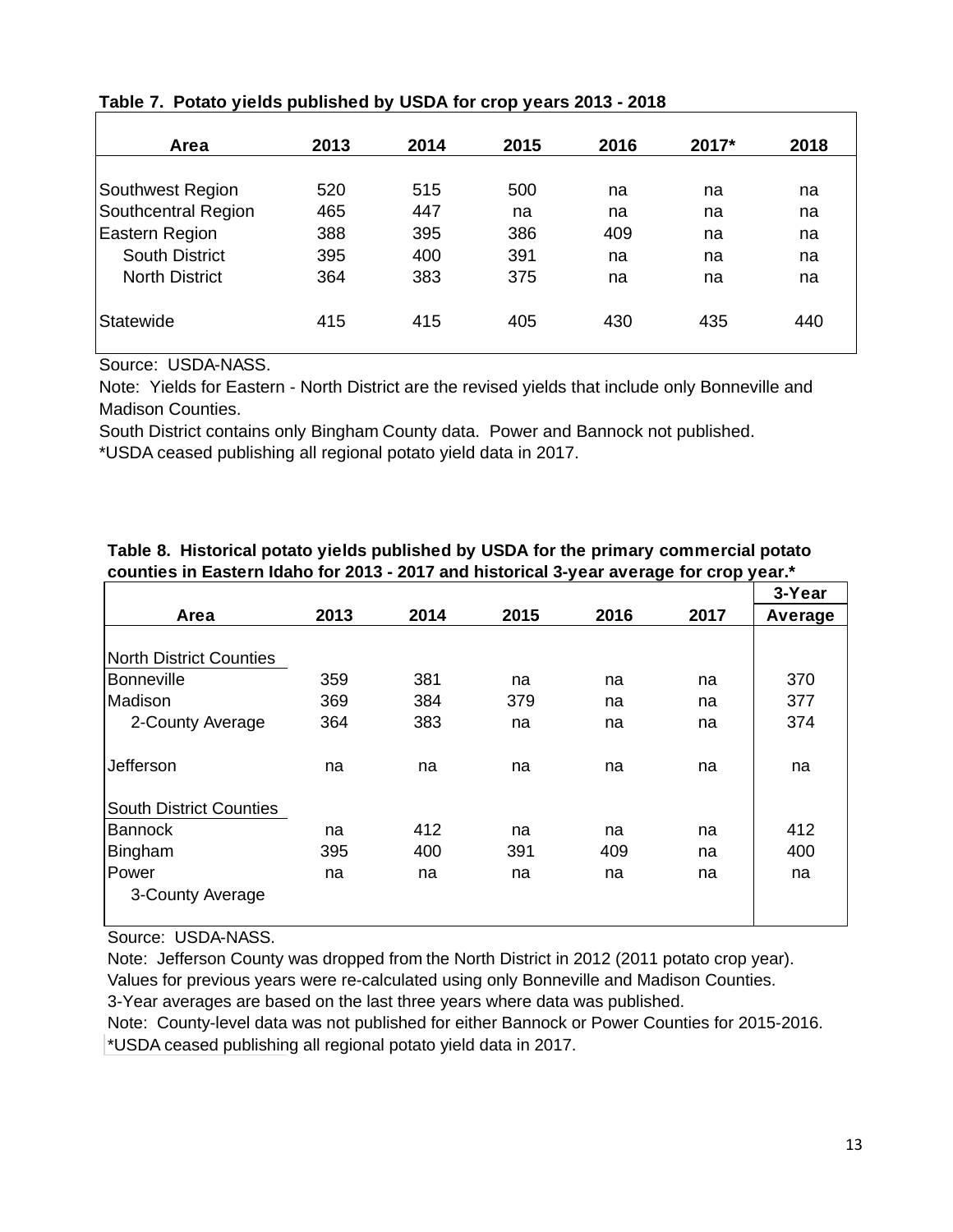**Table 7. Potato yields published by USDA for crop years 2013 - 2018**

| Area | 2013 | 2014 | 2015 | 2016 | 2017* | 2018 |
|---|---|---|---|---|---|---|
| Southwest Region | 520 | 515 | 500 | na | na | na |
| Southcentral Region | 465 | 447 | na | na | na | na |
| Eastern Region | 388 | 395 | 386 | 409 | na | na |
| South District | 395 | 400 | 391 | na | na | na |
| North District | 364 | 383 | 375 | na | na | na |
| Statewide | 415 | 415 | 405 | 430 | 435 | 440 |

Source: USDA-NASS.

Note: Yields for Eastern - North District are the revised yields that include only Bonneville and Madison Counties.

South District contains only Bingham County data. Power and Bannock not published.

*USDA ceased publishing all regional potato yield data in 2017.

**Table 8. Historical potato yields published by USDA for the primary commercial potato counties in Eastern Idaho for 2013 - 2017 and historical 3-year average for crop year.***

| Area | 2013 | 2014 | 2015 | 2016 | 2017 | 3-Year Average |
|---|---|---|---|---|---|---|
| North District Counties | | | | | | |
| Bonneville | 359 | 381 | na | na | na | 370 |
| Madison | 369 | 384 | 379 | na | na | 377 |
| 2-County Average | 364 | 383 | na | na | na | 374 |
| Jefferson | na | na | na | na | na | na |
| South District Counties | | | | | | |
| Bannock | na | 412 | na | na | na | 412 |
| Bingham | 395 | 400 | 391 | 409 | na | 400 |
| Power | na | na | na | na | na | na |
| 3-County Average | | | | | | |

Source: USDA-NASS.

Note: Jefferson County was dropped from the North District in 2012 (2011 potato crop year). Values for previous years were re-calculated using only Bonneville and Madison Counties.

3-Year averages are based on the last three years where data was published.

Note: County-level data was not published for either Bannock or Power Counties for 2015-2016.

*USDA ceased publishing all regional potato yield data in 2017.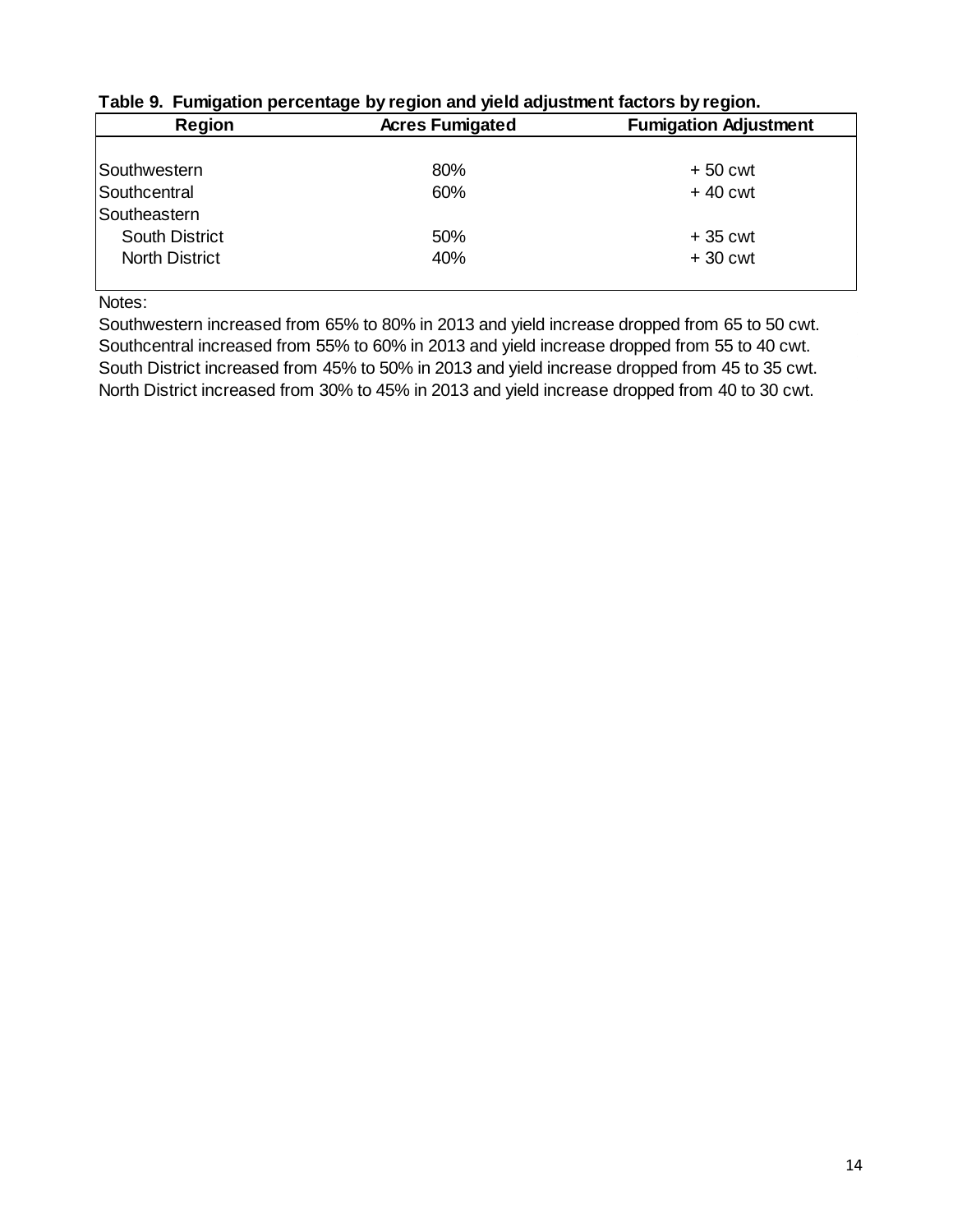**Table 9. Fumigation percentage by region and yield adjustment factors by region.**

| Region | Acres Fumigated | Fumigation Adjustment |
|---|---|---|
| Southwestern | 80% | + 50 cwt |
| Southcentral | 60% | + 40 cwt |
| Southeastern | | |
| South District | 50% | + 35 cwt |
| North District | 40% | + 30 cwt |

Notes:

Southwestern increased from 65% to 80% in 2013 and yield increase dropped from 65 to 50 cwt.
Southcentral increased from 55% to 60% in 2013 and yield increase dropped from 55 to 40 cwt.
South District increased from 45% to 50% in 2013 and yield increase dropped from 45 to 35 cwt.
North District increased from 30% to 45% in 2013 and yield increase dropped from 40 to 30 cwt.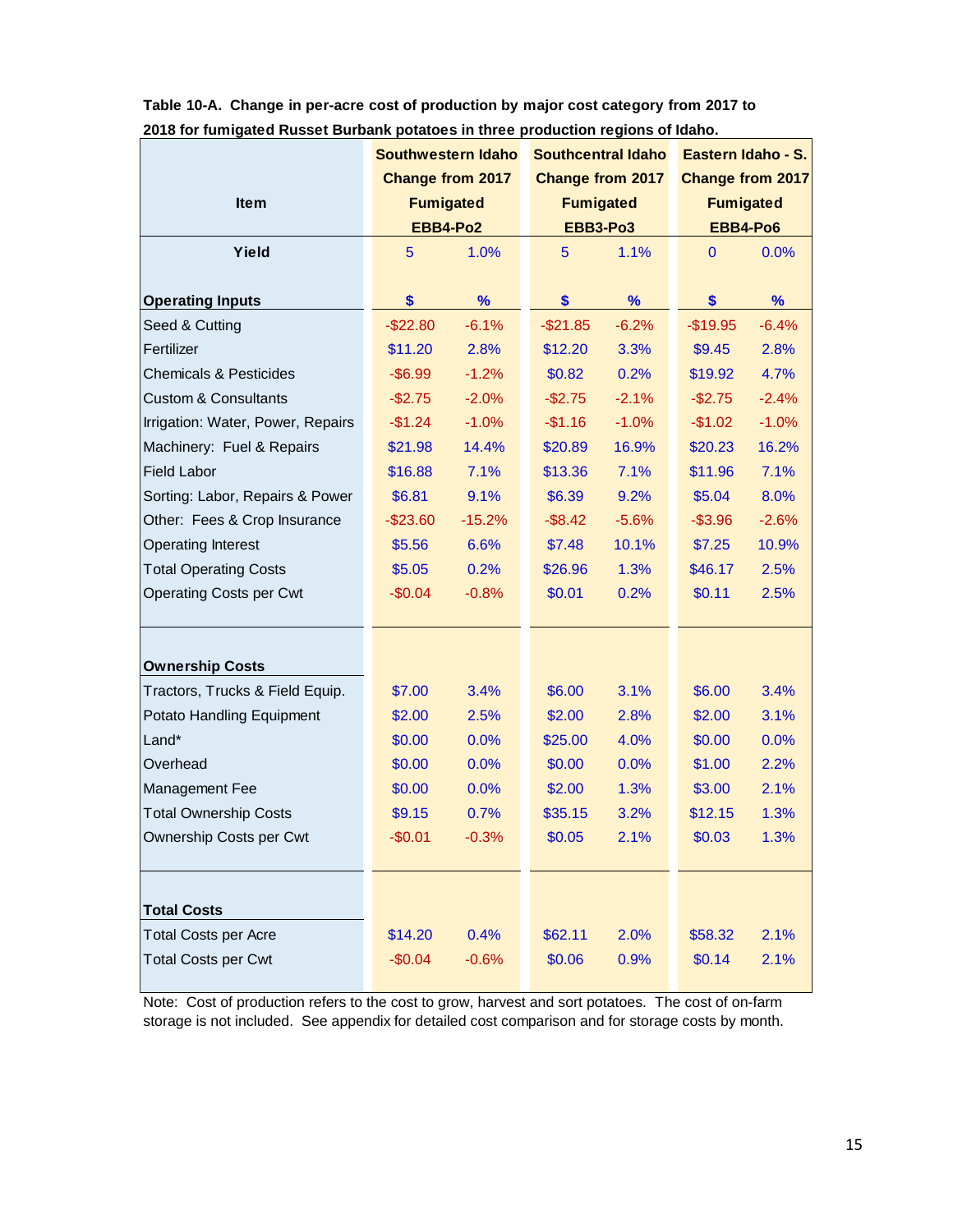**Table 10-A. Change in per-acre cost of production by major cost category from 2017 to 2018 for fumigated Russet Burbank potatoes in three production regions of Idaho.**

| Item | Southwestern Idaho Change from 2017 Fumigated EBB4-Po2 | | Southcentral Idaho Change from 2017 Fumigated EBB3-Po3 | | Eastern Idaho - S. Change from 2017 Fumigated EBB4-Po6 | |
|---|---|---|---|---|---|---|
| **Yield** | 5 | 1.0% | 5 | 1.1% | 0 | 0.0% |
| **Operating Inputs** | **$** | **%** | **$** | **%** | **$** | **%** |
| Seed & Cutting | -$22.80 | -6.1% | -$21.85 | -6.2% | -$19.95 | -6.4% |
| Fertilizer | $11.20 | 2.8% | $12.20 | 3.3% | $9.45 | 2.8% |
| Chemicals & Pesticides | -$6.99 | -1.2% | $0.82 | 0.2% | $19.92 | 4.7% |
| Custom & Consultants | -$2.75 | -2.0% | -$2.75 | -2.1% | -$2.75 | -2.4% |
| Irrigation: Water, Power, Repairs | -$1.24 | -1.0% | -$1.16 | -1.0% | -$1.02 | -1.0% |
| Machinery: Fuel & Repairs | $21.98 | 14.4% | $20.89 | 16.9% | $20.23 | 16.2% |
| Field Labor | $16.88 | 7.1% | $13.36 | 7.1% | $11.96 | 7.1% |
| Sorting: Labor, Repairs & Power | $6.81 | 9.1% | $6.39 | 9.2% | $5.04 | 8.0% |
| Other: Fees & Crop Insurance | -$23.60 | -15.2% | -$8.42 | -5.6% | -$3.96 | -2.6% |
| Operating Interest | $5.56 | 6.6% | $7.48 | 10.1% | $7.25 | 10.9% |
| Total Operating Costs | $5.05 | 0.2% | $26.96 | 1.3% | $46.17 | 2.5% |
| Operating Costs per Cwt | -$0.04 | -0.8% | $0.01 | 0.2% | $0.11 | 2.5% |
| **Ownership Costs** | | | | | | |
| Tractors, Trucks & Field Equip. | $7.00 | 3.4% | $6.00 | 3.1% | $6.00 | 3.4% |
| Potato Handling Equipment | $2.00 | 2.5% | $2.00 | 2.8% | $2.00 | 3.1% |
| Land* | $0.00 | 0.0% | $25.00 | 4.0% | $0.00 | 0.0% |
| Overhead | $0.00 | 0.0% | $0.00 | 0.0% | $1.00 | 2.2% |
| Management Fee | $0.00 | 0.0% | $2.00 | 1.3% | $3.00 | 2.1% |
| Total Ownership Costs | $9.15 | 0.7% | $35.15 | 3.2% | $12.15 | 1.3% |
| Ownership Costs per Cwt | -$0.01 | -0.3% | $0.05 | 2.1% | $0.03 | 1.3% |
| **Total Costs** | | | | | | |
| Total Costs per Acre | $14.20 | 0.4% | $62.11 | 2.0% | $58.32 | 2.1% |
| Total Costs per Cwt | -$0.04 | -0.6% | $0.06 | 0.9% | $0.14 | 2.1% |

Note: Cost of production refers to the cost to grow, harvest and sort potatoes. The cost of on-farm storage is not included. See appendix for detailed cost comparison and for storage costs by month.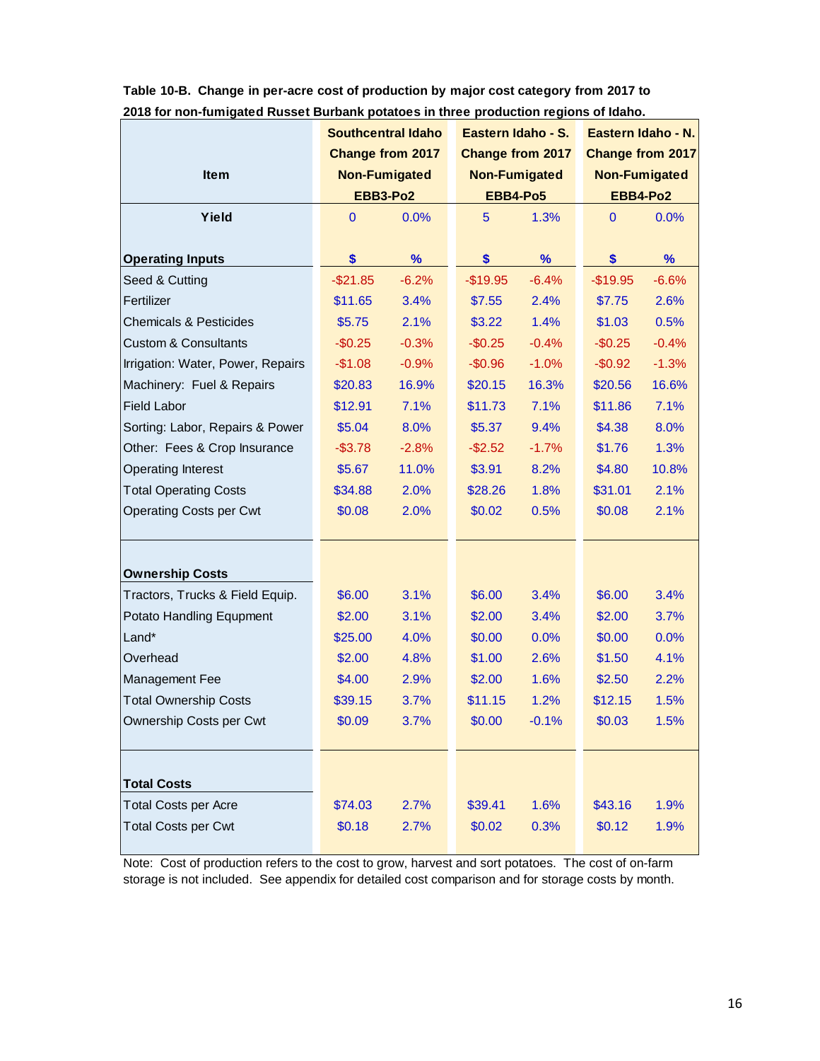**Table 10-B. Change in per-acre cost of production by major cost category from 2017 to 2018 for non-fumigated Russet Burbank potatoes in three production regions of Idaho.**

| Item | Southcentral Idaho Change from 2017 Non-Fumigated EBB3-Po2 | | Eastern Idaho - S. Change from 2017 Non-Fumigated EBB4-Po5 | | Eastern Idaho - N. Change from 2017 Non-Fumigated EBB4-Po2 | |
|---|---|---|---|---|---|---|
| **Yield** | 0 | 0.0% | 5 | 1.3% | 0 | 0.0% |
| **Operating Inputs** | **$** | **%** | **$** | **%** | **$** | **%** |
| Seed & Cutting | -$21.85 | -6.2% | -$19.95 | -6.4% | -$19.95 | -6.6% |
| Fertilizer | $11.65 | 3.4% | $7.55 | 2.4% | $7.75 | 2.6% |
| Chemicals & Pesticides | $5.75 | 2.1% | $3.22 | 1.4% | $1.03 | 0.5% |
| Custom & Consultants | -$0.25 | -0.3% | -$0.25 | -0.4% | -$0.25 | -0.4% |
| Irrigation: Water, Power, Repairs | -$1.08 | -0.9% | -$0.96 | -1.0% | -$0.92 | -1.3% |
| Machinery: Fuel & Repairs | $20.83 | 16.9% | $20.15 | 16.3% | $20.56 | 16.6% |
| Field Labor | $12.91 | 7.1% | $11.73 | 7.1% | $11.86 | 7.1% |
| Sorting: Labor, Repairs & Power | $5.04 | 8.0% | $5.37 | 9.4% | $4.38 | 8.0% |
| Other: Fees & Crop Insurance | -$3.78 | -2.8% | -$2.52 | -1.7% | $1.76 | 1.3% |
| Operating Interest | $5.67 | 11.0% | $3.91 | 8.2% | $4.80 | 10.8% |
| Total Operating Costs | $34.88 | 2.0% | $28.26 | 1.8% | $31.01 | 2.1% |
| Operating Costs per Cwt | $0.08 | 2.0% | $0.02 | 0.5% | $0.08 | 2.1% |
| **Ownership Costs** | | | | | | |
| Tractors, Trucks & Field Equip. | $6.00 | 3.1% | $6.00 | 3.4% | $6.00 | 3.4% |
| Potato Handling Equpment | $2.00 | 3.1% | $2.00 | 3.4% | $2.00 | 3.7% |
| Land* | $25.00 | 4.0% | $0.00 | 0.0% | $0.00 | 0.0% |
| Overhead | $2.00 | 4.8% | $1.00 | 2.6% | $1.50 | 4.1% |
| Management Fee | $4.00 | 2.9% | $2.00 | 1.6% | $2.50 | 2.2% |
| Total Ownership Costs | $39.15 | 3.7% | $11.15 | 1.2% | $12.15 | 1.5% |
| Ownership Costs per Cwt | $0.09 | 3.7% | $0.00 | -0.1% | $0.03 | 1.5% |
| **Total Costs** | | | | | | |
| Total Costs per Acre | $74.03 | 2.7% | $39.41 | 1.6% | $43.16 | 1.9% |
| Total Costs per Cwt | $0.18 | 2.7% | $0.02 | 0.3% | $0.12 | 1.9% |

Note: Cost of production refers to the cost to grow, harvest and sort potatoes. The cost of on-farm storage is not included. See appendix for detailed cost comparison and for storage costs by month.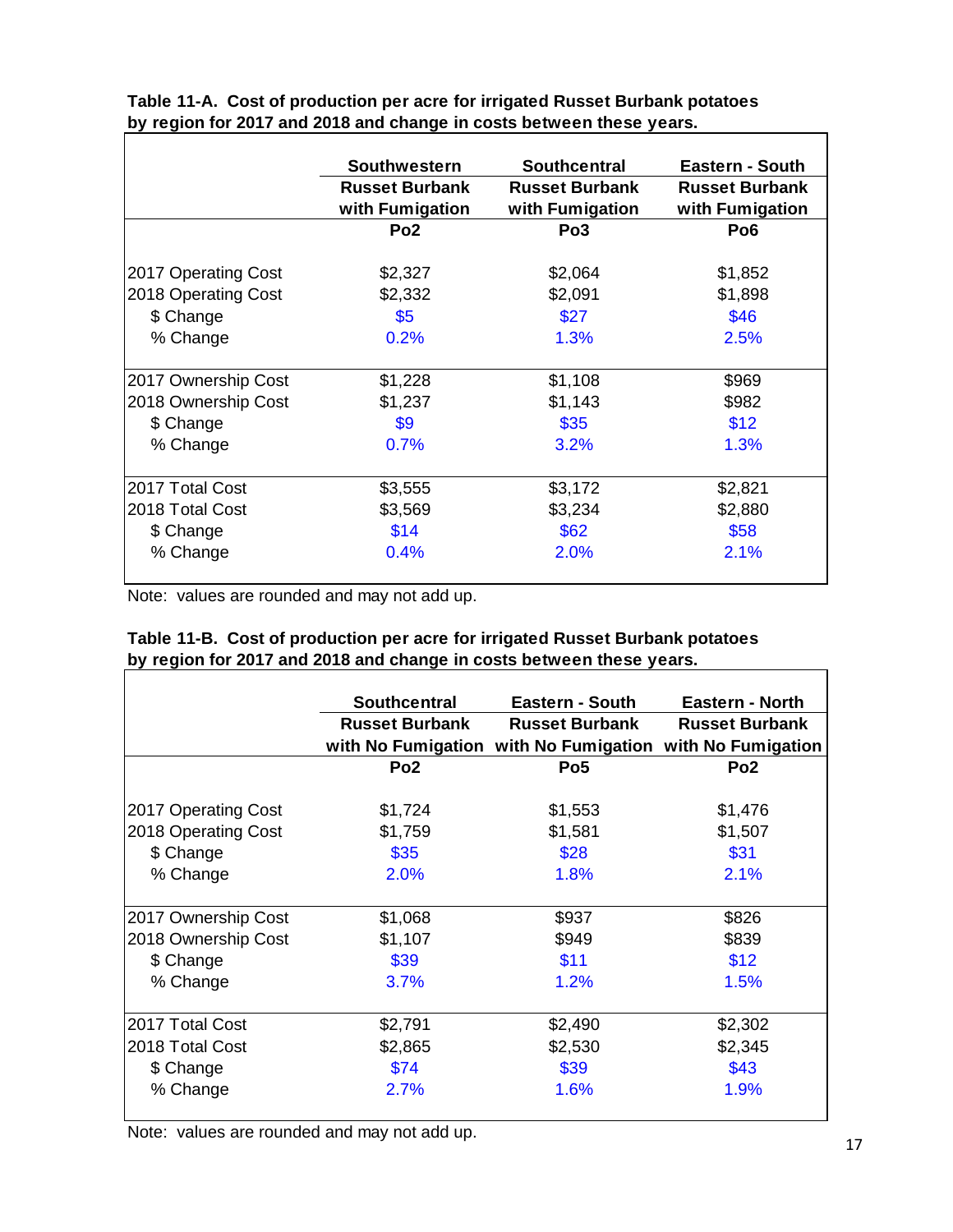**Table 11-A. Cost of production per acre for irrigated Russet Burbank potatoes by region for 2017 and 2018 and change in costs between these years.**

| | Southwestern Russet Burbank with Fumigation | Southcentral Russet Burbank with Fumigation | Eastern - South Russet Burbank with Fumigation |
|---|---|---|---|
| | **Po2** | **Po3** | **Po6** |
| 2017 Operating Cost | $2,327 | $2,064 | $1,852 |
| 2018 Operating Cost | $2,332 | $2,091 | $1,898 |
| $ Change | $5 | $27 | $46 |
| % Change | 0.2% | 1.3% | 2.5% |
| 2017 Ownership Cost | $1,228 | $1,108 | $969 |
| 2018 Ownership Cost | $1,237 | $1,143 | $982 |
| $ Change | $9 | $35 | $12 |
| % Change | 0.7% | 3.2% | 1.3% |
| 2017 Total Cost | $3,555 | $3,172 | $2,821 |
| 2018 Total Cost | $3,569 | $3,234 | $2,880 |
| $ Change | $14 | $62 | $58 |
| % Change | 0.4% | 2.0% | 2.1% |

Note: values are rounded and may not add up.

**Table 11-B. Cost of production per acre for irrigated Russet Burbank potatoes by region for 2017 and 2018 and change in costs between these years.**

| | Southcentral Russet Burbank with No Fumigation | Eastern - South Russet Burbank with No Fumigation | Eastern - North Russet Burbank with No Fumigation |
|---|---|---|---|
| | **Po2** | **Po5** | **Po2** |
| 2017 Operating Cost | $1,724 | $1,553 | $1,476 |
| 2018 Operating Cost | $1,759 | $1,581 | $1,507 |
| $ Change | $35 | $28 | $31 |
| % Change | 2.0% | 1.8% | 2.1% |
| 2017 Ownership Cost | $1,068 | $937 | $826 |
| 2018 Ownership Cost | $1,107 | $949 | $839 |
| $ Change | $39 | $11 | $12 |
| % Change | 3.7% | 1.2% | 1.5% |
| 2017 Total Cost | $2,791 | $2,490 | $2,302 |
| 2018 Total Cost | $2,865 | $2,530 | $2,345 |
| $ Change | $74 | $39 | $43 |
| % Change | 2.7% | 1.6% | 1.9% |

Note: values are rounded and may not add up.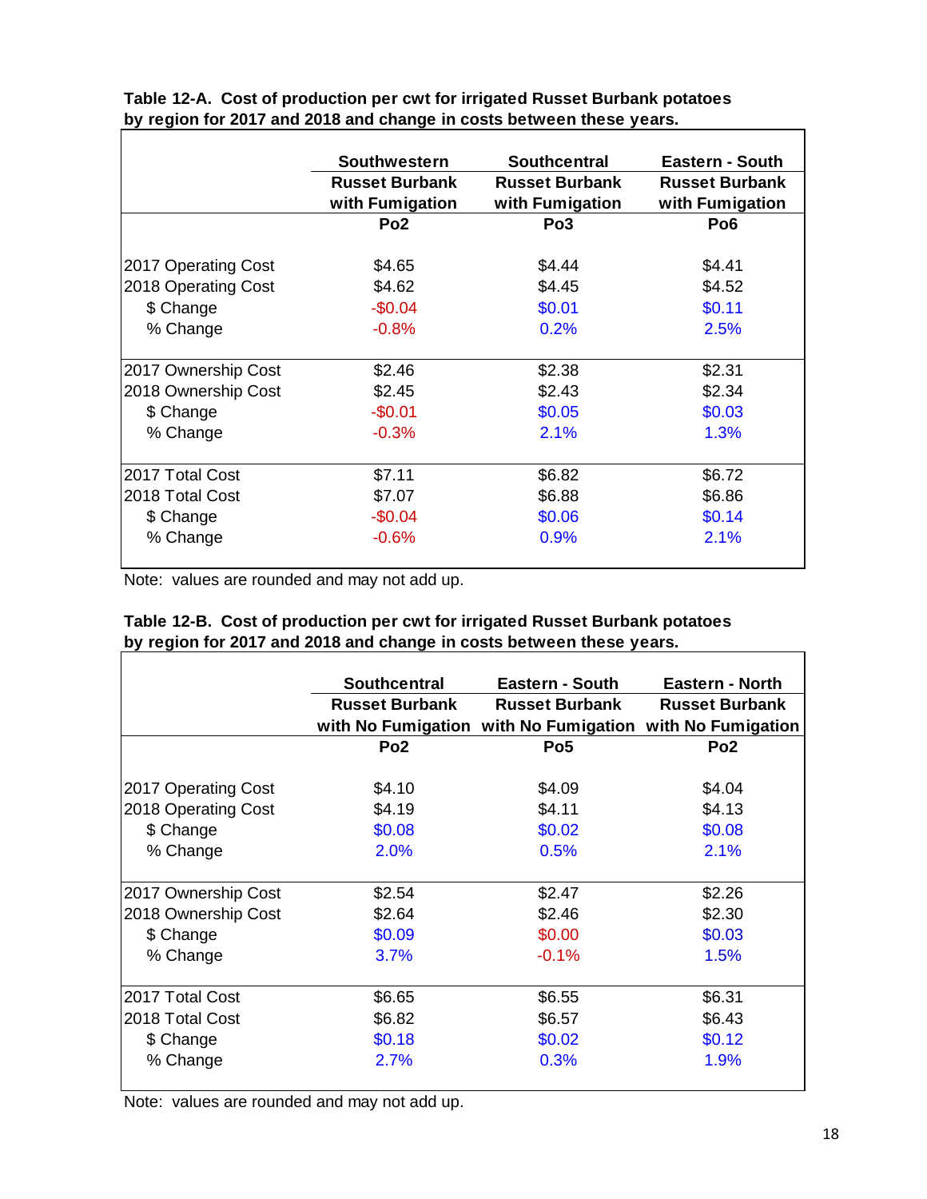**Table 12-A. Cost of production per cwt for irrigated Russet Burbank potatoes by region for 2017 and 2018 and change in costs between these years.**

| | Southwestern Russet Burbank with Fumigation | Southcentral Russet Burbank with Fumigation | Eastern - South Russet Burbank with Fumigation |
|---|---|---|---|
| | Po2 | Po3 | Po6 |
| 2017 Operating Cost | $4.65 | $4.44 | $4.41 |
| 2018 Operating Cost | $4.62 | $4.45 | $4.52 |
| $ Change | -$0.04 | $0.01 | $0.11 |
| % Change | -0.8% | 0.2% | 2.5% |
| 2017 Ownership Cost | $2.46 | $2.38 | $2.31 |
| 2018 Ownership Cost | $2.45 | $2.43 | $2.34 |
| $ Change | -$0.01 | $0.05 | $0.03 |
| % Change | -0.3% | 2.1% | 1.3% |
| 2017 Total Cost | $7.11 | $6.82 | $6.72 |
| 2018 Total Cost | $7.07 | $6.88 | $6.86 |
| $ Change | -$0.04 | $0.06 | $0.14 |
| % Change | -0.6% | 0.9% | 2.1% |

Note: values are rounded and may not add up.

**Table 12-B. Cost of production per cwt for irrigated Russet Burbank potatoes by region for 2017 and 2018 and change in costs between these years.**

| | Southcentral Russet Burbank with No Fumigation | Eastern - South Russet Burbank with No Fumigation | Eastern - North Russet Burbank with No Fumigation |
|---|---|---|---|
| | Po2 | Po5 | Po2 |
| 2017 Operating Cost | $4.10 | $4.09 | $4.04 |
| 2018 Operating Cost | $4.19 | $4.11 | $4.13 |
| $ Change | $0.08 | $0.02 | $0.08 |
| % Change | 2.0% | 0.5% | 2.1% |
| 2017 Ownership Cost | $2.54 | $2.47 | $2.26 |
| 2018 Ownership Cost | $2.64 | $2.46 | $2.30 |
| $ Change | $0.09 | $0.00 | $0.03 |
| % Change | 3.7% | -0.1% | 1.5% |
| 2017 Total Cost | $6.65 | $6.55 | $6.31 |
| 2018 Total Cost | $6.82 | $6.57 | $6.43 |
| $ Change | $0.18 | $0.02 | $0.12 |
| % Change | 2.7% | 0.3% | 1.9% |

Note: values are rounded and may not add up.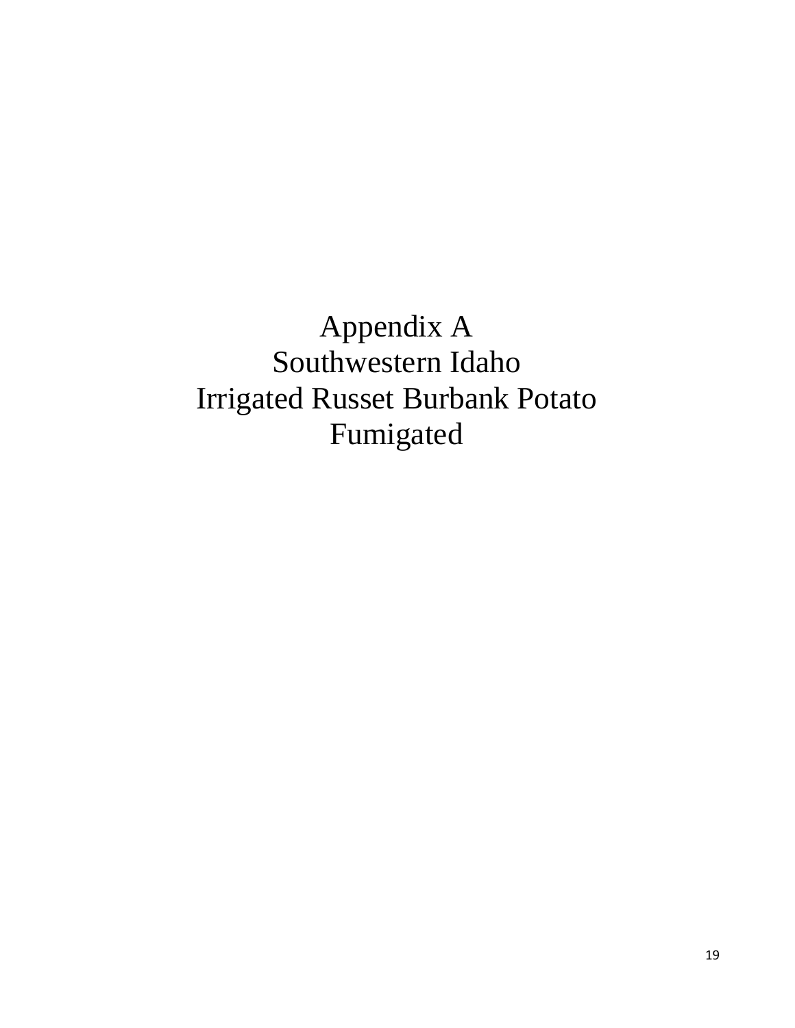# Appendix A
# Southwestern Idaho
# Irrigated Russet Burbank Potato
# Fumigated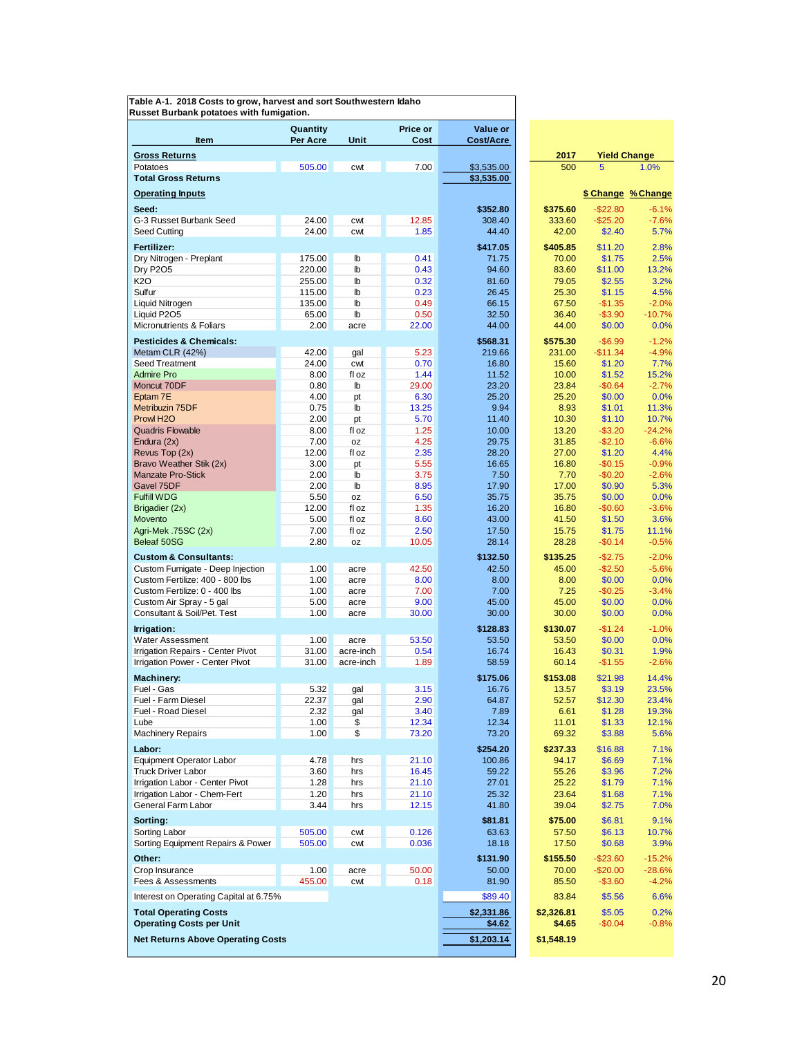**Table A-1. 2018 Costs to grow, harvest and sort Southwestern Idaho Russet Burbank potatoes with fumigation.**

| Item | Quantity Per Acre | Unit | Price or Cost | Value or Cost/Acre | 2017 | $ Change | % Change |
|---|---|---|---|---|---|---|---|
| **Gross Returns** | | | | | **2017** | **Yield Change** | |
| Potatoes | 505.00 | cwt | 7.00 | $3,535.00 | 500 | 5 | 1.0% |
| **Total Gross Returns** | | | | **$3,535.00** | | | |
| **Operating Inputs** | | | | | | **$ Change** | **% Change** |
| **Seed:** | | | | **$352.80** | **$375.60** | -$22.80 | -6.1% |
| G-3 Russet Burbank Seed | 24.00 | cwt | 12.85 | 308.40 | 333.60 | -$25.20 | -7.6% |
| Seed Cutting | 24.00 | cwt | 1.85 | 44.40 | 42.00 | $2.40 | 5.7% |
| **Fertilizer:** | | | | **$417.05** | **$405.85** | $11.20 | 2.8% |
| Dry Nitrogen - Preplant | 175.00 | lb | 0.41 | 71.75 | 70.00 | $1.75 | 2.5% |
| Dry P2O5 | 220.00 | lb | 0.43 | 94.60 | 83.60 | $11.00 | 13.2% |
| K2O | 255.00 | lb | 0.32 | 81.60 | 79.05 | $2.55 | 3.2% |
| Sulfur | 115.00 | lb | 0.23 | 26.45 | 25.30 | $1.15 | 4.5% |
| Liquid Nitrogen | 135.00 | lb | 0.49 | 66.15 | 67.50 | -$1.35 | -2.0% |
| Liquid P2O5 | 65.00 | lb | 0.50 | 32.50 | 36.40 | -$3.90 | -10.7% |
| Micronutrients & Foliars | 2.00 | acre | 22.00 | 44.00 | 44.00 | $0.00 | 0.0% |
| **Pesticides & Chemicals:** | | | | **$568.31** | **$575.30** | -$6.99 | -1.2% |
| Metam CLR (42%) | 42.00 | gal | 5.23 | 219.66 | 231.00 | -$11.34 | -4.9% |
| Seed Treatment | 24.00 | cwt | 0.70 | 16.80 | 15.60 | $1.20 | 7.7% |
| Admire Pro | 8.00 | fl oz | 1.44 | 11.52 | 10.00 | $1.52 | 15.2% |
| Moncut 70DF | 0.80 | lb | 29.00 | 23.20 | 23.84 | -$0.64 | -2.7% |
| Eptam 7E | 4.00 | pt | 6.30 | 25.20 | 25.20 | $0.00 | 0.0% |
| Metribuzin 75DF | 0.75 | lb | 13.25 | 9.94 | 8.93 | $1.01 | 11.3% |
| Prowl H2O | 2.00 | pt | 5.70 | 11.40 | 10.30 | $1.10 | 10.7% |
| Quadris Flowable | 8.00 | fl oz | 1.25 | 10.00 | 13.20 | -$3.20 | -24.2% |
| Endura (2x) | 7.00 | oz | 4.25 | 29.75 | 31.85 | -$2.10 | -6.6% |
| Revus Top (2x) | 12.00 | fl oz | 2.35 | 28.20 | 27.00 | $1.20 | 4.4% |
| Bravo Weather Stik (2x) | 3.00 | pt | 5.55 | 16.65 | 16.80 | -$0.15 | -0.9% |
| Manzate Pro-Stick | 2.00 | lb | 3.75 | 7.50 | 7.70 | -$0.20 | -2.6% |
| Gavel 75DF | 2.00 | lb | 8.95 | 17.90 | 17.00 | $0.90 | 5.3% |
| Fulfill WDG | 5.50 | oz | 6.50 | 35.75 | 35.75 | $0.00 | 0.0% |
| Brigadier (2x) | 12.00 | fl oz | 1.35 | 16.20 | 16.80 | -$0.60 | -3.6% |
| Movento | 5.00 | fl oz | 8.60 | 43.00 | 41.50 | $1.50 | 3.6% |
| Agri-Mek .75SC (2x) | 7.00 | fl oz | 2.50 | 17.50 | 15.75 | $1.75 | 11.1% |
| Beleaf 50SG | 2.80 | oz | 10.05 | 28.14 | 28.28 | -$0.14 | -0.5% |
| **Custom & Consultants:** | | | | **$132.50** | **$135.25** | -$2.75 | -2.0% |
| Custom Fumigate - Deep Injection | 1.00 | acre | 42.50 | 42.50 | 45.00 | -$2.50 | -5.6% |
| Custom Fertilize: 400 - 800 lbs | 1.00 | acre | 8.00 | 8.00 | 8.00 | $0.00 | 0.0% |
| Custom Fertilize: 0 - 400 lbs | 1.00 | acre | 7.00 | 7.00 | 7.25 | -$0.25 | -3.4% |
| Custom Air Spray - 5 gal | 5.00 | acre | 9.00 | 45.00 | 45.00 | $0.00 | 0.0% |
| Consultant & Soil/Pet. Test | 1.00 | acre | 30.00 | 30.00 | 30.00 | $0.00 | 0.0% |
| **Irrigation:** | | | | **$128.83** | **$130.07** | -$1.24 | -1.0% |
| Water Assessment | 1.00 | acre | 53.50 | 53.50 | 53.50 | $0.00 | 0.0% |
| Irrigation Repairs - Center Pivot | 31.00 | acre-inch | 0.54 | 16.74 | 16.43 | $0.31 | 1.9% |
| Irrigation Power - Center Pivot | 31.00 | acre-inch | 1.89 | 58.59 | 60.14 | -$1.55 | -2.6% |
| **Machinery:** | | | | **$175.06** | **$153.08** | $21.98 | 14.4% |
| Fuel - Gas | 5.32 | gal | 3.15 | 16.76 | 13.57 | $3.19 | 23.5% |
| Fuel - Farm Diesel | 22.37 | gal | 2.90 | 64.87 | 52.57 | $12.30 | 23.4% |
| Fuel - Road Diesel | 2.32 | gal | 3.40 | 7.89 | 6.61 | $1.28 | 19.3% |
| Lube | 1.00 | $ | 12.34 | 12.34 | 11.01 | $1.33 | 12.1% |
| Machinery Repairs | 1.00 | $ | 73.20 | 73.20 | 69.32 | $3.88 | 5.6% |
| **Labor:** | | | | **$254.20** | **$237.33** | $16.88 | 7.1% |
| Equipment Operator Labor | 4.78 | hrs | 21.10 | 100.86 | 94.17 | $6.69 | 7.1% |
| Truck Driver Labor | 3.60 | hrs | 16.45 | 59.22 | 55.26 | $3.96 | 7.2% |
| Irrigation Labor - Center Pivot | 1.28 | hrs | 21.10 | 27.01 | 25.22 | $1.79 | 7.1% |
| Irrigation Labor - Chem-Fert | 1.20 | hrs | 21.10 | 25.32 | 23.64 | $1.68 | 7.1% |
| General Farm Labor | 3.44 | hrs | 12.15 | 41.80 | 39.04 | $2.75 | 7.0% |
| **Sorting:** | | | | **$81.81** | **$75.00** | $6.81 | 9.1% |
| Sorting Labor | 505.00 | cwt | 0.126 | 63.63 | 57.50 | $6.13 | 10.7% |
| Sorting Equipment Repairs & Power | 505.00 | cwt | 0.036 | 18.18 | 17.50 | $0.68 | 3.9% |
| **Other:** | | | | **$131.90** | **$155.50** | -$23.60 | -15.2% |
| Crop Insurance | 1.00 | acre | 50.00 | 50.00 | 70.00 | -$20.00 | -28.6% |
| Fees & Assessments | 455.00 | cwt | 0.18 | 81.90 | 85.50 | -$3.60 | -4.2% |
| Interest on Operating Capital at 6.75% | | | | $89.40 | 83.84 | $5.56 | 6.6% |
| **Total Operating Costs** | | | | **$2,331.86** | **$2,326.81** | $5.05 | 0.2% |
| **Operating Costs per Unit** | | | | **$4.62** | **$4.65** | -$0.04 | -0.8% |
| **Net Returns Above Operating Costs** | | | | **$1,203.14** | **$1,548.19** | | |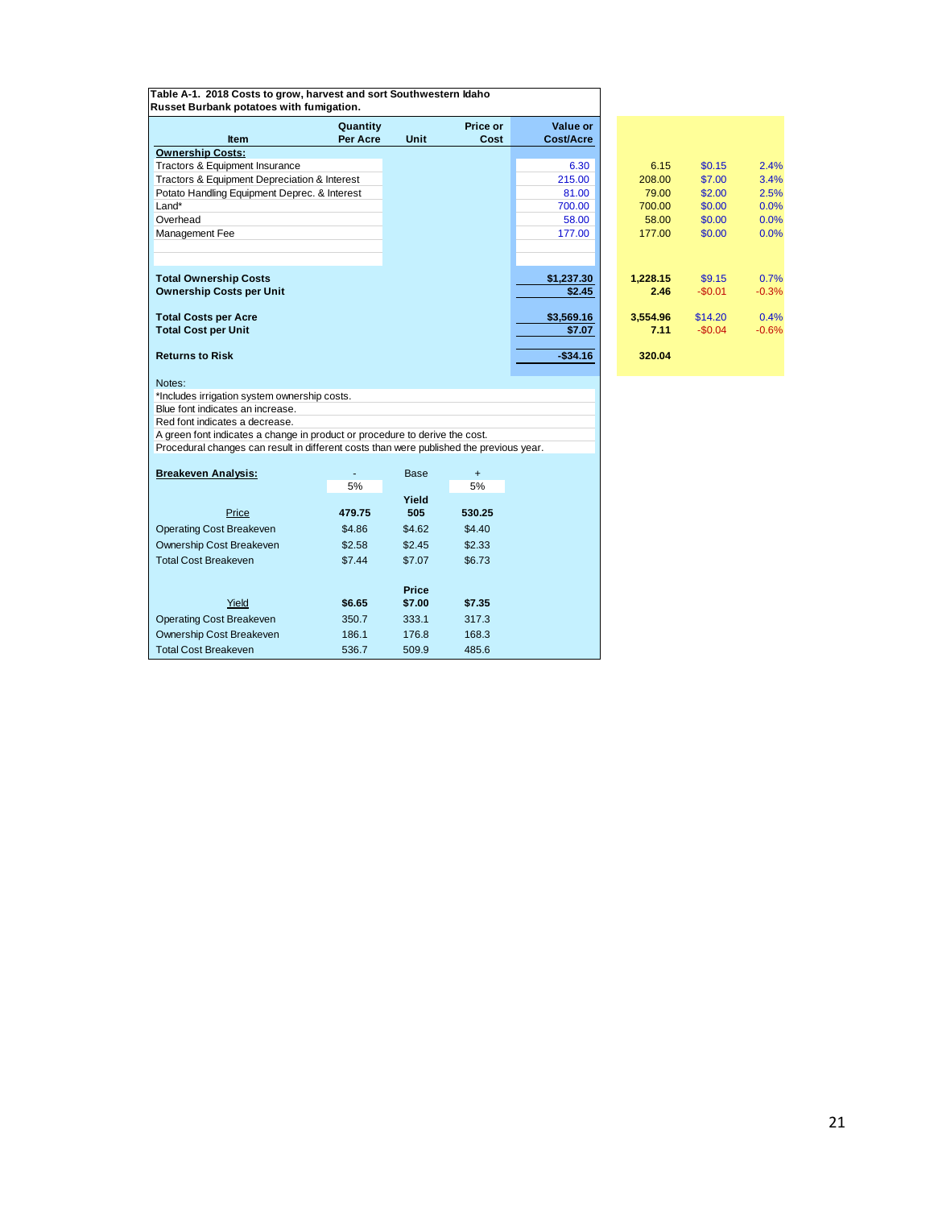**Table A-1. 2018 Costs to grow, harvest and sort Southwestern Idaho Russet Burbank potatoes with fumigation.**

| Item | Quantity Per Acre | Unit | Price or Cost | Value or Cost/Acre | | | |
|---|---|---|---|---|---|---|---|
| **Ownership Costs:** | | | | | | | |
| Tractors & Equipment Insurance | | | | 6.30 | 6.15 | $0.15 | 2.4% |
| Tractors & Equipment Depreciation & Interest | | | | 215.00 | 208.00 | $7.00 | 3.4% |
| Potato Handling Equipment Deprec. & Interest | | | | 81.00 | 79.00 | $2.00 | 2.5% |
| Land* | | | | 700.00 | 700.00 | $0.00 | 0.0% |
| Overhead | | | | 58.00 | 58.00 | $0.00 | 0.0% |
| Management Fee | | | | 177.00 | 177.00 | $0.00 | 0.0% |
| **Total Ownership Costs** | | | | **$1,237.30** | **1,228.15** | $9.15 | 0.7% |
| **Ownership Costs per Unit** | | | | **$2.45** | **2.46** | -$0.01 | -0.3% |
| **Total Costs per Acre** | | | | **$3,569.16** | **3,554.96** | $14.20 | 0.4% |
| **Total Cost per Unit** | | | | **$7.07** | **7.11** | -$0.04 | -0.6% |
| **Returns to Risk** | | | | **-$34.16** | **320.04** | | |

Notes:
*Includes irrigation system ownership costs.
Blue font indicates an increase.
Red font indicates a decrease.
A green font indicates a change in product or procedure to derive the cost.
Procedural changes can result in different costs than were published the previous year.

**Breakeven Analysis:**

| | - 5% | Base | + 5% |
|---|---|---|---|
| | | **Yield** | |
| Price | **479.75** | **505** | **530.25** |
| Operating Cost Breakeven | $4.86 | $4.62 | $4.40 |
| Ownership Cost Breakeven | $2.58 | $2.45 | $2.33 |
| Total Cost Breakeven | $7.44 | $7.07 | $6.73 |
| | | **Price** | |
| Yield | **$6.65** | **$7.00** | **$7.35** |
| Operating Cost Breakeven | 350.7 | 333.1 | 317.3 |
| Ownership Cost Breakeven | 186.1 | 176.8 | 168.3 |
| Total Cost Breakeven | 536.7 | 509.9 | 485.6 |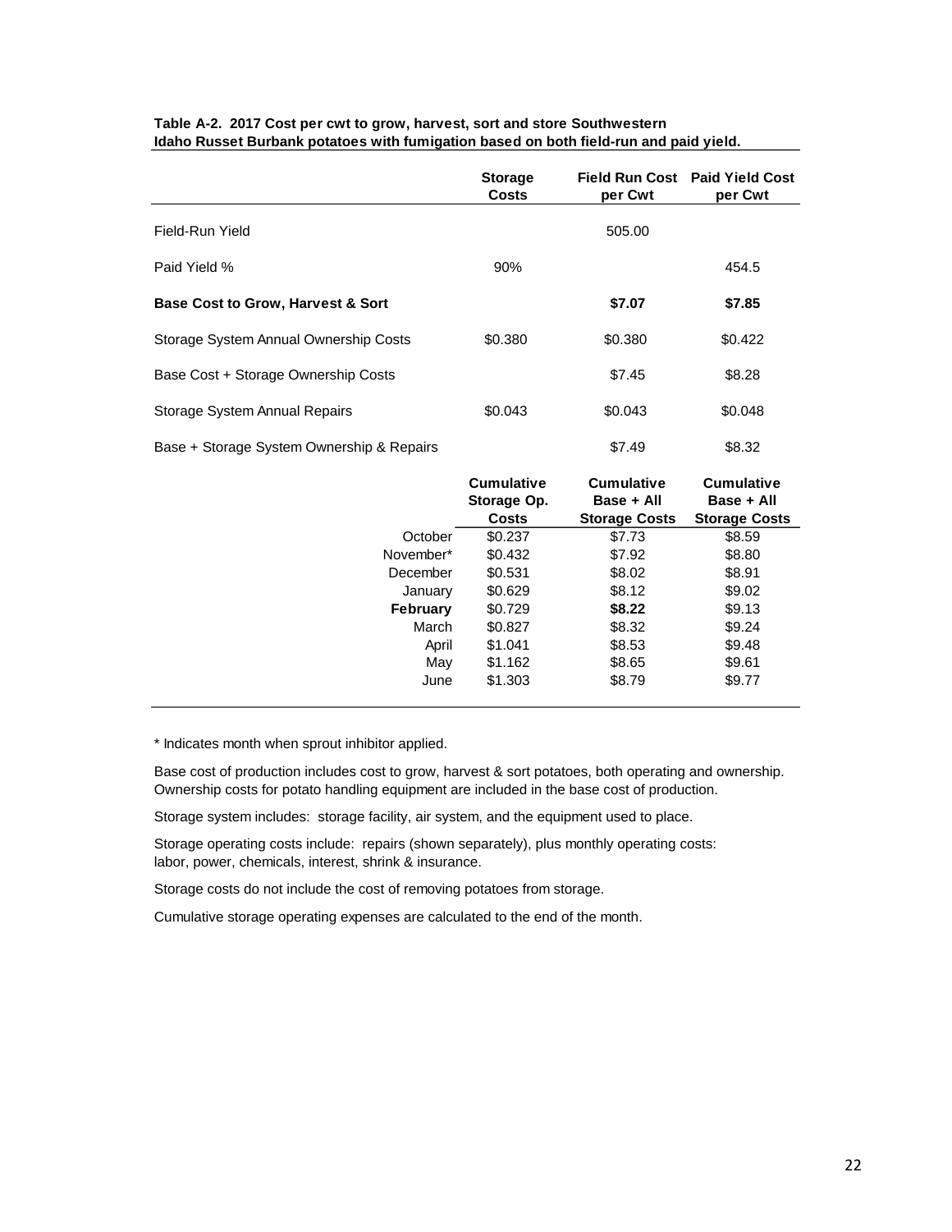**Table A-2. 2017 Cost per cwt to grow, harvest, sort and store Southwestern Idaho Russet Burbank potatoes with fumigation based on both field-run and paid yield.**

| | Storage Costs | Field Run Cost per Cwt | Paid Yield Cost per Cwt |
|---|---|---|---|
| Field-Run Yield | | 505.00 | |
| Paid Yield % | 90% | | 454.5 |
| **Base Cost to Grow, Harvest & Sort** | | **$7.07** | **$7.85** |
| Storage System Annual Ownership Costs | $0.380 | $0.380 | $0.422 |
| Base Cost + Storage Ownership Costs | | $7.45 | $8.28 |
| Storage System Annual Repairs | $0.043 | $0.043 | $0.048 |
| Base + Storage System Ownership & Repairs | | $7.49 | $8.32 |
| | **Cumulative Storage Op. Costs** | **Cumulative Base + All Storage Costs** | **Cumulative Base + All Storage Costs** |
| October | $0.237 | $7.73 | $8.59 |
| November* | $0.432 | $7.92 | $8.80 |
| December | $0.531 | $8.02 | $8.91 |
| January | $0.629 | $8.12 | $9.02 |
| **February** | $0.729 | **$8.22** | $9.13 |
| March | $0.827 | $8.32 | $9.24 |
| April | $1.041 | $8.53 | $9.48 |
| May | $1.162 | $8.65 | $9.61 |
| June | $1.303 | $8.79 | $9.77 |

* Indicates month when sprout inhibitor applied.

Base cost of production includes cost to grow, harvest & sort potatoes, both operating and ownership. Ownership costs for potato handling equipment are included in the base cost of production.

Storage system includes: storage facility, air system, and the equipment used to place.

Storage operating costs include: repairs (shown separately), plus monthly operating costs: labor, power, chemicals, interest, shrink & insurance.

Storage costs do not include the cost of removing potatoes from storage.

Cumulative storage operating expenses are calculated to the end of the month.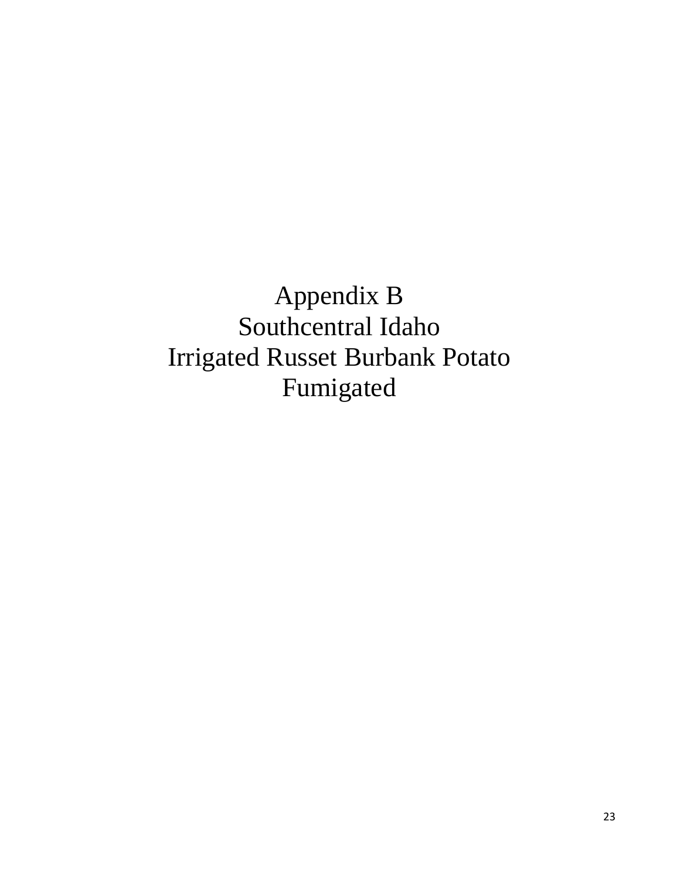# Appendix B
# Southcentral Idaho
# Irrigated Russet Burbank Potato
# Fumigated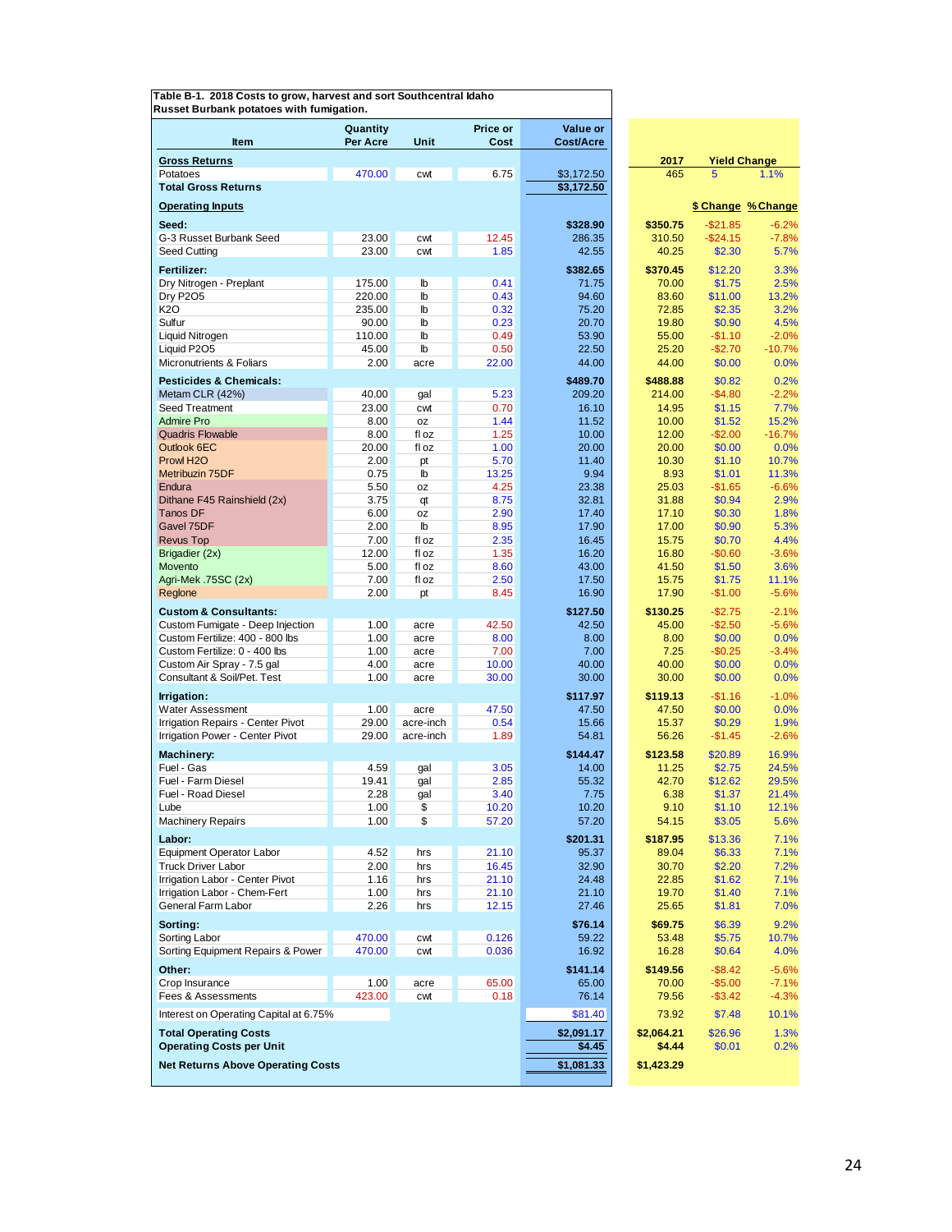**Table B-1. 2018 Costs to grow, harvest and sort Southcentral Idaho Russet Burbank potatoes with fumigation.**

| Item | Quantity Per Acre | Unit | Price or Cost | Value or Cost/Acre | 2017 | $ Change | % Change |
|---|---|---|---|---|---|---|---|
| **Gross Returns** | | | | | **2017** | **Yield Change** | |
| Potatoes | 470.00 | cwt | 6.75 | $3,172.50 | 465 | 5 | 1.1% |
| **Total Gross Returns** | | | | **$3,172.50** | | | |
| **Operating Inputs** | | | | | | **$ Change** | **% Change** |
| **Seed:** | | | | **$328.90** | **$350.75** | -$21.85 | -6.2% |
| G-3 Russet Burbank Seed | 23.00 | cwt | 12.45 | 286.35 | 310.50 | -$24.15 | -7.8% |
| Seed Cutting | 23.00 | cwt | 1.85 | 42.55 | 40.25 | $2.30 | 5.7% |
| **Fertilizer:** | | | | **$382.65** | **$370.45** | $12.20 | 3.3% |
| Dry Nitrogen - Preplant | 175.00 | lb | 0.41 | 71.75 | 70.00 | $1.75 | 2.5% |
| Dry P2O5 | 220.00 | lb | 0.43 | 94.60 | 83.60 | $11.00 | 13.2% |
| K2O | 235.00 | lb | 0.32 | 75.20 | 72.85 | $2.35 | 3.2% |
| Sulfur | 90.00 | lb | 0.23 | 20.70 | 19.80 | $0.90 | 4.5% |
| Liquid Nitrogen | 110.00 | lb | 0.49 | 53.90 | 55.00 | -$1.10 | -2.0% |
| Liquid P2O5 | 45.00 | lb | 0.50 | 22.50 | 25.20 | -$2.70 | -10.7% |
| Micronutrients & Foliars | 2.00 | acre | 22.00 | 44.00 | 44.00 | $0.00 | 0.0% |
| **Pesticides & Chemicals:** | | | | **$489.70** | **$488.88** | $0.82 | 0.2% |
| Metam CLR (42%) | 40.00 | gal | 5.23 | 209.20 | 214.00 | -$4.80 | -2.2% |
| Seed Treatment | 23.00 | cwt | 0.70 | 16.10 | 14.95 | $1.15 | 7.7% |
| Admire Pro | 8.00 | oz | 1.44 | 11.52 | 10.00 | $1.52 | 15.2% |
| Quadris Flowable | 8.00 | fl oz | 1.25 | 10.00 | 12.00 | -$2.00 | -16.7% |
| Outlook 6EC | 20.00 | fl oz | 1.00 | 20.00 | 20.00 | $0.00 | 0.0% |
| Prowl H2O | 2.00 | pt | 5.70 | 11.40 | 10.30 | $1.10 | 10.7% |
| Metribuzin 75DF | 0.75 | lb | 13.25 | 9.94 | 8.93 | $1.01 | 11.3% |
| Endura | 5.50 | oz | 4.25 | 23.38 | 25.03 | -$1.65 | -6.6% |
| Dithane F45 Rainshield (2x) | 3.75 | qt | 8.75 | 32.81 | 31.88 | $0.94 | 2.9% |
| Tanos DF | 6.00 | oz | 2.90 | 17.40 | 17.10 | $0.30 | 1.8% |
| Gavel 75DF | 2.00 | lb | 8.95 | 17.90 | 17.00 | $0.90 | 5.3% |
| Revus Top | 7.00 | fl oz | 2.35 | 16.45 | 15.75 | $0.70 | 4.4% |
| Brigadier (2x) | 12.00 | fl oz | 1.35 | 16.20 | 16.80 | -$0.60 | -3.6% |
| Movento | 5.00 | fl oz | 8.60 | 43.00 | 41.50 | $1.50 | 3.6% |
| Agri-Mek .75SC (2x) | 7.00 | fl oz | 2.50 | 17.50 | 15.75 | $1.75 | 11.1% |
| Reglone | 2.00 | pt | 8.45 | 16.90 | 17.90 | -$1.00 | -5.6% |
| **Custom & Consultants:** | | | | **$127.50** | **$130.25** | -$2.75 | -2.1% |
| Custom Fumigate - Deep Injection | 1.00 | acre | 42.50 | 42.50 | 45.00 | -$2.50 | -5.6% |
| Custom Fertilize: 400 - 800 lbs | 1.00 | acre | 8.00 | 8.00 | 8.00 | $0.00 | 0.0% |
| Custom Fertilize: 0 - 400 lbs | 1.00 | acre | 7.00 | 7.00 | 7.25 | -$0.25 | -3.4% |
| Custom Air Spray - 7.5 gal | 4.00 | acre | 10.00 | 40.00 | 40.00 | $0.00 | 0.0% |
| Consultant & Soil/Pet. Test | 1.00 | acre | 30.00 | 30.00 | 30.00 | $0.00 | 0.0% |
| **Irrigation:** | | | | **$117.97** | **$119.13** | -$1.16 | -1.0% |
| Water Assessment | 1.00 | acre | 47.50 | 47.50 | 47.50 | $0.00 | 0.0% |
| Irrigation Repairs - Center Pivot | 29.00 | acre-inch | 0.54 | 15.66 | 15.37 | $0.29 | 1.9% |
| Irrigation Power - Center Pivot | 29.00 | acre-inch | 1.89 | 54.81 | 56.26 | -$1.45 | -2.6% |
| **Machinery:** | | | | **$144.47** | **$123.58** | $20.89 | 16.9% |
| Fuel - Gas | 4.59 | gal | 3.05 | 14.00 | 11.25 | $2.75 | 24.5% |
| Fuel - Farm Diesel | 19.41 | gal | 2.85 | 55.32 | 42.70 | $12.62 | 29.5% |
| Fuel - Road Diesel | 2.28 | gal | 3.40 | 7.75 | 6.38 | $1.37 | 21.4% |
| Lube | 1.00 | $ | 10.20 | 10.20 | 9.10 | $1.10 | 12.1% |
| Machinery Repairs | 1.00 | $ | 57.20 | 57.20 | 54.15 | $3.05 | 5.6% |
| **Labor:** | | | | **$201.31** | **$187.95** | $13.36 | 7.1% |
| Equipment Operator Labor | 4.52 | hrs | 21.10 | 95.37 | 89.04 | $6.33 | 7.1% |
| Truck Driver Labor | 2.00 | hrs | 16.45 | 32.90 | 30.70 | $2.20 | 7.2% |
| Irrigation Labor - Center Pivot | 1.16 | hrs | 21.10 | 24.48 | 22.85 | $1.62 | 7.1% |
| Irrigation Labor - Chem-Fert | 1.00 | hrs | 21.10 | 21.10 | 19.70 | $1.40 | 7.1% |
| General Farm Labor | 2.26 | hrs | 12.15 | 27.46 | 25.65 | $1.81 | 7.0% |
| **Sorting:** | | | | **$76.14** | **$69.75** | $6.39 | 9.2% |
| Sorting Labor | 470.00 | cwt | 0.126 | 59.22 | 53.48 | $5.75 | 10.7% |
| Sorting Equipment Repairs & Power | 470.00 | cwt | 0.036 | 16.92 | 16.28 | $0.64 | 4.0% |
| **Other:** | | | | **$141.14** | **$149.56** | -$8.42 | -5.6% |
| Crop Insurance | 1.00 | acre | 65.00 | 65.00 | 70.00 | -$5.00 | -7.1% |
| Fees & Assessments | 423.00 | cwt | 0.18 | 76.14 | 79.56 | -$3.42 | -4.3% |
| Interest on Operating Capital at 6.75% | | | | $81.40 | 73.92 | $7.48 | 10.1% |
| **Total Operating Costs** | | | | **$2,091.17** | **$2,064.21** | $26.96 | 1.3% |
| **Operating Costs per Unit** | | | | **$4.45** | **$4.44** | $0.01 | 0.2% |
| **Net Returns Above Operating Costs** | | | | **$1,081.33** | **$1,423.29** | | |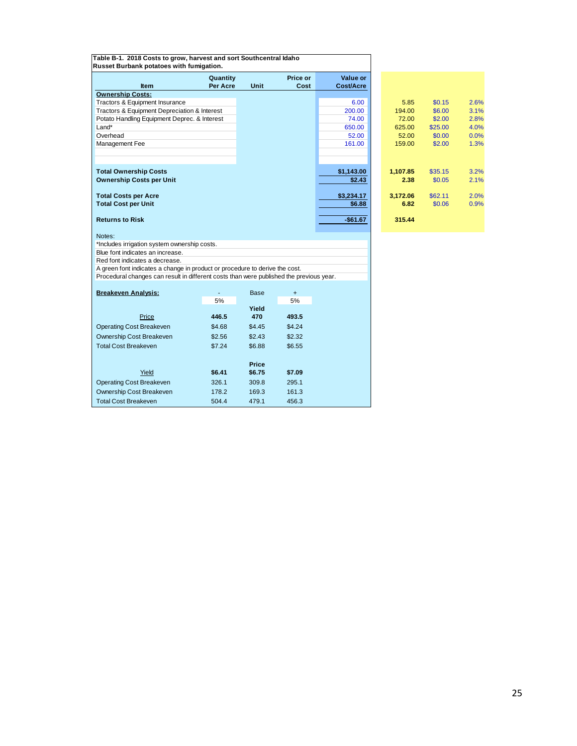**Table B-1. 2018 Costs to grow, harvest and sort Southcentral Idaho Russet Burbank potatoes with fumigation.**

| Item | Quantity Per Acre | Unit | Price or Cost | Value or Cost/Acre | | | |
|---|---|---|---|---|---|---|---|
| **Ownership Costs:** | | | | | | | |
| Tractors & Equipment Insurance | | | | 6.00 | 5.85 | $0.15 | 2.6% |
| Tractors & Equipment Depreciation & Interest | | | | 200.00 | 194.00 | $6.00 | 3.1% |
| Potato Handling Equipment Deprec. & Interest | | | | 74.00 | 72.00 | $2.00 | 2.8% |
| Land* | | | | 650.00 | 625.00 | $25.00 | 4.0% |
| Overhead | | | | 52.00 | 52.00 | $0.00 | 0.0% |
| Management Fee | | | | 161.00 | 159.00 | $2.00 | 1.3% |
| **Total Ownership Costs** | | | | **$1,143.00** | **1,107.85** | $35.15 | 3.2% |
| **Ownership Costs per Unit** | | | | **$2.43** | **2.38** | $0.05 | 2.1% |
| **Total Costs per Acre** | | | | **$3,234.17** | **3,172.06** | $62.11 | 2.0% |
| **Total Cost per Unit** | | | | **$6.88** | **6.82** | $0.06 | 0.9% |
| **Returns to Risk** | | | | **-$61.67** | **315.44** | | |

Notes:
*Includes irrigation system ownership costs.
Blue font indicates an increase.
Red font indicates a decrease.
A green font indicates a change in product or procedure to derive the cost.
Procedural changes can result in different costs than were published the previous year.

**Breakeven Analysis:**

| | - 5% | Base | + 5% |
|---|---|---|---|
| | | **Yield** | |
| Price | **446.5** | **470** | **493.5** |
| Operating Cost Breakeven | $4.68 | $4.45 | $4.24 |
| Ownership Cost Breakeven | $2.56 | $2.43 | $2.32 |
| Total Cost Breakeven | $7.24 | $6.88 | $6.55 |
| | | **Price** | |
| Yield | **$6.41** | **$6.75** | **$7.09** |
| Operating Cost Breakeven | 326.1 | 309.8 | 295.1 |
| Ownership Cost Breakeven | 178.2 | 169.3 | 161.3 |
| Total Cost Breakeven | 504.4 | 479.1 | 456.3 |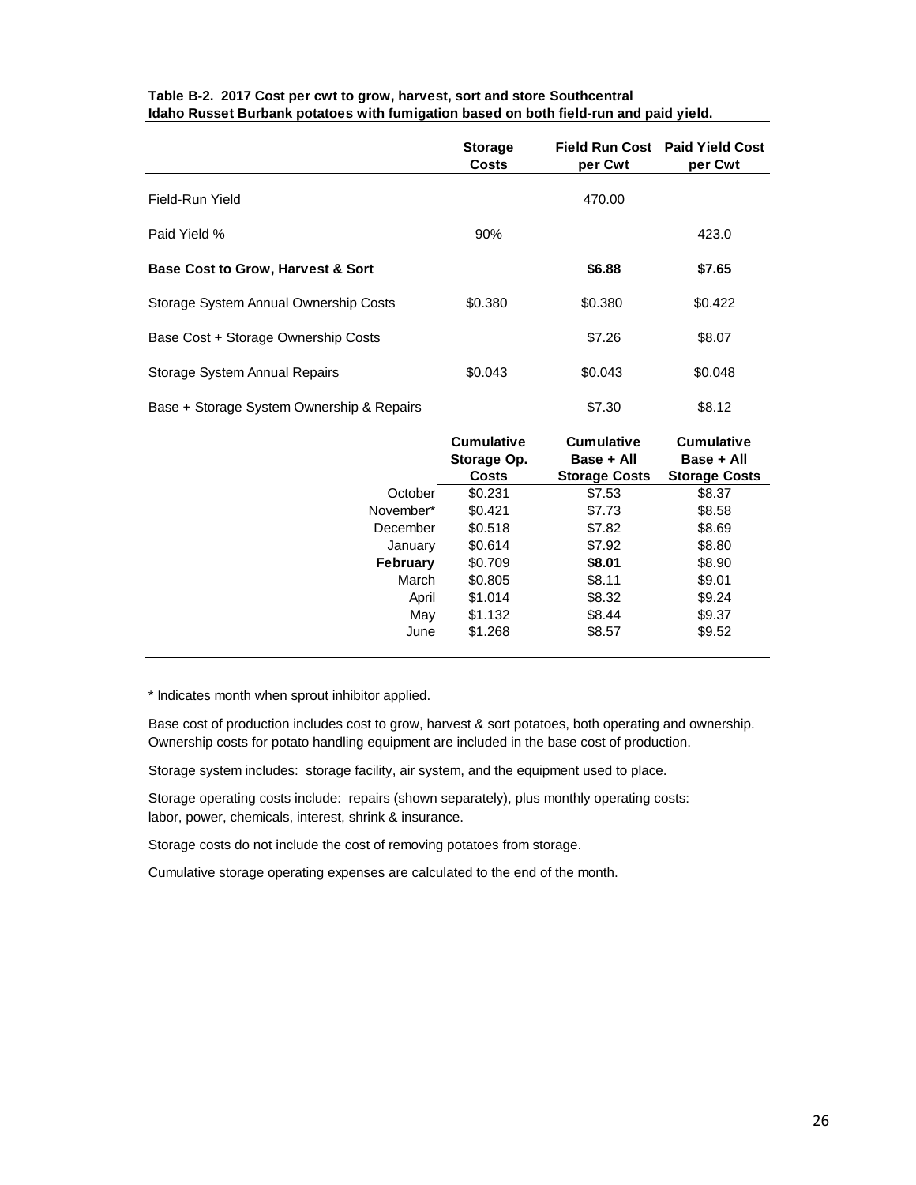**Table B-2. 2017 Cost per cwt to grow, harvest, sort and store Southcentral Idaho Russet Burbank potatoes with fumigation based on both field-run and paid yield.**

| | Storage Costs | Field Run Cost per Cwt | Paid Yield Cost per Cwt |
|---|---|---|---|
| Field-Run Yield | | 470.00 | |
| Paid Yield % | 90% | | 423.0 |
| **Base Cost to Grow, Harvest & Sort** | | **$6.88** | **$7.65** |
| Storage System Annual Ownership Costs | $0.380 | $0.380 | $0.422 |
| Base Cost + Storage Ownership Costs | | $7.26 | $8.07 |
| Storage System Annual Repairs | $0.043 | $0.043 | $0.048 |
| Base + Storage System Ownership & Repairs | | $7.30 | $8.12 |
| | **Cumulative Storage Op. Costs** | **Cumulative Base + All Storage Costs** | **Cumulative Base + All Storage Costs** |
| October | $0.231 | $7.53 | $8.37 |
| November* | $0.421 | $7.73 | $8.58 |
| December | $0.518 | $7.82 | $8.69 |
| January | $0.614 | $7.92 | $8.80 |
| **February** | $0.709 | **$8.01** | $8.90 |
| March | $0.805 | $8.11 | $9.01 |
| April | $1.014 | $8.32 | $9.24 |
| May | $1.132 | $8.44 | $9.37 |
| June | $1.268 | $8.57 | $9.52 |

* Indicates month when sprout inhibitor applied.

Base cost of production includes cost to grow, harvest & sort potatoes, both operating and ownership. Ownership costs for potato handling equipment are included in the base cost of production.

Storage system includes: storage facility, air system, and the equipment used to place.

Storage operating costs include: repairs (shown separately), plus monthly operating costs: labor, power, chemicals, interest, shrink & insurance.

Storage costs do not include the cost of removing potatoes from storage.

Cumulative storage operating expenses are calculated to the end of the month.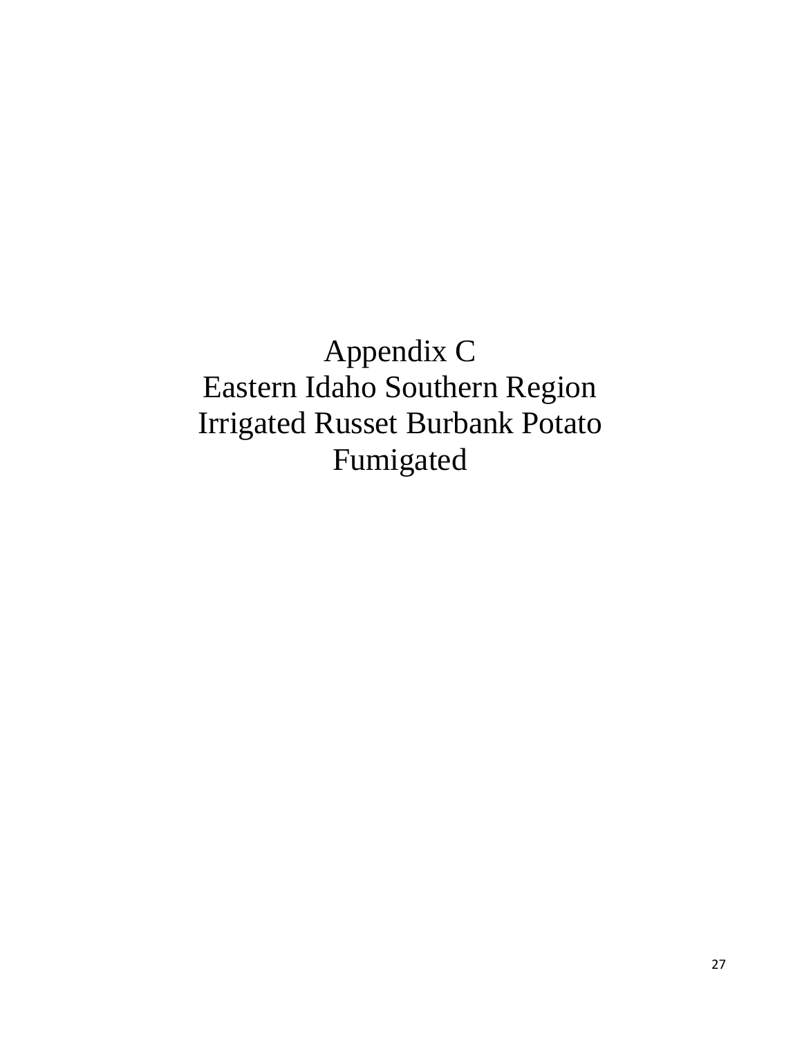# Appendix C
# Eastern Idaho Southern Region
# Irrigated Russet Burbank Potato
# Fumigated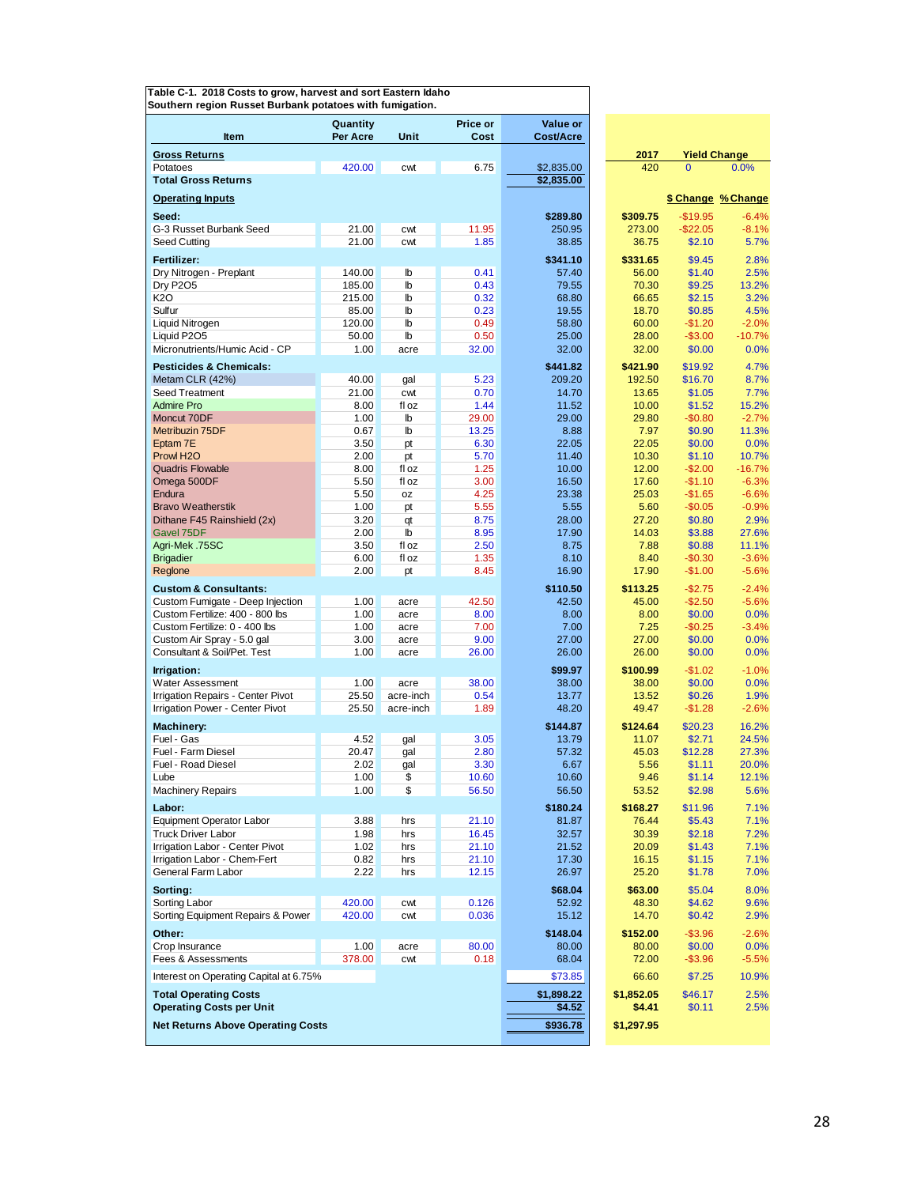**Table C-1. 2018 Costs to grow, harvest and sort Eastern Idaho Southern region Russet Burbank potatoes with fumigation.**

| Item | Quantity Per Acre | Unit | Price or Cost | Value or Cost/Acre | 2017 | $ Change | % Change |
|---|---|---|---|---|---|---|---|
| **Gross Returns** | | | | | **2017** | **Yield Change** | |
| Potatoes | 420.00 | cwt | 6.75 | $2,835.00 | 420 | 0 | 0.0% |
| **Total Gross Returns** | | | | **$2,835.00** | | | |
| **Operating Inputs** | | | | | | **$ Change** | **% Change** |
| **Seed:** | | | | **$289.80** | **$309.75** | -$19.95 | -6.4% |
| G-3 Russet Burbank Seed | 21.00 | cwt | 11.95 | 250.95 | 273.00 | -$22.05 | -8.1% |
| Seed Cutting | 21.00 | cwt | 1.85 | 38.85 | 36.75 | $2.10 | 5.7% |
| **Fertilizer:** | | | | **$341.10** | **$331.65** | $9.45 | 2.8% |
| Dry Nitrogen - Preplant | 140.00 | lb | 0.41 | 57.40 | 56.00 | $1.40 | 2.5% |
| Dry P2O5 | 185.00 | lb | 0.43 | 79.55 | 70.30 | $9.25 | 13.2% |
| K2O | 215.00 | lb | 0.32 | 68.80 | 66.65 | $2.15 | 3.2% |
| Sulfur | 85.00 | lb | 0.23 | 19.55 | 18.70 | $0.85 | 4.5% |
| Liquid Nitrogen | 120.00 | lb | 0.49 | 58.80 | 60.00 | -$1.20 | -2.0% |
| Liquid P2O5 | 50.00 | lb | 0.50 | 25.00 | 28.00 | -$3.00 | -10.7% |
| Micronutrients/Humic Acid - CP | 1.00 | acre | 32.00 | 32.00 | 32.00 | $0.00 | 0.0% |
| **Pesticides & Chemicals:** | | | | **$441.82** | **$421.90** | $19.92 | 4.7% |
| Metam CLR (42%) | 40.00 | gal | 5.23 | 209.20 | 192.50 | $16.70 | 8.7% |
| Seed Treatment | 21.00 | cwt | 0.70 | 14.70 | 13.65 | $1.05 | 7.7% |
| Admire Pro | 8.00 | fl oz | 1.44 | 11.52 | 10.00 | $1.52 | 15.2% |
| Moncut 70DF | 1.00 | lb | 29.00 | 29.00 | 29.80 | -$0.80 | -2.7% |
| Metribuzin 75DF | 0.67 | lb | 13.25 | 8.88 | 7.97 | $0.90 | 11.3% |
| Eptam 7E | 3.50 | pt | 6.30 | 22.05 | 22.05 | $0.00 | 0.0% |
| Prowl H2O | 2.00 | pt | 5.70 | 11.40 | 10.30 | $1.10 | 10.7% |
| Quadris Flowable | 8.00 | fl oz | 1.25 | 10.00 | 12.00 | -$2.00 | -16.7% |
| Omega 500DF | 5.50 | fl oz | 3.00 | 16.50 | 17.60 | -$1.10 | -6.3% |
| Endura | 5.50 | oz | 4.25 | 23.38 | 25.03 | -$1.65 | -6.6% |
| Bravo Weatherstik | 1.00 | pt | 5.55 | 5.55 | 5.60 | -$0.05 | -0.9% |
| Dithane F45 Rainshield (2x) | 3.20 | qt | 8.75 | 28.00 | 27.20 | $0.80 | 2.9% |
| Gavel 75DF | 2.00 | lb | 8.95 | 17.90 | 14.03 | $3.88 | 27.6% |
| Agri-Mek .75SC | 3.50 | fl oz | 2.50 | 8.75 | 7.88 | $0.88 | 11.1% |
| Brigadier | 6.00 | fl oz | 1.35 | 8.10 | 8.40 | -$0.30 | -3.6% |
| Reglone | 2.00 | pt | 8.45 | 16.90 | 17.90 | -$1.00 | -5.6% |
| **Custom & Consultants:** | | | | **$110.50** | **$113.25** | -$2.75 | -2.4% |
| Custom Fumigate - Deep Injection | 1.00 | acre | 42.50 | 42.50 | 45.00 | -$2.50 | -5.6% |
| Custom Fertilize: 400 - 800 lbs | 1.00 | acre | 8.00 | 8.00 | 8.00 | $0.00 | 0.0% |
| Custom Fertilize: 0 - 400 lbs | 1.00 | acre | 7.00 | 7.00 | 7.25 | -$0.25 | -3.4% |
| Custom Air Spray - 5.0 gal | 3.00 | acre | 9.00 | 27.00 | 27.00 | $0.00 | 0.0% |
| Consultant & Soil/Pet. Test | 1.00 | acre | 26.00 | 26.00 | 26.00 | $0.00 | 0.0% |
| **Irrigation:** | | | | **$99.97** | **$100.99** | -$1.02 | -1.0% |
| Water Assessment | 1.00 | acre | 38.00 | 38.00 | 38.00 | $0.00 | 0.0% |
| Irrigation Repairs - Center Pivot | 25.50 | acre-inch | 0.54 | 13.77 | 13.52 | $0.26 | 1.9% |
| Irrigation Power - Center Pivot | 25.50 | acre-inch | 1.89 | 48.20 | 49.47 | -$1.28 | -2.6% |
| **Machinery:** | | | | **$144.87** | **$124.64** | $20.23 | 16.2% |
| Fuel - Gas | 4.52 | gal | 3.05 | 13.79 | 11.07 | $2.71 | 24.5% |
| Fuel - Farm Diesel | 20.47 | gal | 2.80 | 57.32 | 45.03 | $12.28 | 27.3% |
| Fuel - Road Diesel | 2.02 | gal | 3.30 | 6.67 | 5.56 | $1.11 | 20.0% |
| Lube | 1.00 | $ | 10.60 | 10.60 | 9.46 | $1.14 | 12.1% |
| Machinery Repairs | 1.00 | $ | 56.50 | 56.50 | 53.52 | $2.98 | 5.6% |
| **Labor:** | | | | **$180.24** | **$168.27** | $11.96 | 7.1% |
| Equipment Operator Labor | 3.88 | hrs | 21.10 | 81.87 | 76.44 | $5.43 | 7.1% |
| Truck Driver Labor | 1.98 | hrs | 16.45 | 32.57 | 30.39 | $2.18 | 7.2% |
| Irrigation Labor - Center Pivot | 1.02 | hrs | 21.10 | 21.52 | 20.09 | $1.43 | 7.1% |
| Irrigation Labor - Chem-Fert | 0.82 | hrs | 21.10 | 17.30 | 16.15 | $1.15 | 7.1% |
| General Farm Labor | 2.22 | hrs | 12.15 | 26.97 | 25.20 | $1.78 | 7.0% |
| **Sorting:** | | | | **$68.04** | **$63.00** | $5.04 | 8.0% |
| Sorting Labor | 420.00 | cwt | 0.126 | 52.92 | 48.30 | $4.62 | 9.6% |
| Sorting Equipment Repairs & Power | 420.00 | cwt | 0.036 | 15.12 | 14.70 | $0.42 | 2.9% |
| **Other:** | | | | **$148.04** | **$152.00** | -$3.96 | -2.6% |
| Crop Insurance | 1.00 | acre | 80.00 | 80.00 | 80.00 | $0.00 | 0.0% |
| Fees & Assessments | 378.00 | cwt | 0.18 | 68.04 | 72.00 | -$3.96 | -5.5% |
| Interest on Operating Capital at 6.75% | | | | $73.85 | 66.60 | $7.25 | 10.9% |
| **Total Operating Costs** | | | | **$1,898.22** | **$1,852.05** | $46.17 | 2.5% |
| **Operating Costs per Unit** | | | | **$4.52** | **$4.41** | $0.11 | 2.5% |
| **Net Returns Above Operating Costs** | | | | **$936.78** | **$1,297.95** | | |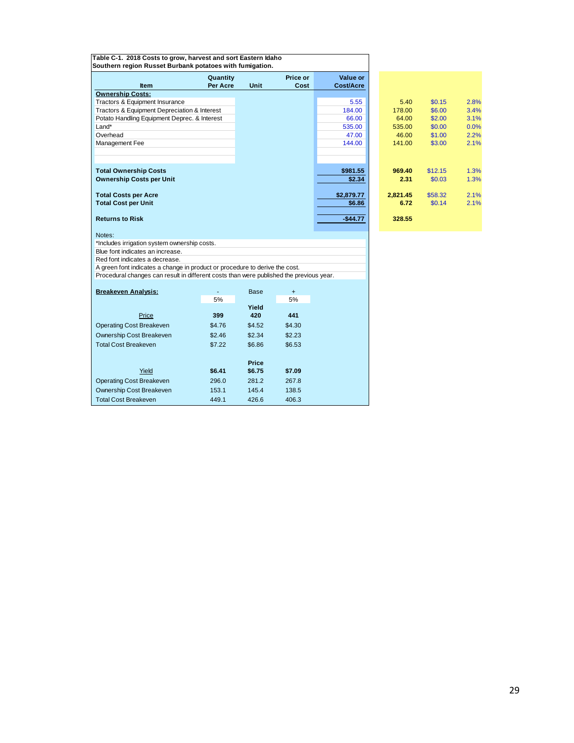**Table C-1. 2018 Costs to grow, harvest and sort Eastern Idaho Southern region Russet Burbank potatoes with fumigation.**

| Item | Quantity Per Acre | Unit | Price or Cost | Value or Cost/Acre | | | |
|---|---|---|---|---|---|---|---|
| **Ownership Costs:** | | | | | | | |
| Tractors & Equipment Insurance | | | | 5.55 | 5.40 | $0.15 | 2.8% |
| Tractors & Equipment Depreciation & Interest | | | | 184.00 | 178.00 | $6.00 | 3.4% |
| Potato Handling Equipment Deprec. & Interest | | | | 66.00 | 64.00 | $2.00 | 3.1% |
| Land* | | | | 535.00 | 535.00 | $0.00 | 0.0% |
| Overhead | | | | 47.00 | 46.00 | $1.00 | 2.2% |
| Management Fee | | | | 144.00 | 141.00 | $3.00 | 2.1% |
| **Total Ownership Costs** | | | | **$981.55** | **969.40** | $12.15 | 1.3% |
| **Ownership Costs per Unit** | | | | **$2.34** | **2.31** | $0.03 | 1.3% |
| **Total Costs per Acre** | | | | **$2,879.77** | **2,821.45** | $58.32 | 2.1% |
| **Total Cost per Unit** | | | | **$6.86** | **6.72** | $0.14 | 2.1% |
| **Returns to Risk** | | | | **-$44.77** | **328.55** | | |

Notes:
*Includes irrigation system ownership costs.
Blue font indicates an increase.
Red font indicates a decrease.
A green font indicates a change in product or procedure to derive the cost.
Procedural changes can result in different costs than were published the previous year.

| **Breakeven Analysis:** | - 5% | Base | + 5% |
|---|---|---|---|
| | | **Yield** | |
| Price | **399** | **420** | **441** |
| Operating Cost Breakeven | $4.76 | $4.52 | $4.30 |
| Ownership Cost Breakeven | $2.46 | $2.34 | $2.23 |
| Total Cost Breakeven | $7.22 | $6.86 | $6.53 |
| | | **Price** | |
| Yield | **$6.41** | **$6.75** | **$7.09** |
| Operating Cost Breakeven | 296.0 | 281.2 | 267.8 |
| Ownership Cost Breakeven | 153.1 | 145.4 | 138.5 |
| Total Cost Breakeven | 449.1 | 426.6 | 406.3 |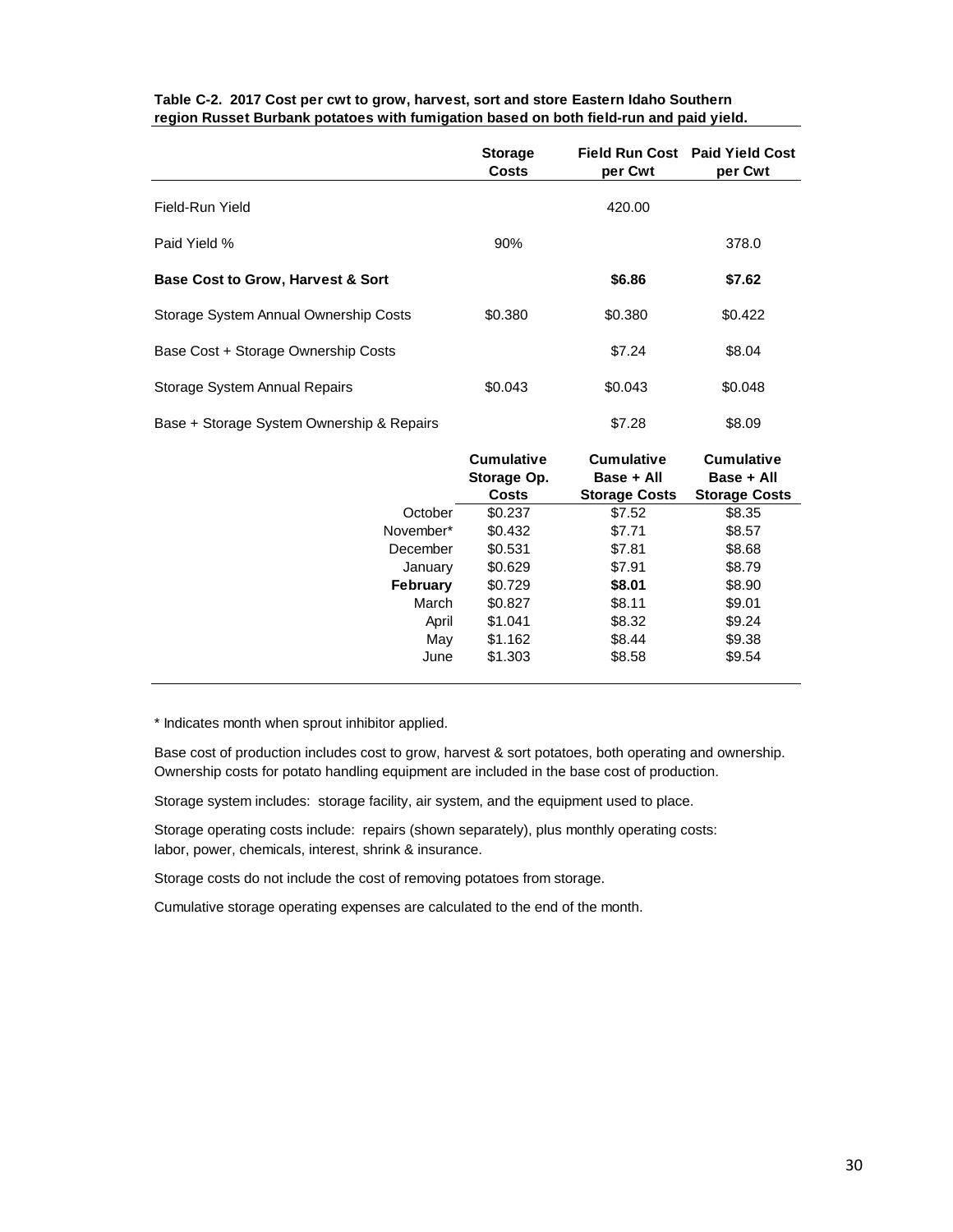**Table C-2. 2017 Cost per cwt to grow, harvest, sort and store Eastern Idaho Southern region Russet Burbank potatoes with fumigation based on both field-run and paid yield.**

| | Storage Costs | Field Run Cost per Cwt | Paid Yield Cost per Cwt |
|---|---|---|---|
| Field-Run Yield | | 420.00 | |
| Paid Yield % | 90% | | 378.0 |
| **Base Cost to Grow, Harvest & Sort** | | **$6.86** | **$7.62** |
| Storage System Annual Ownership Costs | $0.380 | $0.380 | $0.422 |
| Base Cost + Storage Ownership Costs | | $7.24 | $8.04 |
| Storage System Annual Repairs | $0.043 | $0.043 | $0.048 |
| Base + Storage System Ownership & Repairs | | $7.28 | $8.09 |
| | **Cumulative Storage Op. Costs** | **Cumulative Base + All Storage Costs** | **Cumulative Base + All Storage Costs** |
| October | $0.237 | $7.52 | $8.35 |
| November* | $0.432 | $7.71 | $8.57 |
| December | $0.531 | $7.81 | $8.68 |
| January | $0.629 | $7.91 | $8.79 |
| **February** | $0.729 | **$8.01** | $8.90 |
| March | $0.827 | $8.11 | $9.01 |
| April | $1.041 | $8.32 | $9.24 |
| May | $1.162 | $8.44 | $9.38 |
| June | $1.303 | $8.58 | $9.54 |

* Indicates month when sprout inhibitor applied.

Base cost of production includes cost to grow, harvest & sort potatoes, both operating and ownership. Ownership costs for potato handling equipment are included in the base cost of production.

Storage system includes: storage facility, air system, and the equipment used to place.

Storage operating costs include: repairs (shown separately), plus monthly operating costs: labor, power, chemicals, interest, shrink & insurance.

Storage costs do not include the cost of removing potatoes from storage.

Cumulative storage operating expenses are calculated to the end of the month.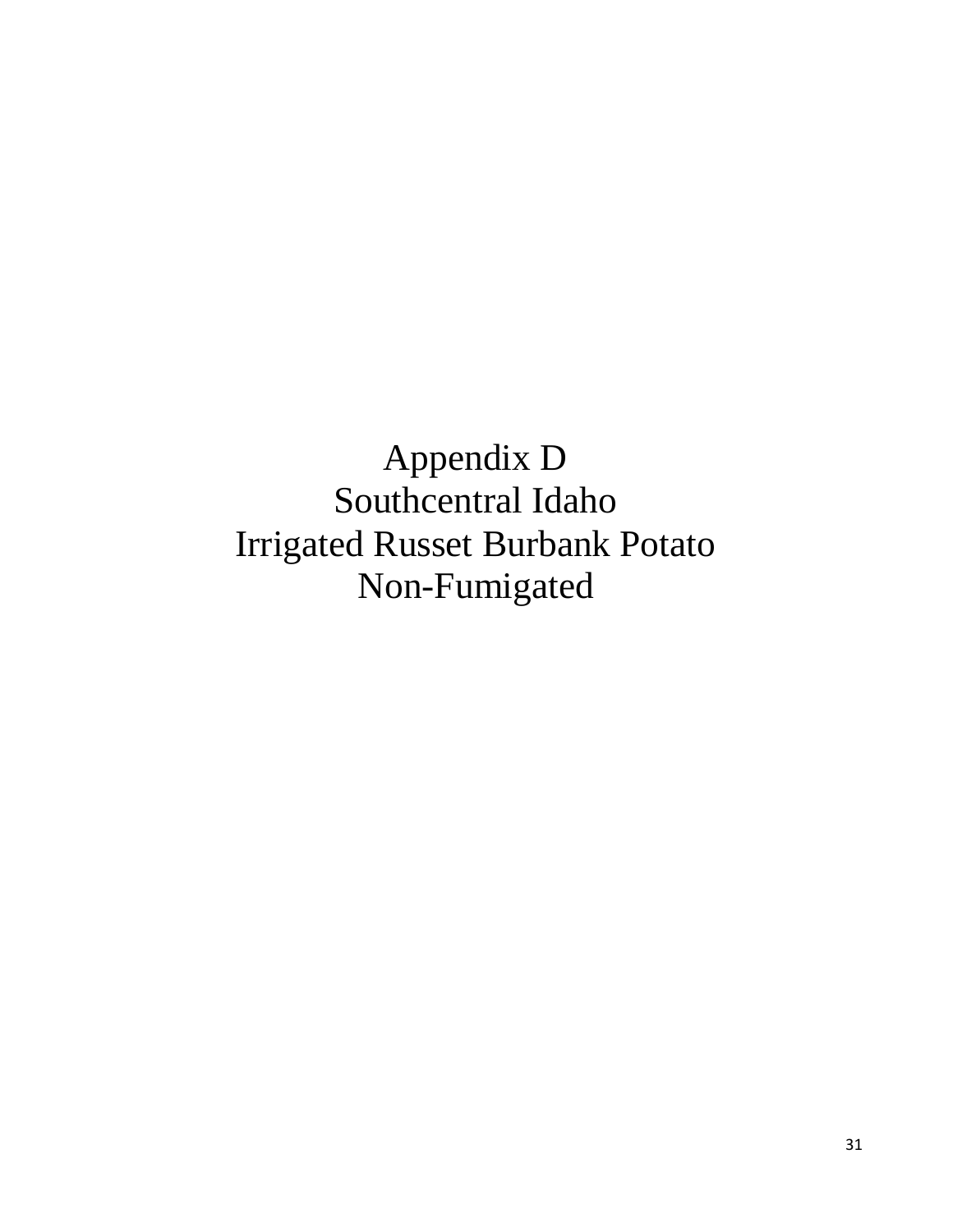# Appendix D
# Southcentral Idaho
# Irrigated Russet Burbank Potato
# Non-Fumigated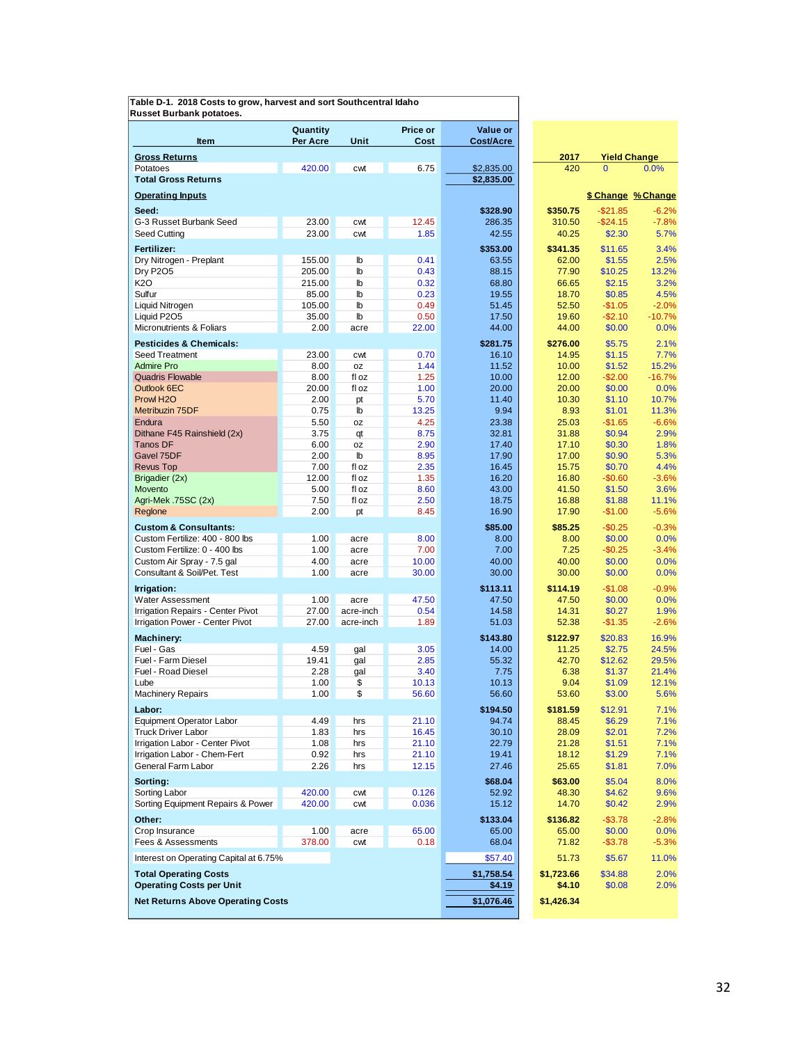**Table D-1. 2018 Costs to grow, harvest and sort Southcentral Idaho Russet Burbank potatoes.**

| Item | Quantity Per Acre | Unit | Price or Cost | Value or Cost/Acre | 2017 | Yield Change | |
|---|---|---|---|---|---|---|---|
| **Gross Returns** | | | | | **2017** | **Yield Change** | |
| Potatoes | 420.00 | cwt | 6.75 | $2,835.00 | 420 | 0 | 0.0% |
| **Total Gross Returns** | | | | **$2,835.00** | | | |
| **Operating Inputs** | | | | | | **$ Change** | **% Change** |
| **Seed:** | | | | **$328.90** | **$350.75** | -$21.85 | -6.2% |
| G-3 Russet Burbank Seed | 23.00 | cwt | 12.45 | 286.35 | 310.50 | -$24.15 | -7.8% |
| Seed Cutting | 23.00 | cwt | 1.85 | 42.55 | 40.25 | $2.30 | 5.7% |
| **Fertilizer:** | | | | **$353.00** | **$341.35** | $11.65 | 3.4% |
| Dry Nitrogen - Preplant | 155.00 | lb | 0.41 | 63.55 | 62.00 | $1.55 | 2.5% |
| Dry P2O5 | 205.00 | lb | 0.43 | 88.15 | 77.90 | $10.25 | 13.2% |
| K2O | 215.00 | lb | 0.32 | 68.80 | 66.65 | $2.15 | 3.2% |
| Sulfur | 85.00 | lb | 0.23 | 19.55 | 18.70 | $0.85 | 4.5% |
| Liquid Nitrogen | 105.00 | lb | 0.49 | 51.45 | 52.50 | -$1.05 | -2.0% |
| Liquid P2O5 | 35.00 | lb | 0.50 | 17.50 | 19.60 | -$2.10 | -10.7% |
| Micronutrients & Foliars | 2.00 | acre | 22.00 | 44.00 | 44.00 | $0.00 | 0.0% |
| **Pesticides & Chemicals:** | | | | **$281.75** | **$276.00** | $5.75 | 2.1% |
| Seed Treatment | 23.00 | cwt | 0.70 | 16.10 | 14.95 | $1.15 | 7.7% |
| Admire Pro | 8.00 | oz | 1.44 | 11.52 | 10.00 | $1.52 | 15.2% |
| Quadris Flowable | 8.00 | fl oz | 1.25 | 10.00 | 12.00 | -$2.00 | -16.7% |
| Outlook 6EC | 20.00 | fl oz | 1.00 | 20.00 | 20.00 | $0.00 | 0.0% |
| Prowl H2O | 2.00 | pt | 5.70 | 11.40 | 10.30 | $1.10 | 10.7% |
| Metribuzin 75DF | 0.75 | lb | 13.25 | 9.94 | 8.93 | $1.01 | 11.3% |
| Endura | 5.50 | oz | 4.25 | 23.38 | 25.03 | -$1.65 | -6.6% |
| Dithane F45 Rainshield (2x) | 3.75 | qt | 8.75 | 32.81 | 31.88 | $0.94 | 2.9% |
| Tanos DF | 6.00 | oz | 2.90 | 17.40 | 17.10 | $0.30 | 1.8% |
| Gavel 75DF | 2.00 | lb | 8.95 | 17.90 | 17.00 | $0.90 | 5.3% |
| Revus Top | 7.00 | fl oz | 2.35 | 16.45 | 15.75 | $0.70 | 4.4% |
| Brigadier (2x) | 12.00 | fl oz | 1.35 | 16.20 | 16.80 | -$0.60 | -3.6% |
| Movento | 5.00 | fl oz | 8.60 | 43.00 | 41.50 | $1.50 | 3.6% |
| Agri-Mek .75SC (2x) | 7.50 | fl oz | 2.50 | 18.75 | 16.88 | $1.88 | 11.1% |
| Reglone | 2.00 | pt | 8.45 | 16.90 | 17.90 | -$1.00 | -5.6% |
| **Custom & Consultants:** | | | | **$85.00** | **$85.25** | -$0.25 | -0.3% |
| Custom Fertilize: 400 - 800 lbs | 1.00 | acre | 8.00 | 8.00 | 8.00 | $0.00 | 0.0% |
| Custom Fertilize: 0 - 400 lbs | 1.00 | acre | 7.00 | 7.00 | 7.25 | -$0.25 | -3.4% |
| Custom Air Spray - 7.5 gal | 4.00 | acre | 10.00 | 40.00 | 40.00 | $0.00 | 0.0% |
| Consultant & Soil/Pet. Test | 1.00 | acre | 30.00 | 30.00 | 30.00 | $0.00 | 0.0% |
| **Irrigation:** | | | | **$113.11** | **$114.19** | -$1.08 | -0.9% |
| Water Assessment | 1.00 | acre | 47.50 | 47.50 | 47.50 | $0.00 | 0.0% |
| Irrigation Repairs - Center Pivot | 27.00 | acre-inch | 0.54 | 14.58 | 14.31 | $0.27 | 1.9% |
| Irrigation Power - Center Pivot | 27.00 | acre-inch | 1.89 | 51.03 | 52.38 | -$1.35 | -2.6% |
| **Machinery:** | | | | **$143.80** | **$122.97** | $20.83 | 16.9% |
| Fuel - Gas | 4.59 | gal | 3.05 | 14.00 | 11.25 | $2.75 | 24.5% |
| Fuel - Farm Diesel | 19.41 | gal | 2.85 | 55.32 | 42.70 | $12.62 | 29.5% |
| Fuel - Road Diesel | 2.28 | gal | 3.40 | 7.75 | 6.38 | $1.37 | 21.4% |
| Lube | 1.00 | $ | 10.13 | 10.13 | 9.04 | $1.09 | 12.1% |
| Machinery Repairs | 1.00 | $ | 56.60 | 56.60 | 53.60 | $3.00 | 5.6% |
| **Labor:** | | | | **$194.50** | **$181.59** | $12.91 | 7.1% |
| Equipment Operator Labor | 4.49 | hrs | 21.10 | 94.74 | 88.45 | $6.29 | 7.1% |
| Truck Driver Labor | 1.83 | hrs | 16.45 | 30.10 | 28.09 | $2.01 | 7.2% |
| Irrigation Labor - Center Pivot | 1.08 | hrs | 21.10 | 22.79 | 21.28 | $1.51 | 7.1% |
| Irrigation Labor - Chem-Fert | 0.92 | hrs | 21.10 | 19.41 | 18.12 | $1.29 | 7.1% |
| General Farm Labor | 2.26 | hrs | 12.15 | 27.46 | 25.65 | $1.81 | 7.0% |
| **Sorting:** | | | | **$68.04** | **$63.00** | $5.04 | 8.0% |
| Sorting Labor | 420.00 | cwt | 0.126 | 52.92 | 48.30 | $4.62 | 9.6% |
| Sorting Equipment Repairs & Power | 420.00 | cwt | 0.036 | 15.12 | 14.70 | $0.42 | 2.9% |
| **Other:** | | | | **$133.04** | **$136.82** | -$3.78 | -2.8% |
| Crop Insurance | 1.00 | acre | 65.00 | 65.00 | 65.00 | $0.00 | 0.0% |
| Fees & Assessments | 378.00 | cwt | 0.18 | 68.04 | 71.82 | -$3.78 | -5.3% |
| Interest on Operating Capital at 6.75% | | | | $57.40 | 51.73 | $5.67 | 11.0% |
| **Total Operating Costs** | | | | **$1,758.54** | **$1,723.66** | $34.88 | 2.0% |
| **Operating Costs per Unit** | | | | **$4.19** | **$4.10** | $0.08 | 2.0% |
| **Net Returns Above Operating Costs** | | | | **$1,076.46** | **$1,426.34** | | |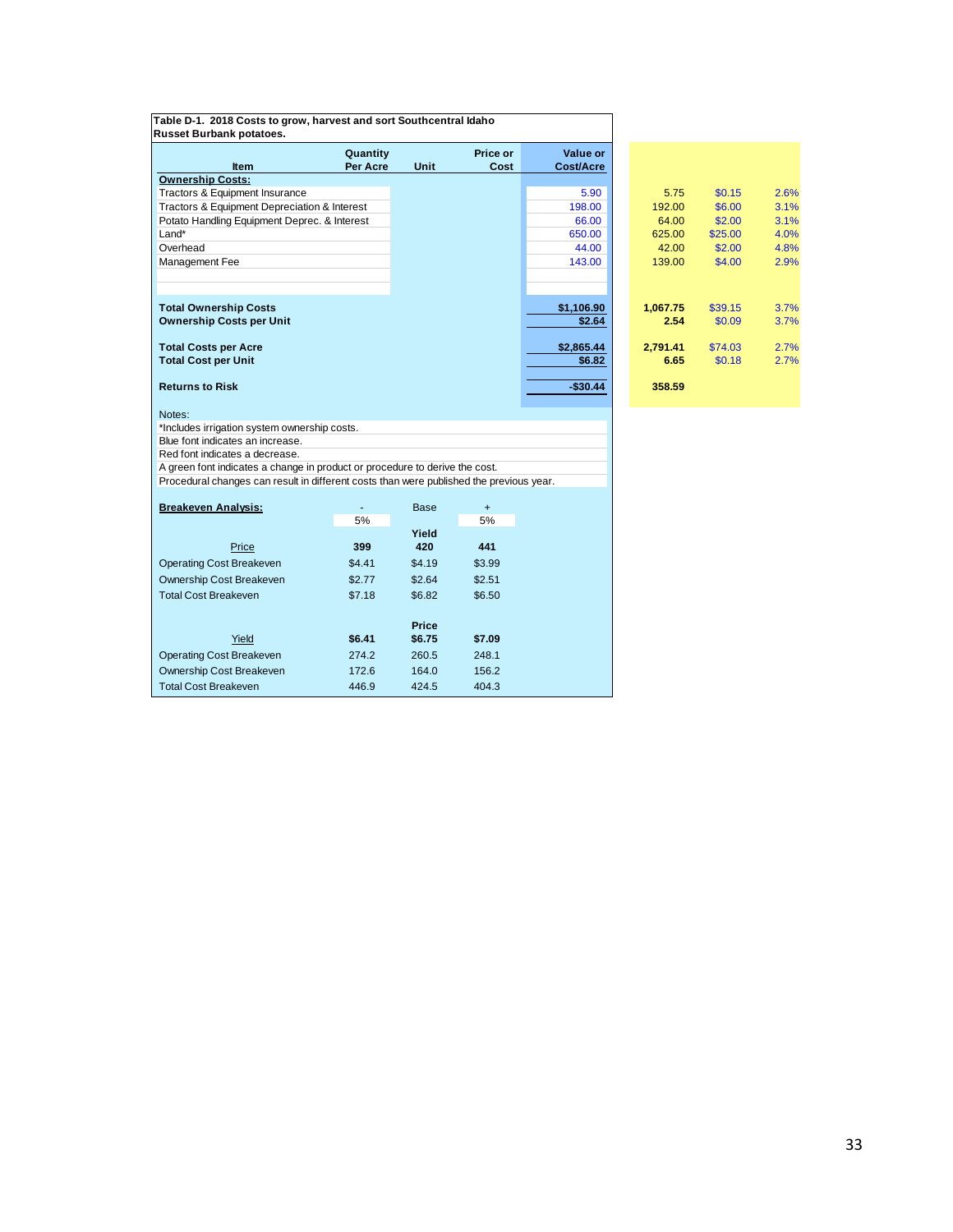**Table D-1. 2018 Costs to grow, harvest and sort Southcentral Idaho Russet Burbank potatoes.**

| Item | Quantity Per Acre | Unit | Price or Cost | Value or Cost/Acre | | | |
|---|---|---|---|---|---|---|---|
| **Ownership Costs:** | | | | | | | |
| Tractors & Equipment Insurance | | | | 5.90 | 5.75 | $0.15 | 2.6% |
| Tractors & Equipment Depreciation & Interest | | | | 198.00 | 192.00 | $6.00 | 3.1% |
| Potato Handling Equipment Deprec. & Interest | | | | 66.00 | 64.00 | $2.00 | 3.1% |
| Land* | | | | 650.00 | 625.00 | $25.00 | 4.0% |
| Overhead | | | | 44.00 | 42.00 | $2.00 | 4.8% |
| Management Fee | | | | 143.00 | 139.00 | $4.00 | 2.9% |
| **Total Ownership Costs** | | | | **$1,106.90** | **1,067.75** | $39.15 | 3.7% |
| **Ownership Costs per Unit** | | | | **$2.64** | **2.54** | $0.09 | 3.7% |
| **Total Costs per Acre** | | | | **$2,865.44** | **2,791.41** | $74.03 | 2.7% |
| **Total Cost per Unit** | | | | **$6.82** | **6.65** | $0.18 | 2.7% |
| **Returns to Risk** | | | | **-$30.44** | **358.59** | | |

Notes:
*Includes irrigation system ownership costs.
Blue font indicates an increase.
Red font indicates a decrease.
A green font indicates a change in product or procedure to derive the cost.
Procedural changes can result in different costs than were published the previous year.

**Breakeven Analysis:**

| | - 5% | Base | + 5% |
|---|---|---|---|
| | | **Yield** | |
| Price | **399** | **420** | **441** |
| Operating Cost Breakeven | $4.41 | $4.19 | $3.99 |
| Ownership Cost Breakeven | $2.77 | $2.64 | $2.51 |
| Total Cost Breakeven | $7.18 | $6.82 | $6.50 |
| | | **Price** | |
| Yield | **$6.41** | **$6.75** | **$7.09** |
| Operating Cost Breakeven | 274.2 | 260.5 | 248.1 |
| Ownership Cost Breakeven | 172.6 | 164.0 | 156.2 |
| Total Cost Breakeven | 446.9 | 424.5 | 404.3 |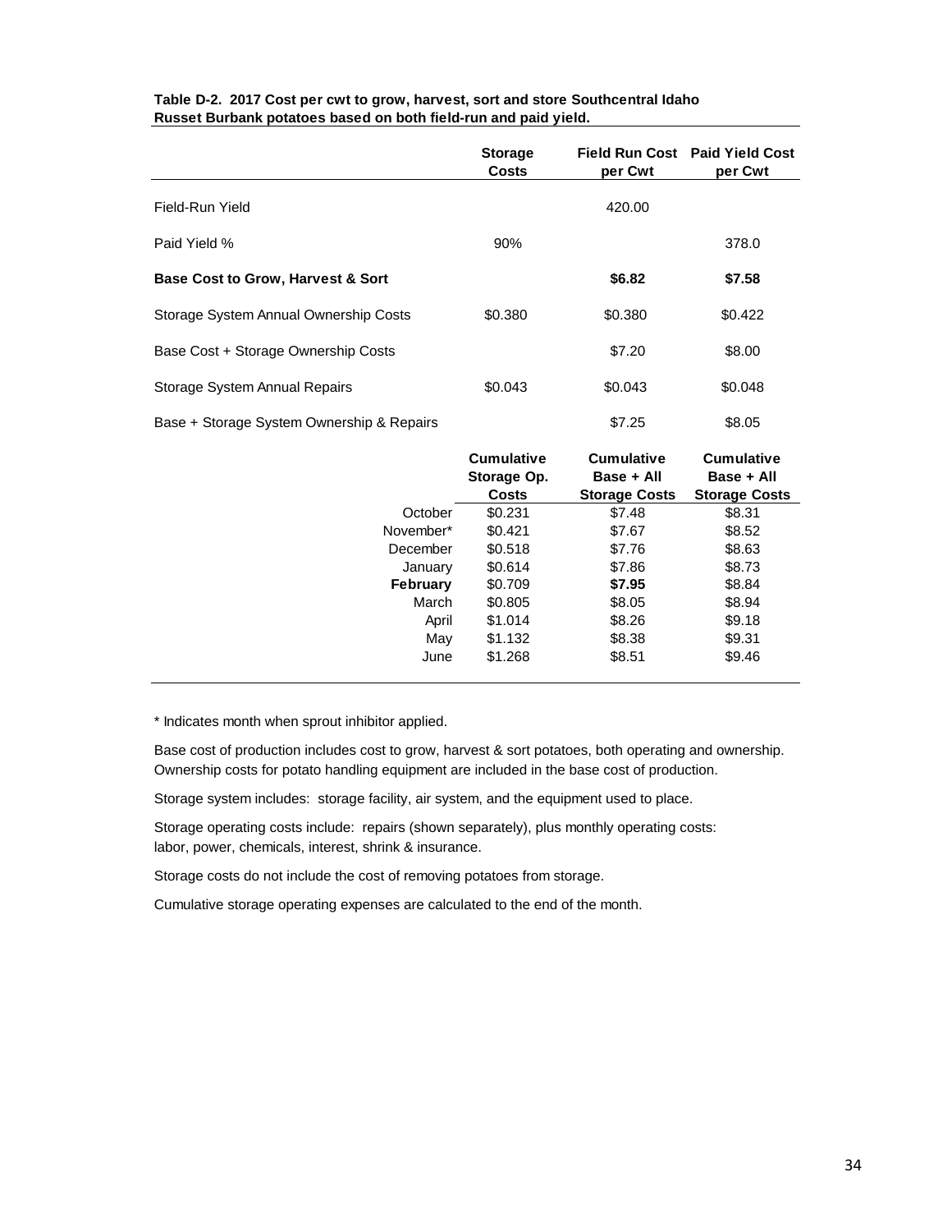**Table D-2. 2017 Cost per cwt to grow, harvest, sort and store Southcentral Idaho Russet Burbank potatoes based on both field-run and paid yield.**

| | Storage Costs | Field Run Cost per Cwt | Paid Yield Cost per Cwt |
|---|---|---|---|
| Field-Run Yield | | 420.00 | |
| Paid Yield % | 90% | | 378.0 |
| **Base Cost to Grow, Harvest & Sort** | | **$6.82** | **$7.58** |
| Storage System Annual Ownership Costs | $0.380 | $0.380 | $0.422 |
| Base Cost + Storage Ownership Costs | | $7.20 | $8.00 |
| Storage System Annual Repairs | $0.043 | $0.043 | $0.048 |
| Base + Storage System Ownership & Repairs | | $7.25 | $8.05 |
| | **Cumulative Storage Op. Costs** | **Cumulative Base + All Storage Costs** | **Cumulative Base + All Storage Costs** |
| October | $0.231 | $7.48 | $8.31 |
| November* | $0.421 | $7.67 | $8.52 |
| December | $0.518 | $7.76 | $8.63 |
| January | $0.614 | $7.86 | $8.73 |
| **February** | $0.709 | **$7.95** | $8.84 |
| March | $0.805 | $8.05 | $8.94 |
| April | $1.014 | $8.26 | $9.18 |
| May | $1.132 | $8.38 | $9.31 |
| June | $1.268 | $8.51 | $9.46 |

\* Indicates month when sprout inhibitor applied.

Base cost of production includes cost to grow, harvest & sort potatoes, both operating and ownership. Ownership costs for potato handling equipment are included in the base cost of production.

Storage system includes: storage facility, air system, and the equipment used to place.

Storage operating costs include: repairs (shown separately), plus monthly operating costs: labor, power, chemicals, interest, shrink & insurance.

Storage costs do not include the cost of removing potatoes from storage.

Cumulative storage operating expenses are calculated to the end of the month.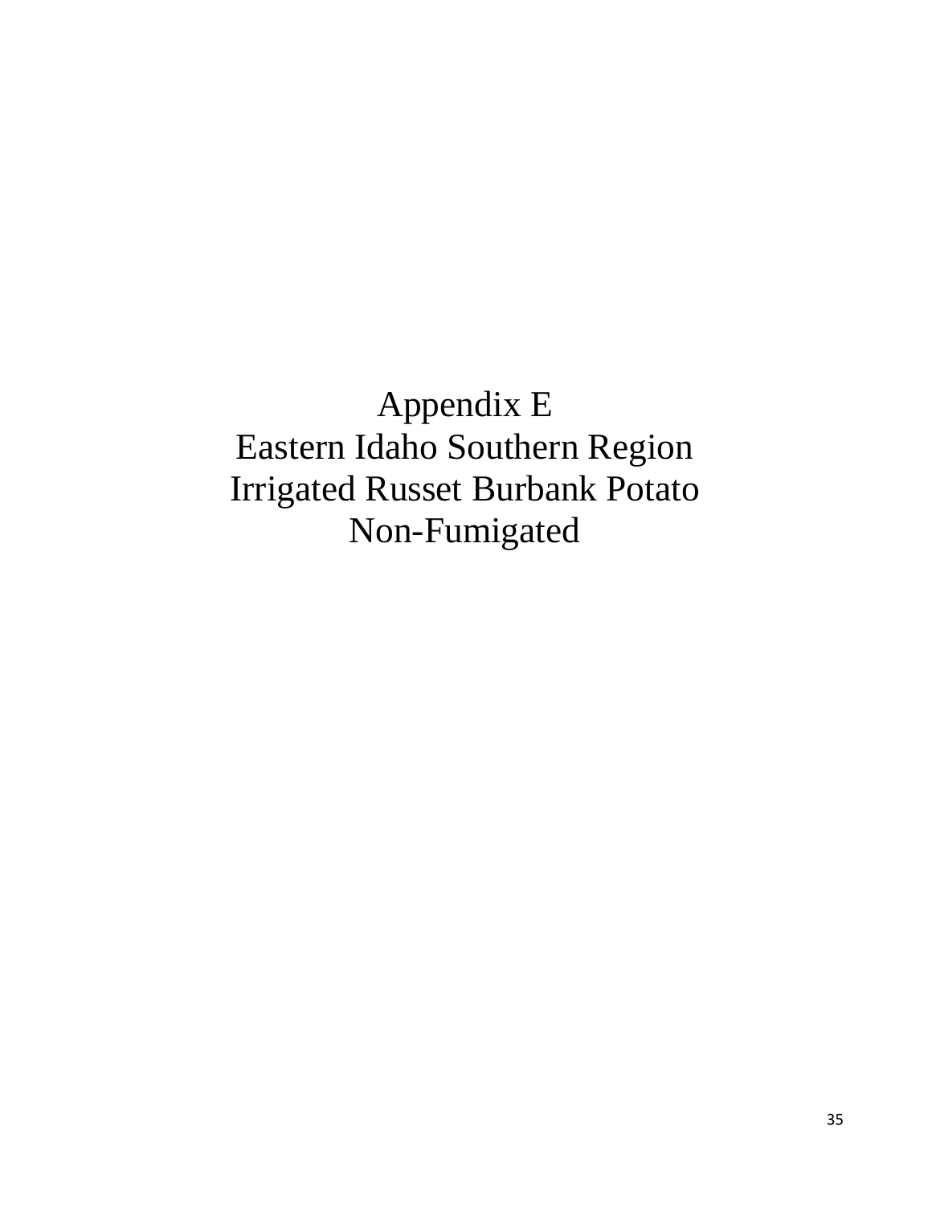# Appendix E
# Eastern Idaho Southern Region
# Irrigated Russet Burbank Potato
# Non-Fumigated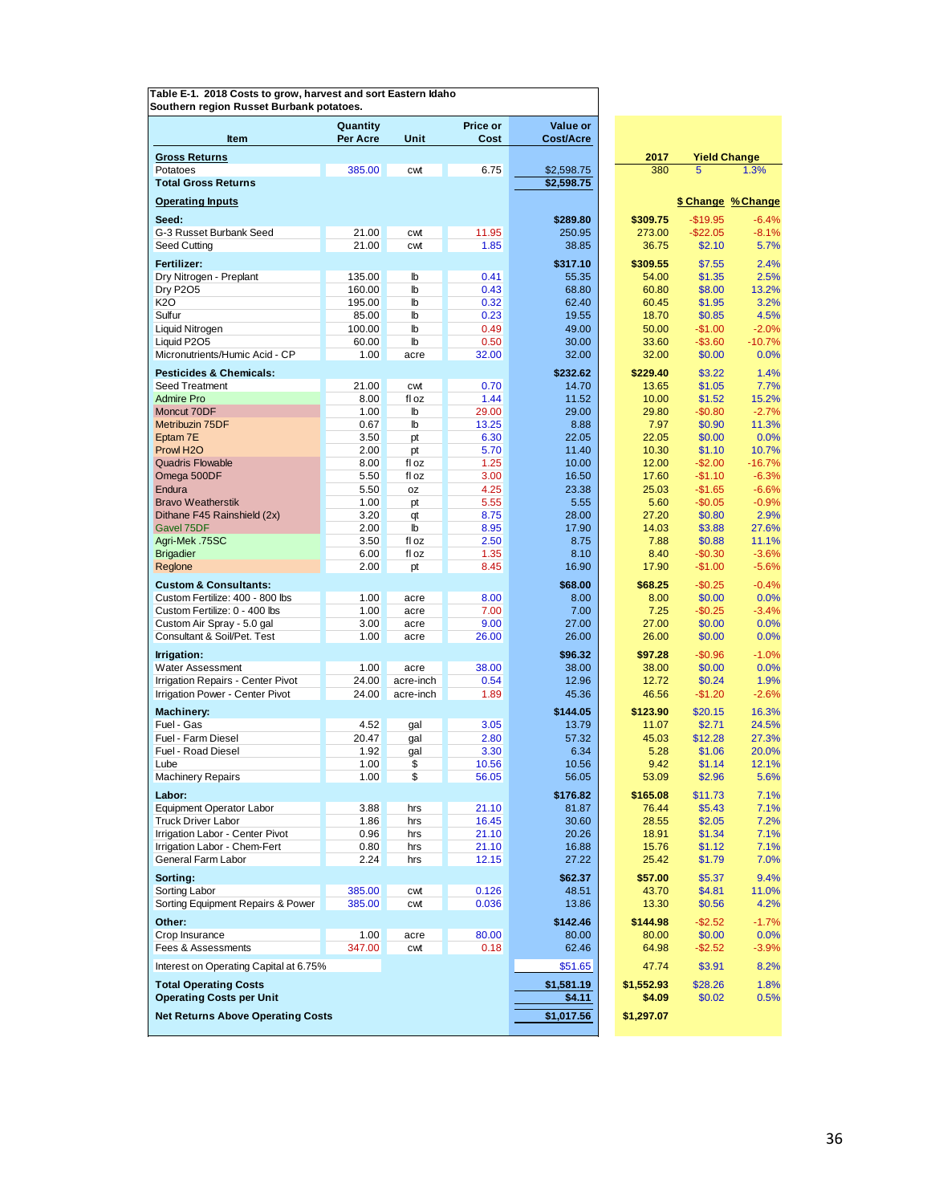**Table E-1. 2018 Costs to grow, harvest and sort Eastern Idaho Southern region Russet Burbank potatoes.**

| Item | Quantity Per Acre | Unit | Price or Cost | Value or Cost/Acre | 2017 | $ Change | % Change |
|---|---|---|---|---|---|---|---|
| **Gross Returns** | | | | | | | |
| Potatoes | 385.00 | cwt | 6.75 | $2,598.75 | 380 | 5 (Yield Change) | 1.3% |
| **Total Gross Returns** | | | | $2,598.75 | | | |
| **Operating Inputs** | | | | | | | |
| **Seed:** | | | | $289.80 | $309.75 | -$19.95 | -6.4% |
| G-3 Russet Burbank Seed | 21.00 | cwt | 11.95 | 250.95 | 273.00 | -$22.05 | -8.1% |
| Seed Cutting | 21.00 | cwt | 1.85 | 38.85 | 36.75 | $2.10 | 5.7% |
| **Fertilizer:** | | | | $317.10 | $309.55 | $7.55 | 2.4% |
| Dry Nitrogen - Preplant | 135.00 | lb | 0.41 | 55.35 | 54.00 | $1.35 | 2.5% |
| Dry P2O5 | 160.00 | lb | 0.43 | 68.80 | 60.80 | $8.00 | 13.2% |
| K2O | 195.00 | lb | 0.32 | 62.40 | 60.45 | $1.95 | 3.2% |
| Sulfur | 85.00 | lb | 0.23 | 19.55 | 18.70 | $0.85 | 4.5% |
| Liquid Nitrogen | 100.00 | lb | 0.49 | 49.00 | 50.00 | -$1.00 | -2.0% |
| Liquid P2O5 | 60.00 | lb | 0.50 | 30.00 | 33.60 | -$3.60 | -10.7% |
| Micronutrients/Humic Acid - CP | 1.00 | acre | 32.00 | 32.00 | 32.00 | $0.00 | 0.0% |
| **Pesticides & Chemicals:** | | | | $232.62 | $229.40 | $3.22 | 1.4% |
| Seed Treatment | 21.00 | cwt | 0.70 | 14.70 | 13.65 | $1.05 | 7.7% |
| Admire Pro | 8.00 | fl oz | 1.44 | 11.52 | 10.00 | $1.52 | 15.2% |
| Moncut 70DF | 1.00 | lb | 29.00 | 29.00 | 29.80 | -$0.80 | -2.7% |
| Metribuzin 75DF | 0.67 | lb | 13.25 | 8.88 | 7.97 | $0.90 | 11.3% |
| Eptam 7E | 3.50 | pt | 6.30 | 22.05 | 22.05 | $0.00 | 0.0% |
| Prowl H2O | 2.00 | pt | 5.70 | 11.40 | 10.30 | $1.10 | 10.7% |
| Quadris Flowable | 8.00 | fl oz | 1.25 | 10.00 | 12.00 | -$2.00 | -16.7% |
| Omega 500DF | 5.50 | fl oz | 3.00 | 16.50 | 17.60 | -$1.10 | -6.3% |
| Endura | 5.50 | oz | 4.25 | 23.38 | 25.03 | -$1.65 | -6.6% |
| Bravo Weatherstik | 1.00 | pt | 5.55 | 5.55 | 5.60 | -$0.05 | -0.9% |
| Dithane F45 Rainshield (2x) | 3.20 | qt | 8.75 | 28.00 | 27.20 | $0.80 | 2.9% |
| Gavel 75DF | 2.00 | lb | 8.95 | 17.90 | 14.03 | $3.88 | 27.6% |
| Agri-Mek .75SC | 3.50 | fl oz | 2.50 | 8.75 | 7.88 | $0.88 | 11.1% |
| Brigadier | 6.00 | fl oz | 1.35 | 8.10 | 8.40 | -$0.30 | -3.6% |
| Reglone | 2.00 | pt | 8.45 | 16.90 | 17.90 | -$1.00 | -5.6% |
| **Custom & Consultants:** | | | | $68.00 | $68.25 | -$0.25 | -0.4% |
| Custom Fertilize: 400 - 800 lbs | 1.00 | acre | 8.00 | 8.00 | 8.00 | $0.00 | 0.0% |
| Custom Fertilize: 0 - 400 lbs | 1.00 | acre | 7.00 | 7.00 | 7.25 | -$0.25 | -3.4% |
| Custom Air Spray - 5.0 gal | 3.00 | acre | 9.00 | 27.00 | 27.00 | $0.00 | 0.0% |
| Consultant & Soil/Pet. Test | 1.00 | acre | 26.00 | 26.00 | 26.00 | $0.00 | 0.0% |
| **Irrigation:** | | | | $96.32 | $97.28 | -$0.96 | -1.0% |
| Water Assessment | 1.00 | acre | 38.00 | 38.00 | 38.00 | $0.00 | 0.0% |
| Irrigation Repairs - Center Pivot | 24.00 | acre-inch | 0.54 | 12.96 | 12.72 | $0.24 | 1.9% |
| Irrigation Power - Center Pivot | 24.00 | acre-inch | 1.89 | 45.36 | 46.56 | -$1.20 | -2.6% |
| **Machinery:** | | | | $144.05 | $123.90 | $20.15 | 16.3% |
| Fuel - Gas | 4.52 | gal | 3.05 | 13.79 | 11.07 | $2.71 | 24.5% |
| Fuel - Farm Diesel | 20.47 | gal | 2.80 | 57.32 | 45.03 | $12.28 | 27.3% |
| Fuel - Road Diesel | 1.92 | gal | 3.30 | 6.34 | 5.28 | $1.06 | 20.0% |
| Lube | 1.00 | $ | 10.56 | 10.56 | 9.42 | $1.14 | 12.1% |
| Machinery Repairs | 1.00 | $ | 56.05 | 56.05 | 53.09 | $2.96 | 5.6% |
| **Labor:** | | | | $176.82 | $165.08 | $11.73 | 7.1% |
| Equipment Operator Labor | 3.88 | hrs | 21.10 | 81.87 | 76.44 | $5.43 | 7.1% |
| Truck Driver Labor | 1.86 | hrs | 16.45 | 30.60 | 28.55 | $2.05 | 7.2% |
| Irrigation Labor - Center Pivot | 0.96 | hrs | 21.10 | 20.26 | 18.91 | $1.34 | 7.1% |
| Irrigation Labor - Chem-Fert | 0.80 | hrs | 21.10 | 16.88 | 15.76 | $1.12 | 7.1% |
| General Farm Labor | 2.24 | hrs | 12.15 | 27.22 | 25.42 | $1.79 | 7.0% |
| **Sorting:** | | | | $62.37 | $57.00 | $5.37 | 9.4% |
| Sorting Labor | 385.00 | cwt | 0.126 | 48.51 | 43.70 | $4.81 | 11.0% |
| Sorting Equipment Repairs & Power | 385.00 | cwt | 0.036 | 13.86 | 13.30 | $0.56 | 4.2% |
| **Other:** | | | | $142.46 | $144.98 | -$2.52 | -1.7% |
| Crop Insurance | 1.00 | acre | 80.00 | 80.00 | 80.00 | $0.00 | 0.0% |
| Fees & Assessments | 347.00 | cwt | 0.18 | 62.46 | 64.98 | -$2.52 | -3.9% |
| Interest on Operating Capital at 6.75% | | | | $51.65 | 47.74 | $3.91 | 8.2% |
| **Total Operating Costs** | | | | $1,581.19 | $1,552.93 | $28.26 | 1.8% |
| **Operating Costs per Unit** | | | | $4.11 | $4.09 | $0.02 | 0.5% |
| **Net Returns Above Operating Costs** | | | | $1,017.56 | $1,297.07 | | |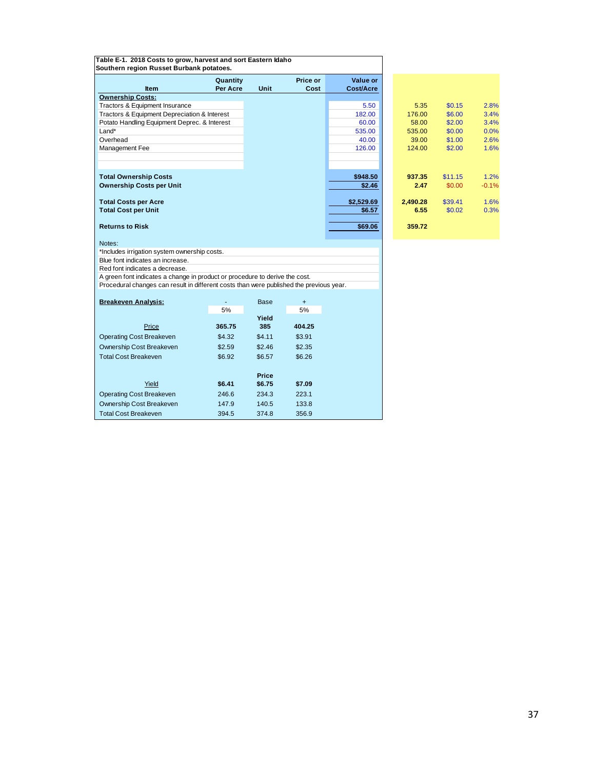**Table E-1. 2018 Costs to grow, harvest and sort Eastern Idaho Southern region Russet Burbank potatoes.**

| Item | Quantity Per Acre | Unit | Price or Cost | Value or Cost/Acre | | | |
|---|---|---|---|---|---|---|---|
| **Ownership Costs:** | | | | | | | |
| Tractors & Equipment Insurance | | | | 5.50 | 5.35 | $0.15 | 2.8% |
| Tractors & Equipment Depreciation & Interest | | | | 182.00 | 176.00 | $6.00 | 3.4% |
| Potato Handling Equipment Deprec. & Interest | | | | 60.00 | 58.00 | $2.00 | 3.4% |
| Land* | | | | 535.00 | 535.00 | $0.00 | 0.0% |
| Overhead | | | | 40.00 | 39.00 | $1.00 | 2.6% |
| Management Fee | | | | 126.00 | 124.00 | $2.00 | 1.6% |
| **Total Ownership Costs** | | | | **$948.50** | **937.35** | $11.15 | 1.2% |
| **Ownership Costs per Unit** | | | | **$2.46** | **2.47** | $0.00 | -0.1% |
| **Total Costs per Acre** | | | | **$2,529.69** | **2,490.28** | $39.41 | 1.6% |
| **Total Cost per Unit** | | | | **$6.57** | **6.55** | $0.02 | 0.3% |
| **Returns to Risk** | | | | **$69.06** | **359.72** | | |

Notes:

*Includes irrigation system ownership costs.

Blue font indicates an increase.

Red font indicates a decrease.

A green font indicates a change in product or procedure to derive the cost.

Procedural changes can result in different costs than were published the previous year.

**Breakeven Analysis:**

| | - 5% | Base | + 5% |
|---|---|---|---|
| | | **Yield** | |
| Price | **365.75** | **385** | **404.25** |
| Operating Cost Breakeven | $4.32 | $4.11 | $3.91 |
| Ownership Cost Breakeven | $2.59 | $2.46 | $2.35 |
| Total Cost Breakeven | $6.92 | $6.57 | $6.26 |
| | | **Price** | |
| Yield | **$6.41** | **$6.75** | **$7.09** |
| Operating Cost Breakeven | 246.6 | 234.3 | 223.1 |
| Ownership Cost Breakeven | 147.9 | 140.5 | 133.8 |
| Total Cost Breakeven | 394.5 | 374.8 | 356.9 |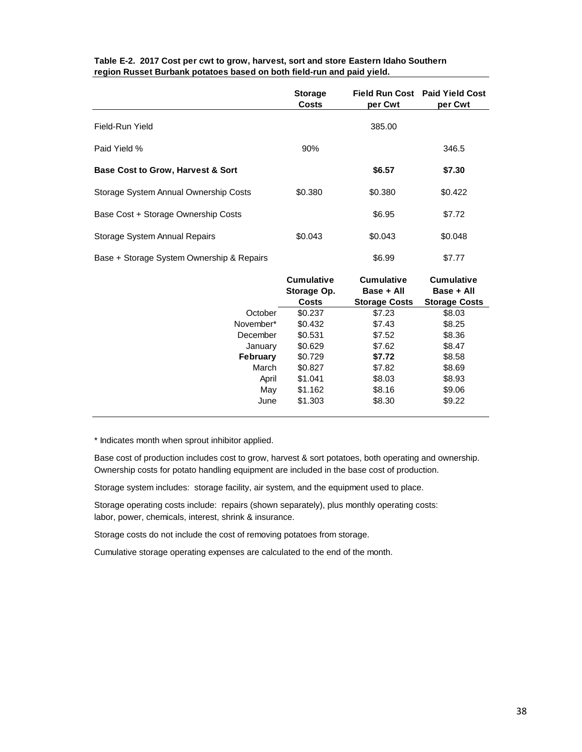**Table E-2. 2017 Cost per cwt to grow, harvest, sort and store Eastern Idaho Southern region Russet Burbank potatoes based on both field-run and paid yield.**

| | Storage Costs | Field Run Cost per Cwt | Paid Yield Cost per Cwt |
|---|---|---|---|
| Field-Run Yield | | 385.00 | |
| Paid Yield % | 90% | | 346.5 |
| **Base Cost to Grow, Harvest & Sort** | | **$6.57** | **$7.30** |
| Storage System Annual Ownership Costs | $0.380 | $0.380 | $0.422 |
| Base Cost + Storage Ownership Costs | | $6.95 | $7.72 |
| Storage System Annual Repairs | $0.043 | $0.043 | $0.048 |
| Base + Storage System Ownership & Repairs | | $6.99 | $7.77 |
| | **Cumulative Storage Op. Costs** | **Cumulative Base + All Storage Costs** | **Cumulative Base + All Storage Costs** |
| October | $0.237 | $7.23 | $8.03 |
| November* | $0.432 | $7.43 | $8.25 |
| December | $0.531 | $7.52 | $8.36 |
| January | $0.629 | $7.62 | $8.47 |
| **February** | $0.729 | **$7.72** | $8.58 |
| March | $0.827 | $7.82 | $8.69 |
| April | $1.041 | $8.03 | $8.93 |
| May | $1.162 | $8.16 | $9.06 |
| June | $1.303 | $8.30 | $9.22 |

* Indicates month when sprout inhibitor applied.

Base cost of production includes cost to grow, harvest & sort potatoes, both operating and ownership. Ownership costs for potato handling equipment are included in the base cost of production.

Storage system includes: storage facility, air system, and the equipment used to place.

Storage operating costs include: repairs (shown separately), plus monthly operating costs: labor, power, chemicals, interest, shrink & insurance.

Storage costs do not include the cost of removing potatoes from storage.

Cumulative storage operating expenses are calculated to the end of the month.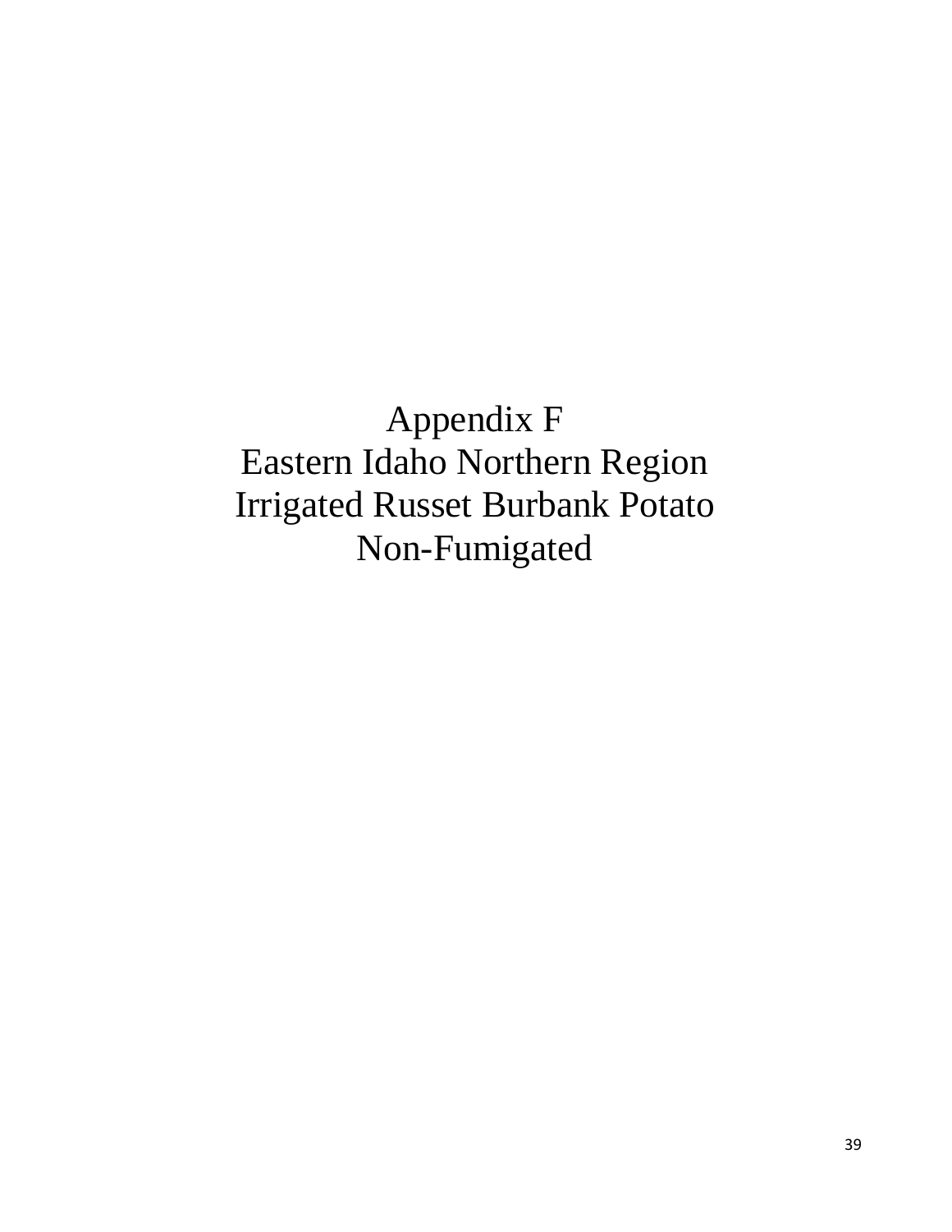# Appendix F
# Eastern Idaho Northern Region
# Irrigated Russet Burbank Potato
# Non-Fumigated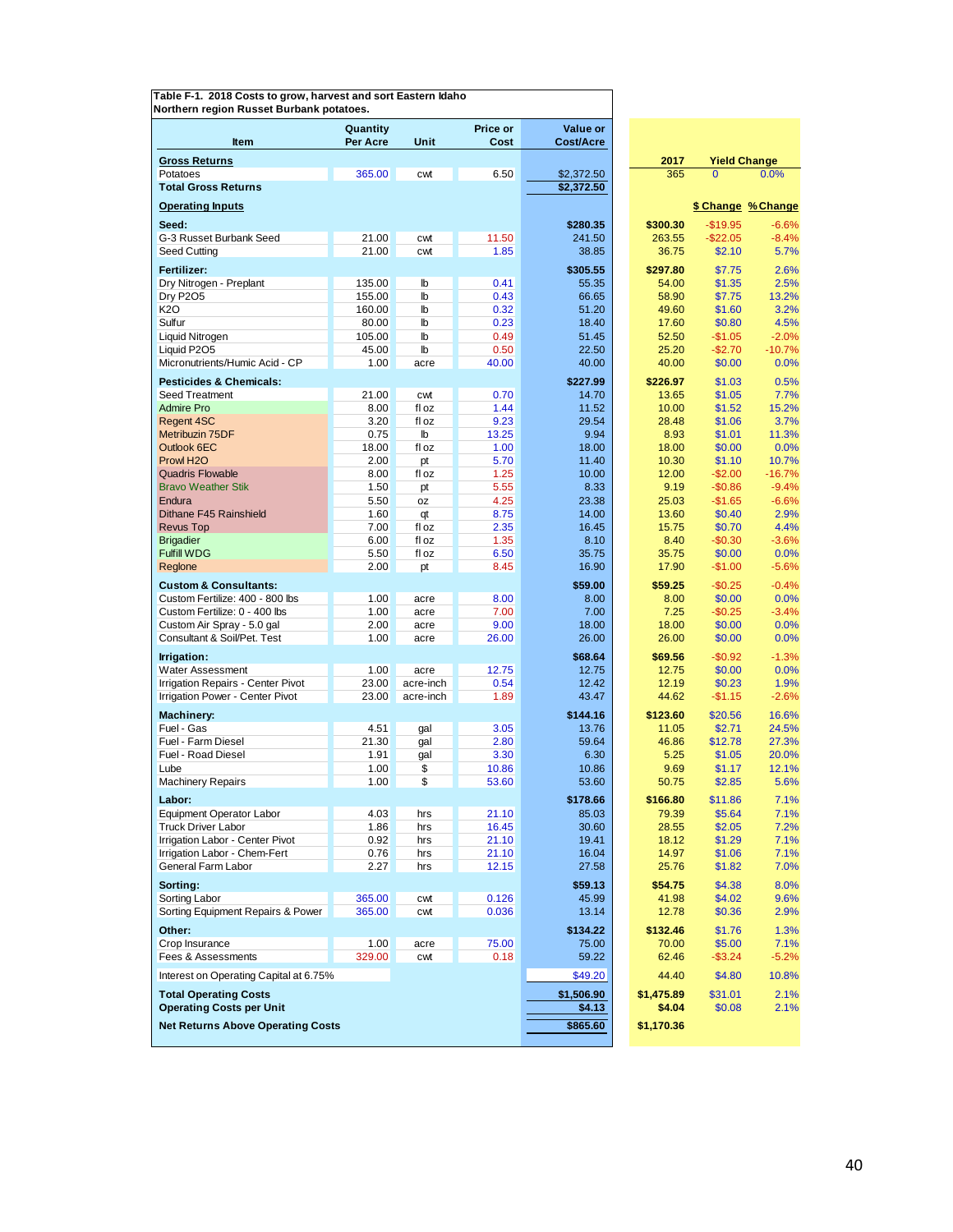**Table F-1. 2018 Costs to grow, harvest and sort Eastern Idaho Northern region Russet Burbank potatoes.**

| Item | Quantity Per Acre | Unit | Price or Cost | Value or Cost/Acre | 2017 | Yield Change | |
|---|---|---|---|---|---|---|---|
| **Gross Returns** | | | | | | | |
| Potatoes | 365.00 | cwt | 6.50 | $2,372.50 | 365 | 0 | 0.0% |
| **Total Gross Returns** | | | | $2,372.50 | | | |
| **Operating Inputs** | | | | | | **$ Change** | **% Change** |
| **Seed:** | | | | $280.35 | $300.30 | -$19.95 | -6.6% |
| G-3 Russet Burbank Seed | 21.00 | cwt | 11.50 | 241.50 | 263.55 | -$22.05 | -8.4% |
| Seed Cutting | 21.00 | cwt | 1.85 | 38.85 | 36.75 | $2.10 | 5.7% |
| **Fertilizer:** | | | | $305.55 | $297.80 | $7.75 | 2.6% |
| Dry Nitrogen - Preplant | 135.00 | lb | 0.41 | 55.35 | 54.00 | $1.35 | 2.5% |
| Dry P2O5 | 155.00 | lb | 0.43 | 66.65 | 58.90 | $7.75 | 13.2% |
| K2O | 160.00 | lb | 0.32 | 51.20 | 49.60 | $1.60 | 3.2% |
| Sulfur | 80.00 | lb | 0.23 | 18.40 | 17.60 | $0.80 | 4.5% |
| Liquid Nitrogen | 105.00 | lb | 0.49 | 51.45 | 52.50 | -$1.05 | -2.0% |
| Liquid P2O5 | 45.00 | lb | 0.50 | 22.50 | 25.20 | -$2.70 | -10.7% |
| Micronutrients/Humic Acid - CP | 1.00 | acre | 40.00 | 40.00 | 40.00 | $0.00 | 0.0% |
| **Pesticides & Chemicals:** | | | | $227.99 | $226.97 | $1.03 | 0.5% |
| Seed Treatment | 21.00 | cwt | 0.70 | 14.70 | 13.65 | $1.05 | 7.7% |
| Admire Pro | 8.00 | fl oz | 1.44 | 11.52 | 10.00 | $1.52 | 15.2% |
| Regent 4SC | 3.20 | fl oz | 9.23 | 29.54 | 28.48 | $1.06 | 3.7% |
| Metribuzin 75DF | 0.75 | lb | 13.25 | 9.94 | 8.93 | $1.01 | 11.3% |
| Outlook 6EC | 18.00 | fl oz | 1.00 | 18.00 | 18.00 | $0.00 | 0.0% |
| Prowl H2O | 2.00 | pt | 5.70 | 11.40 | 10.30 | $1.10 | 10.7% |
| Quadris Flowable | 8.00 | fl oz | 1.25 | 10.00 | 12.00 | -$2.00 | -16.7% |
| Bravo Weather Stik | 1.50 | pt | 5.55 | 8.33 | 9.19 | -$0.86 | -9.4% |
| Endura | 5.50 | oz | 4.25 | 23.38 | 25.03 | -$1.65 | -6.6% |
| Dithane F45 Rainshield | 1.60 | qt | 8.75 | 14.00 | 13.60 | $0.40 | 2.9% |
| Revus Top | 7.00 | fl oz | 2.35 | 16.45 | 15.75 | $0.70 | 4.4% |
| Brigadier | 6.00 | fl oz | 1.35 | 8.10 | 8.40 | -$0.30 | -3.6% |
| Fulfill WDG | 5.50 | fl oz | 6.50 | 35.75 | 35.75 | $0.00 | 0.0% |
| Reglone | 2.00 | pt | 8.45 | 16.90 | 17.90 | -$1.00 | -5.6% |
| **Custom & Consultants:** | | | | $59.00 | $59.25 | -$0.25 | -0.4% |
| Custom Fertilize: 400 - 800 lbs | 1.00 | acre | 8.00 | 8.00 | 8.00 | $0.00 | 0.0% |
| Custom Fertilize: 0 - 400 lbs | 1.00 | acre | 7.00 | 7.00 | 7.25 | -$0.25 | -3.4% |
| Custom Air Spray - 5.0 gal | 2.00 | acre | 9.00 | 18.00 | 18.00 | $0.00 | 0.0% |
| Consultant & Soil/Pet. Test | 1.00 | acre | 26.00 | 26.00 | 26.00 | $0.00 | 0.0% |
| **Irrigation:** | | | | $68.64 | $69.56 | -$0.92 | -1.3% |
| Water Assessment | 1.00 | acre | 12.75 | 12.75 | 12.75 | $0.00 | 0.0% |
| Irrigation Repairs - Center Pivot | 23.00 | acre-inch | 0.54 | 12.42 | 12.19 | $0.23 | 1.9% |
| Irrigation Power - Center Pivot | 23.00 | acre-inch | 1.89 | 43.47 | 44.62 | -$1.15 | -2.6% |
| **Machinery:** | | | | $144.16 | $123.60 | $20.56 | 16.6% |
| Fuel - Gas | 4.51 | gal | 3.05 | 13.76 | 11.05 | $2.71 | 24.5% |
| Fuel - Farm Diesel | 21.30 | gal | 2.80 | 59.64 | 46.86 | $12.78 | 27.3% |
| Fuel - Road Diesel | 1.91 | gal | 3.30 | 6.30 | 5.25 | $1.05 | 20.0% |
| Lube | 1.00 | $ | 10.86 | 10.86 | 9.69 | $1.17 | 12.1% |
| Machinery Repairs | 1.00 | $ | 53.60 | 53.60 | 50.75 | $2.85 | 5.6% |
| **Labor:** | | | | $178.66 | $166.80 | $11.86 | 7.1% |
| Equipment Operator Labor | 4.03 | hrs | 21.10 | 85.03 | 79.39 | $5.64 | 7.1% |
| Truck Driver Labor | 1.86 | hrs | 16.45 | 30.60 | 28.55 | $2.05 | 7.2% |
| Irrigation Labor - Center Pivot | 0.92 | hrs | 21.10 | 19.41 | 18.12 | $1.29 | 7.1% |
| Irrigation Labor - Chem-Fert | 0.76 | hrs | 21.10 | 16.04 | 14.97 | $1.06 | 7.1% |
| General Farm Labor | 2.27 | hrs | 12.15 | 27.58 | 25.76 | $1.82 | 7.0% |
| **Sorting:** | | | | $59.13 | $54.75 | $4.38 | 8.0% |
| Sorting Labor | 365.00 | cwt | 0.126 | 45.99 | 41.98 | $4.02 | 9.6% |
| Sorting Equipment Repairs & Power | 365.00 | cwt | 0.036 | 13.14 | 12.78 | $0.36 | 2.9% |
| **Other:** | | | | $134.22 | $132.46 | $1.76 | 1.3% |
| Crop Insurance | 1.00 | acre | 75.00 | 75.00 | 70.00 | $5.00 | 7.1% |
| Fees & Assessments | 329.00 | cwt | 0.18 | 59.22 | 62.46 | -$3.24 | -5.2% |
| Interest on Operating Capital at 6.75% | | | | $49.20 | 44.40 | $4.80 | 10.8% |
| **Total Operating Costs** | | | | $1,506.90 | $1,475.89 | $31.01 | 2.1% |
| **Operating Costs per Unit** | | | | $4.13 | $4.04 | $0.08 | 2.1% |
| **Net Returns Above Operating Costs** | | | | $865.60 | $1,170.36 | | |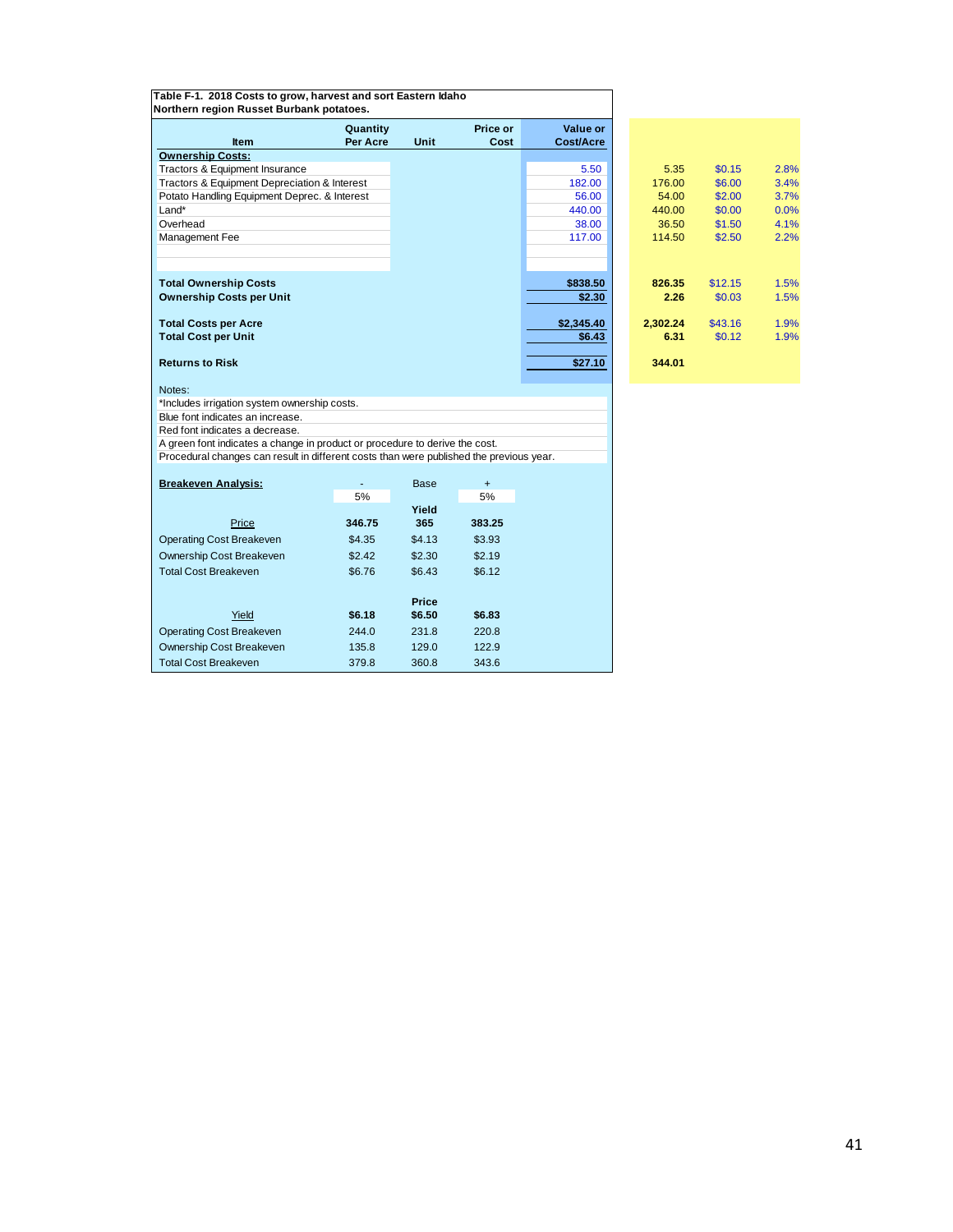**Table F-1. 2018 Costs to grow, harvest and sort Eastern Idaho Northern region Russet Burbank potatoes.**

| Item | Quantity Per Acre | Unit | Price or Cost | Value or Cost/Acre | | | |
|---|---|---|---|---|---|---|---|
| **Ownership Costs:** | | | | | | | |
| Tractors & Equipment Insurance | | | | 5.50 | 5.35 | $0.15 | 2.8% |
| Tractors & Equipment Depreciation & Interest | | | | 182.00 | 176.00 | $6.00 | 3.4% |
| Potato Handling Equipment Deprec. & Interest | | | | 56.00 | 54.00 | $2.00 | 3.7% |
| Land* | | | | 440.00 | 440.00 | $0.00 | 0.0% |
| Overhead | | | | 38.00 | 36.50 | $1.50 | 4.1% |
| Management Fee | | | | 117.00 | 114.50 | $2.50 | 2.2% |
| **Total Ownership Costs** | | | | **$838.50** | **826.35** | $12.15 | 1.5% |
| **Ownership Costs per Unit** | | | | **$2.30** | **2.26** | $0.03 | 1.5% |
| **Total Costs per Acre** | | | | **$2,345.40** | **2,302.24** | $43.16 | 1.9% |
| **Total Cost per Unit** | | | | **$6.43** | **6.31** | $0.12 | 1.9% |
| **Returns to Risk** | | | | **$27.10** | **344.01** | | |

Notes:
*Includes irrigation system ownership costs.
Blue font indicates an increase.
Red font indicates a decrease.
A green font indicates a change in product or procedure to derive the cost.
Procedural changes can result in different costs than were published the previous year.

**Breakeven Analysis:**

| | - 5% | Base | + 5% |
|---|---|---|---|
| | | **Yield** | |
| Price | **346.75** | **365** | **383.25** |
| Operating Cost Breakeven | $4.35 | $4.13 | $3.93 |
| Ownership Cost Breakeven | $2.42 | $2.30 | $2.19 |
| Total Cost Breakeven | $6.76 | $6.43 | $6.12 |
| | | **Price** | |
| Yield | **$6.18** | **$6.50** | **$6.83** |
| Operating Cost Breakeven | 244.0 | 231.8 | 220.8 |
| Ownership Cost Breakeven | 135.8 | 129.0 | 122.9 |
| Total Cost Breakeven | 379.8 | 360.8 | 343.6 |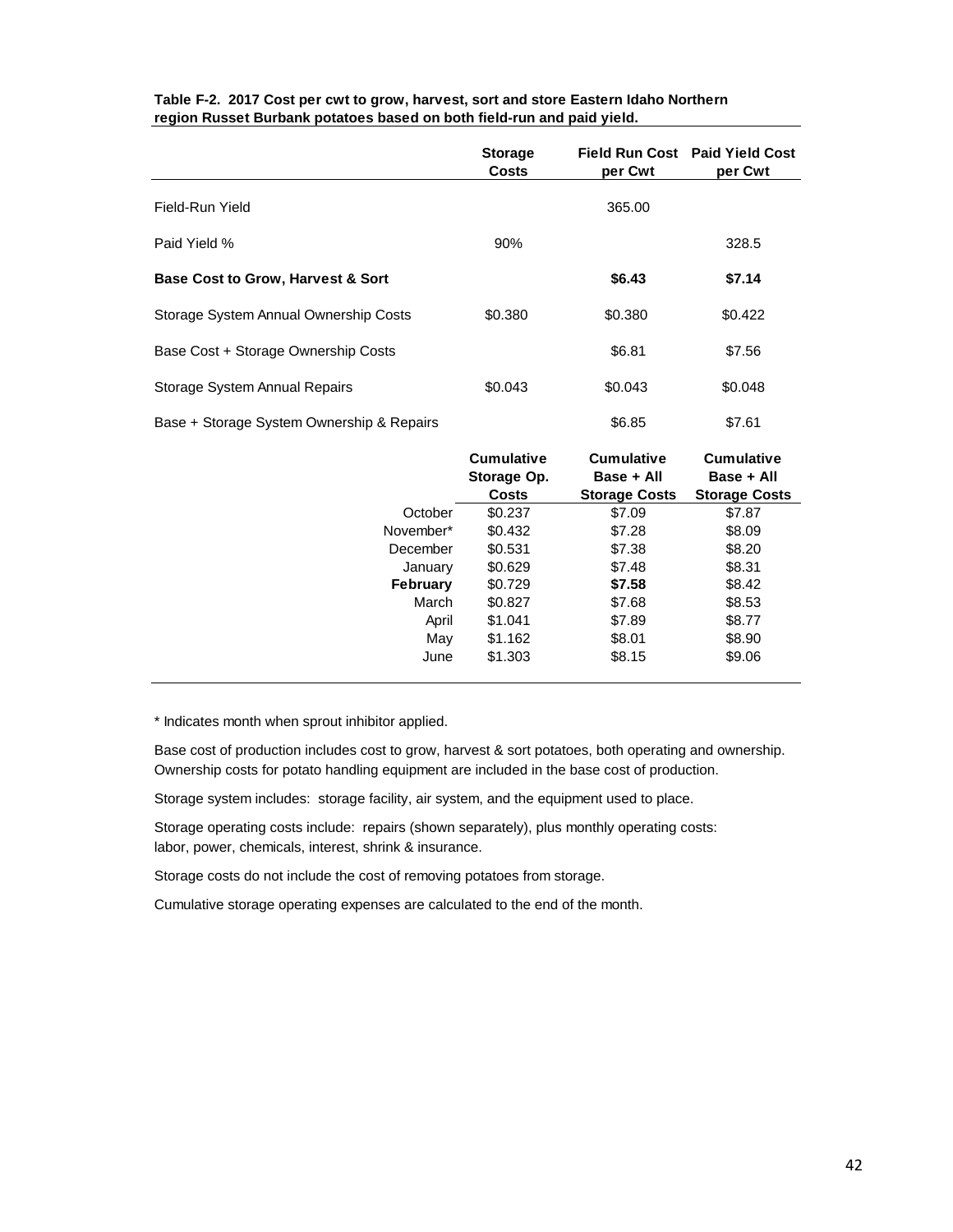**Table F-2. 2017 Cost per cwt to grow, harvest, sort and store Eastern Idaho Northern region Russet Burbank potatoes based on both field-run and paid yield.**

| | Storage Costs | Field Run Cost per Cwt | Paid Yield Cost per Cwt |
|---|---|---|---|
| Field-Run Yield | | 365.00 | |
| Paid Yield % | 90% | | 328.5 |
| **Base Cost to Grow, Harvest & Sort** | | **$6.43** | **$7.14** |
| Storage System Annual Ownership Costs | $0.380 | $0.380 | $0.422 |
| Base Cost + Storage Ownership Costs | | $6.81 | $7.56 |
| Storage System Annual Repairs | $0.043 | $0.043 | $0.048 |
| Base + Storage System Ownership & Repairs | | $6.85 | $7.61 |
| | **Cumulative Storage Op. Costs** | **Cumulative Base + All Storage Costs** | **Cumulative Base + All Storage Costs** |
| October | $0.237 | $7.09 | $7.87 |
| November* | $0.432 | $7.28 | $8.09 |
| December | $0.531 | $7.38 | $8.20 |
| January | $0.629 | $7.48 | $8.31 |
| **February** | $0.729 | **$7.58** | $8.42 |
| March | $0.827 | $7.68 | $8.53 |
| April | $1.041 | $7.89 | $8.77 |
| May | $1.162 | $8.01 | $8.90 |
| June | $1.303 | $8.15 | $9.06 |

* Indicates month when sprout inhibitor applied.

Base cost of production includes cost to grow, harvest & sort potatoes, both operating and ownership. Ownership costs for potato handling equipment are included in the base cost of production.

Storage system includes: storage facility, air system, and the equipment used to place.

Storage operating costs include: repairs (shown separately), plus monthly operating costs: labor, power, chemicals, interest, shrink & insurance.

Storage costs do not include the cost of removing potatoes from storage.

Cumulative storage operating expenses are calculated to the end of the month.